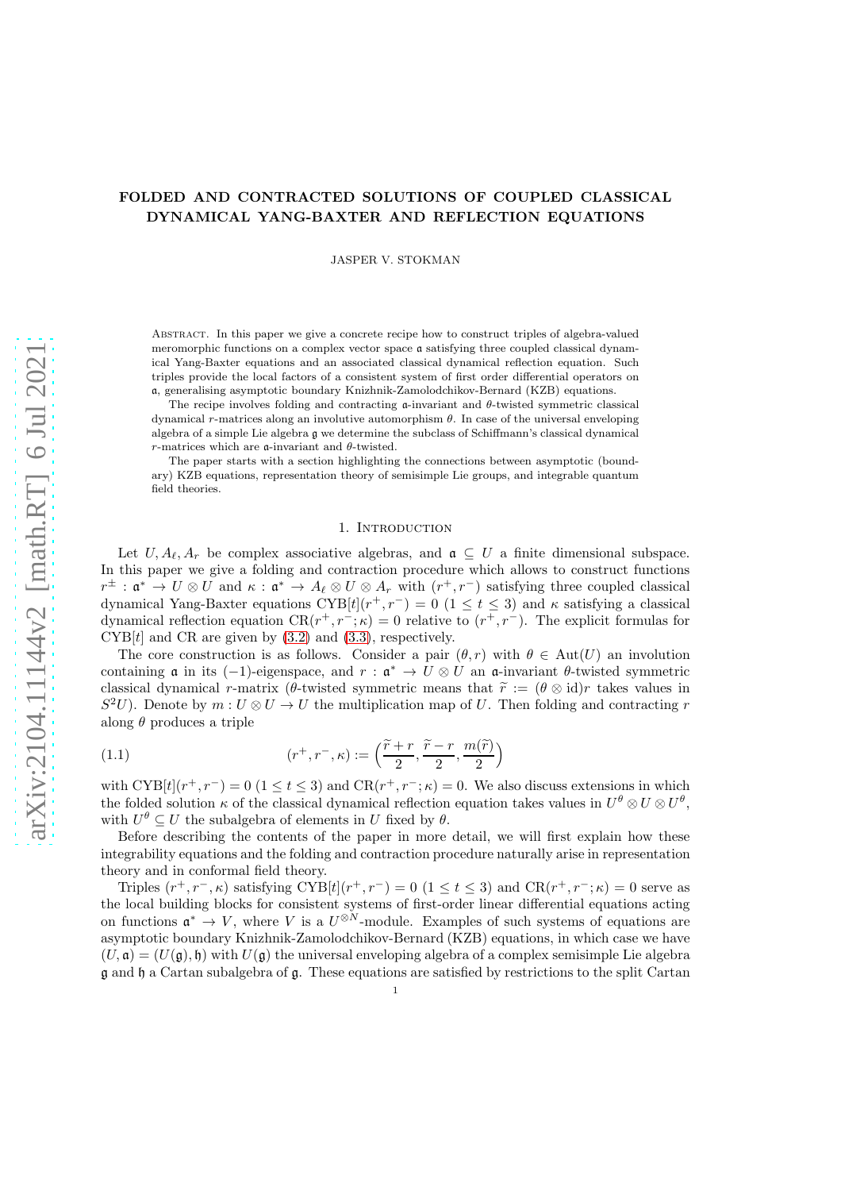# FOLDED AND CONTRACTED SOLUTIONS OF COUPLED CLASSICAL DYNAMICAL YANG-BAXTER AND REFLECTION EQUATIONS

JASPER V. STOKMAN

Abstract. In this paper we give a concrete recipe how to construct triples of algebra-valued meromorphic functions on a complex vector space $\mathfrak{a}$ satisfying three coupled classical dynamical Yang-Baxter equations and an associated classical dynamical reflection equation. Such triples provide the local factors of a consistent system of first order differential operators on $\mathfrak{a}$, generalising asymptotic boundary Knizhnik-Zamolodchikov-Bernard (KZB) equations.

The recipe involves folding and contracting $\mathfrak{a}$-invariant and $\theta$-twisted symmetric classical dynamical $r$-matrices along an involutive automorphism $\theta$. In case of the universal enveloping algebra of a simple Lie algebra $\mathfrak{g}$ we determine the subclass of Schiffmann's classical dynamical $r$-matrices which are $\mathfrak{a}$-invariant and $\theta$-twisted.

The paper starts with a section highlighting the connections between asymptotic (boundary) KZB equations, representation theory of semisimple Lie groups, and integrable quantum field theories.

## 1. Introduction

Let $U, A_\ell, A_r$ be complex associative algebras, and $\mathfrak{a} \subseteq U$ a finite dimensional subspace. In this paper we give a folding and contraction procedure which allows to construct functions $r^\pm : \mathfrak{a}^* \to U \otimes U$ and $\kappa : \mathfrak{a}^* \to A_\ell \otimes U \otimes A_r$ with $(r^+, r^-)$ satisfying three coupled classical dynamical Yang-Baxter equations $\mathrm{CYB}[t](r^+, r^-) = 0$ $(1 \leq t \leq 3)$ and $\kappa$ satisfying a classical dynamical reflection equation $\mathrm{CR}(r^+, r^-; \kappa) = 0$ relative to $(r^+, r^-)$. The explicit formulas for $\mathrm{CYB}[t]$ and CR are given by (3.2) and (3.3), respectively.

The core construction is as follows. Consider a pair $(\theta, r)$ with $\theta \in \mathrm{Aut}(U)$ an involution containing $\mathfrak{a}$ in its $(-1)$-eigenspace, and $r : \mathfrak{a}^* \to U \otimes U$ an $\mathfrak{a}$-invariant $\theta$-twisted symmetric classical dynamical $r$-matrix ($\theta$-twisted symmetric means that $\widetilde{r} := (\theta \otimes \mathrm{id})r$ takes values in $S^2U$). Denote by $m : U \otimes U \to U$ the multiplication map of $U$. Then folding and contracting $r$ along $\theta$ produces a triple

$$
(r^+, r^-, \kappa) := \Big( \frac{\widetilde{r} + r}{2}, \frac{\widetilde{r} - r}{2}, \frac{m(\widetilde{r})}{2} \Big) \tag{1.1}
$$

with $\mathrm{CYB}[t](r^+, r^-) = 0$ $(1 \leq t \leq 3)$ and $\mathrm{CR}(r^+, r^-; \kappa) = 0$. We also discuss extensions in which the folded solution $\kappa$ of the classical dynamical reflection equation takes values in $U^\theta \otimes U \otimes U^\theta$, with $U^\theta \subseteq U$ the subalgebra of elements in $U$ fixed by $\theta$.

Before describing the contents of the paper in more detail, we will first explain how these integrability equations and the folding and contraction procedure naturally arise in representation theory and in conformal field theory.

Triples $(r^+, r^-, \kappa)$ satisfying $\mathrm{CYB}[t](r^+, r^-) = 0$ $(1 \leq t \leq 3)$ and $\mathrm{CR}(r^+, r^-; \kappa) = 0$ serve as the local building blocks for consistent systems of first-order linear differential equations acting on functions $\mathfrak{a}^* \to V$, where $V$ is a $U^{\otimes N}$-module. Examples of such systems of equations are asymptotic boundary Knizhnik-Zamolodchikov-Bernard (KZB) equations, in which case we have $(U, \mathfrak{a}) = (U(\mathfrak{g}), \mathfrak{h})$ with $U(\mathfrak{g})$ the universal enveloping algebra of a complex semisimple Lie algebra $\mathfrak{g}$ and $\mathfrak{h}$ a Cartan subalgebra of $\mathfrak{g}$. These equations are satisfied by restrictions to the split Cartan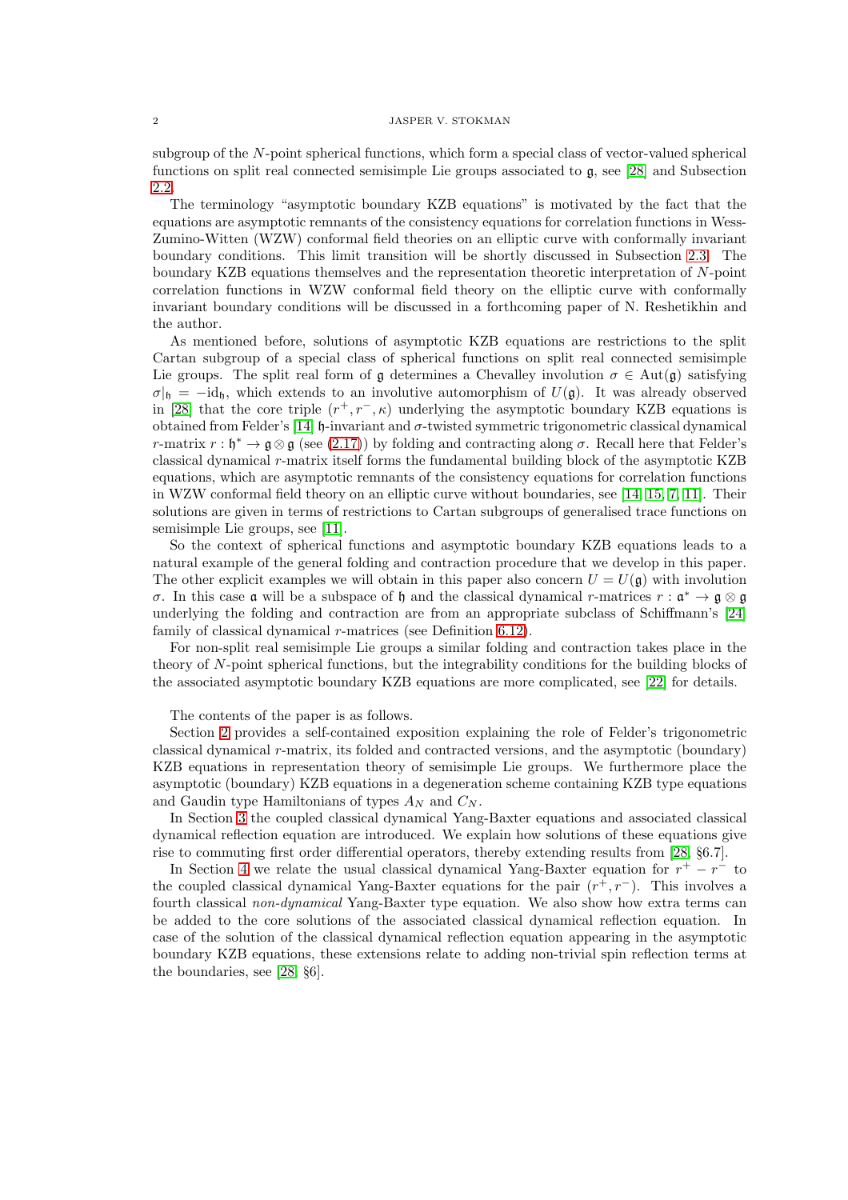subgroup of the $N$-point spherical functions, which form a special class of vector-valued spherical functions on split real connected semisimple Lie groups associated to $\mathfrak{g}$, see [28] and Subsection 2.2.

The terminology "asymptotic boundary KZB equations" is motivated by the fact that the equations are asymptotic remnants of the consistency equations for correlation functions in Wess-Zumino-Witten (WZW) conformal field theories on an elliptic curve with conformally invariant boundary conditions. This limit transition will be shortly discussed in Subsection 2.3. The boundary KZB equations themselves and the representation theoretic interpretation of $N$-point correlation functions in WZW conformal field theory on the elliptic curve with conformally invariant boundary conditions will be discussed in a forthcoming paper of N. Reshetikhin and the author.

As mentioned before, solutions of asymptotic KZB equations are restrictions to the split Cartan subgroup of a special class of spherical functions on split real connected semisimple Lie groups. The split real form of $\mathfrak{g}$ determines a Chevalley involution $\sigma \in \mathrm{Aut}(\mathfrak{g})$ satisfying $\sigma|_{\mathfrak{h}} = -\mathrm{id}_{\mathfrak{h}}$, which extends to an involutive automorphism of $U(\mathfrak{g})$. It was already observed in [28] that the core triple $(r^+, r^-, \kappa)$ underlying the asymptotic boundary KZB equations is obtained from Felder's [14] $\mathfrak{h}$-invariant and $\sigma$-twisted symmetric trigonometric classical dynamical $r$-matrix $r : \mathfrak{h}^* \to \mathfrak{g} \otimes \mathfrak{g}$ (see (2.17)) by folding and contracting along $\sigma$. Recall here that Felder's classical dynamical $r$-matrix itself forms the fundamental building block of the asymptotic KZB equations, which are asymptotic remnants of the consistency equations for correlation functions in WZW conformal field theory on an elliptic curve without boundaries, see [14, 15, 7, 11]. Their solutions are given in terms of restrictions to Cartan subgroups of generalised trace functions on semisimple Lie groups, see [11].

So the context of spherical functions and asymptotic boundary KZB equations leads to a natural example of the general folding and contraction procedure that we develop in this paper. The other explicit examples we will obtain in this paper also concern $U = U(\mathfrak{g})$ with involution $\sigma$. In this case $\mathfrak{a}$ will be a subspace of $\mathfrak{h}$ and the classical dynamical $r$-matrices $r : \mathfrak{a}^* \to \mathfrak{g} \otimes \mathfrak{g}$ underlying the folding and contraction are from an appropriate subclass of Schiffmann's [24] family of classical dynamical $r$-matrices (see Definition 6.12).

For non-split real semisimple Lie groups a similar folding and contraction takes place in the theory of $N$-point spherical functions, but the integrability conditions for the building blocks of the associated asymptotic boundary KZB equations are more complicated, see [22] for details.

The contents of the paper is as follows.

Section 2 provides a self-contained exposition explaining the role of Felder's trigonometric classical dynamical $r$-matrix, its folded and contracted versions, and the asymptotic (boundary) KZB equations in representation theory of semisimple Lie groups. We furthermore place the asymptotic (boundary) KZB equations in a degeneration scheme containing KZB type equations and Gaudin type Hamiltonians of types $A_N$ and $C_N$.

In Section 3 the coupled classical dynamical Yang-Baxter equations and associated classical dynamical reflection equation are introduced. We explain how solutions of these equations give rise to commuting first order differential operators, thereby extending results from [28, §6.7].

In Section 4 we relate the usual classical dynamical Yang-Baxter equation for $r^+ - r^-$ to the coupled classical dynamical Yang-Baxter equations for the pair $(r^+, r^-)$. This involves a fourth classical *non-dynamical* Yang-Baxter type equation. We also show how extra terms can be added to the core solutions of the associated classical dynamical reflection equation. In case of the solution of the classical dynamical reflection equation appearing in the asymptotic boundary KZB equations, these extensions relate to adding non-trivial spin reflection terms at the boundaries, see [28, §6].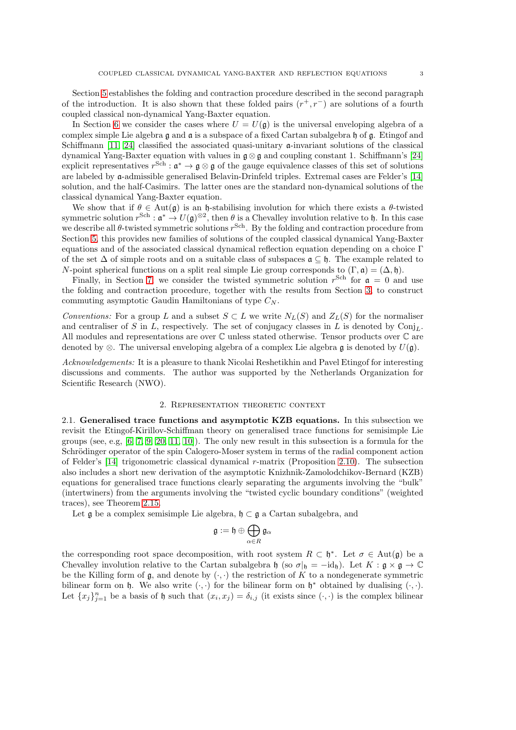Section 5 establishes the folding and contraction procedure described in the second paragraph of the introduction. It is also shown that these folded pairs $(r^+, r^-)$ are solutions of a fourth coupled classical non-dynamical Yang-Baxter equation.

In Section 6 we consider the cases where $U = U(\mathfrak{g})$ is the universal enveloping algebra of a complex simple Lie algebra $\mathfrak{g}$ and $\mathfrak{a}$ is a subspace of a fixed Cartan subalgebra $\mathfrak{h}$ of $\mathfrak{g}$. Etingof and Schiffmann [11, 24] classified the associated quasi-unitary $\mathfrak{a}$-invariant solutions of the classical dynamical Yang-Baxter equation with values in $\mathfrak{g} \otimes \mathfrak{g}$ and coupling constant 1. Schiffmann's [24] explicit representatives $r^{\mathrm{Sch}} : \mathfrak{a}^* \to \mathfrak{g} \otimes \mathfrak{g}$ of the gauge equivalence classes of this set of solutions are labeled by $\mathfrak{a}$-admissible generalised Belavin-Drinfeld triples. Extremal cases are Felder's [14] solution, and the half-Casimirs. The latter ones are the standard non-dynamical solutions of the classical dynamical Yang-Baxter equation.

We show that if $\theta \in \mathrm{Aut}(\mathfrak{g})$ is an $\mathfrak{h}$-stabilising involution for which there exists a $\theta$-twisted symmetric solution $r^{\mathrm{Sch}} : \mathfrak{a}^* \to U(\mathfrak{g})^{\otimes 2}$, then $\theta$ is a Chevalley involution relative to $\mathfrak{h}$. In this case we describe all $\theta$-twisted symmetric solutions $r^{\mathrm{Sch}}$. By the folding and contraction procedure from Section 5, this provides new families of solutions of the coupled classical dynamical Yang-Baxter equations and of the associated classical dynamical reflection equation depending on a choice $\Gamma$ of the set $\Delta$ of simple roots and on a suitable class of subspaces $\mathfrak{a} \subseteq \mathfrak{h}$. The example related to $N$-point spherical functions on a split real simple Lie group corresponds to $(\Gamma, \mathfrak{a}) = (\Delta, \mathfrak{h})$.

Finally, in Section 7 we consider the twisted symmetric solution $r^{\mathrm{Sch}}$ for $\mathfrak{a} = 0$ and use the folding and contraction procedure, together with the results from Section 3, to construct commuting asymptotic Gaudin Hamiltonians of type $C_N$.

*Conventions:* For a group $L$ and a subset $S \subset L$ we write $N_L(S)$ and $Z_L(S)$ for the normaliser and centraliser of $S$ in $L$, respectively. The set of conjugacy classes in $L$ is denoted by $\mathrm{Conj}_L$. All modules and representations are over $\mathbb{C}$ unless stated otherwise. Tensor products over $\mathbb{C}$ are denoted by $\otimes$. The universal enveloping algebra of a complex Lie algebra $\mathfrak{g}$ is denoted by $U(\mathfrak{g})$.

*Acknowledgements:* It is a pleasure to thank Nicolai Reshetikhin and Pavel Etingof for interesting discussions and comments. The author was supported by the Netherlands Organization for Scientific Research (NWO).

## 2. Representation theoretic context

**2.1. Generalised trace functions and asymptotic KZB equations.** In this subsection we revisit the Etingof-Kirillov-Schiffman theory on generalised trace functions for semisimple Lie groups (see, e.g, [6, 7, 9, 20, 11, 10]). The only new result in this subsection is a formula for the Schrödinger operator of the spin Calogero-Moser system in terms of the radial component action of Felder's [14] trigonometric classical dynamical $r$-matrix (Proposition 2.10). The subsection also includes a short new derivation of the asymptotic Knizhnik-Zamolodchikov-Bernard (KZB) equations for generalised trace functions clearly separating the arguments involving the "bulk" (intertwiners) from the arguments involving the "twisted cyclic boundary conditions" (weighted traces), see Theorem 2.15.

Let $\mathfrak{g}$ be a complex semisimple Lie algebra, $\mathfrak{h} \subset \mathfrak{g}$ a Cartan subalgebra, and

$$\mathfrak{g} := \mathfrak{h} \oplus \bigoplus_{\alpha \in R} \mathfrak{g}_\alpha$$

the corresponding root space decomposition, with root system $R \subset \mathfrak{h}^*$. Let $\sigma \in \mathrm{Aut}(\mathfrak{g})$ be a Chevalley involution relative to the Cartan subalgebra $\mathfrak{h}$ (so $\sigma|_{\mathfrak{h}} = -\mathrm{id}_{\mathfrak{h}}$). Let $K : \mathfrak{g} \times \mathfrak{g} \to \mathbb{C}$ be the Killing form of $\mathfrak{g}$, and denote by $(\cdot, \cdot)$ the restriction of $K$ to a nondegenerate symmetric bilinear form on $\mathfrak{h}$. We also write $(\cdot, \cdot)$ for the bilinear form on $\mathfrak{h}^*$ obtained by dualising $(\cdot, \cdot)$. Let $\{x_j\}_{j=1}^n$ be a basis of $\mathfrak{h}$ such that $(x_i, x_j) = \delta_{i,j}$ (it exists since $(\cdot, \cdot)$ is the complex bilinear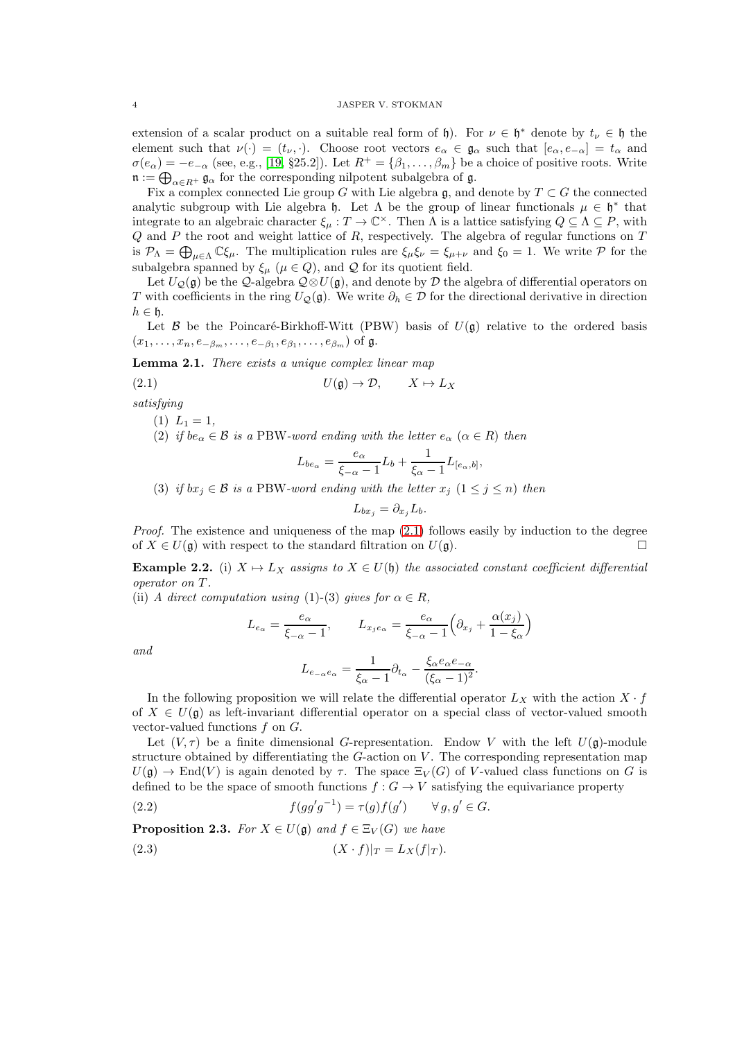extension of a scalar product on a suitable real form of $\mathfrak{h}$). For $\nu \in \mathfrak{h}^*$ denote by $t_\nu \in \mathfrak{h}$ the element such that $\nu(\cdot) = (t_\nu, \cdot)$. Choose root vectors $e_\alpha \in \mathfrak{g}_\alpha$ such that $[e_\alpha, e_{-\alpha}] = t_\alpha$ and $\sigma(e_\alpha) = -e_{-\alpha}$ (see, e.g., [19, §25.2]). Let $R^+ = \{\beta_1, \ldots, \beta_m\}$ be a choice of positive roots. Write $\mathfrak{n} := \bigoplus_{\alpha \in R^+} \mathfrak{g}_\alpha$ for the corresponding nilpotent subalgebra of $\mathfrak{g}$.

Fix a complex connected Lie group $G$ with Lie algebra $\mathfrak{g}$, and denote by $T \subset G$ the connected analytic subgroup with Lie algebra $\mathfrak{h}$. Let $\Lambda$ be the group of linear functionals $\mu \in \mathfrak{h}^*$ that integrate to an algebraic character $\xi_\mu : T \to \mathbb{C}^\times$. Then $\Lambda$ is a lattice satisfying $Q \subseteq \Lambda \subseteq P$, with $Q$ and $P$ the root and weight lattice of $R$, respectively. The algebra of regular functions on $T$ is $\mathcal{P}_\Lambda = \bigoplus_{\mu \in \Lambda} \mathbb{C}\xi_\mu$. The multiplication rules are $\xi_\mu \xi_\nu = \xi_{\mu+\nu}$ and $\xi_0 = 1$. We write $\mathcal{P}$ for the subalgebra spanned by $\xi_\mu$ ($\mu \in Q$), and $\mathcal{Q}$ for its quotient field.

Let $U_{\mathcal{Q}}(\mathfrak{g})$ be the $\mathcal{Q}$-algebra $\mathcal{Q} \otimes U(\mathfrak{g})$, and denote by $\mathcal{D}$ the algebra of differential operators on $T$ with coefficients in the ring $U_{\mathcal{Q}}(\mathfrak{g})$. We write $\partial_h \in \mathcal{D}$ for the directional derivative in direction $h \in \mathfrak{h}$.

Let $\mathcal{B}$ be the Poincaré-Birkhoff-Witt (PBW) basis of $U(\mathfrak{g})$ relative to the ordered basis $(x_1, \ldots, x_n, e_{-\beta_m}, \ldots, e_{-\beta_1}, e_{\beta_1}, \ldots, e_{\beta_m})$ of $\mathfrak{g}$.

**Lemma 2.1.** *There exists a unique complex linear map*

$$U(\mathfrak{g}) \to \mathcal{D}, \qquad X \mapsto L_X \tag{2.1}$$

*satisfying*

1. $L_1 = 1$,
2. *if $be_\alpha \in \mathcal{B}$ is a* PBW*-word ending with the letter $e_\alpha$ ($\alpha \in R$) then*
$$L_{be_\alpha} = \frac{e_\alpha}{\xi_{-\alpha} - 1} L_b + \frac{1}{\xi_\alpha - 1} L_{[e_\alpha, b]},$$
3. *if $bx_j \in \mathcal{B}$ is a* PBW*-word ending with the letter $x_j$ ($1 \leq j \leq n$) then*
$$L_{bx_j} = \partial_{x_j} L_b.$$

*Proof.* The existence and uniqueness of the map (2.1) follows easily by induction to the degree of $X \in U(\mathfrak{g})$ with respect to the standard filtration on $U(\mathfrak{g})$. □

**Example 2.2.** (i) *$X \mapsto L_X$ assigns to $X \in U(\mathfrak{h})$ the associated constant coefficient differential operator on $T$.*
(ii) *A direct computation using* (1)-(3) *gives for $\alpha \in R$,*

$$L_{e_\alpha} = \frac{e_\alpha}{\xi_{-\alpha} - 1}, \qquad L_{x_j e_\alpha} = \frac{e_\alpha}{\xi_{-\alpha} - 1}\Big(\partial_{x_j} + \frac{\alpha(x_j)}{1 - \xi_\alpha}\Big)$$

*and*

$$L_{e_{-\alpha} e_\alpha} = \frac{1}{\xi_\alpha - 1} \partial_{t_\alpha} - \frac{\xi_\alpha e_\alpha e_{-\alpha}}{(\xi_\alpha - 1)^2}.$$

In the following proposition we will relate the differential operator $L_X$ with the action $X \cdot f$ of $X \in U(\mathfrak{g})$ as left-invariant differential operator on a special class of vector-valued smooth vector-valued functions $f$ on $G$.

Let $(V, \tau)$ be a finite dimensional $G$-representation. Endow $V$ with the left $U(\mathfrak{g})$-module structure obtained by differentiating the $G$-action on $V$. The corresponding representation map $U(\mathfrak{g}) \to \mathrm{End}(V)$ is again denoted by $\tau$. The space $\Xi_V(G)$ of $V$-valued class functions on $G$ is defined to be the space of smooth functions $f : G \to V$ satisfying the equivariance property

$$f(gg'g^{-1}) = \tau(g) f(g') \qquad \forall\, g, g' \in G. \tag{2.2}$$

**Proposition 2.3.** *For $X \in U(\mathfrak{g})$ and $f \in \Xi_V(G)$ we have*

$$(X \cdot f)|_T = L_X(f|_T). \tag{2.3}$$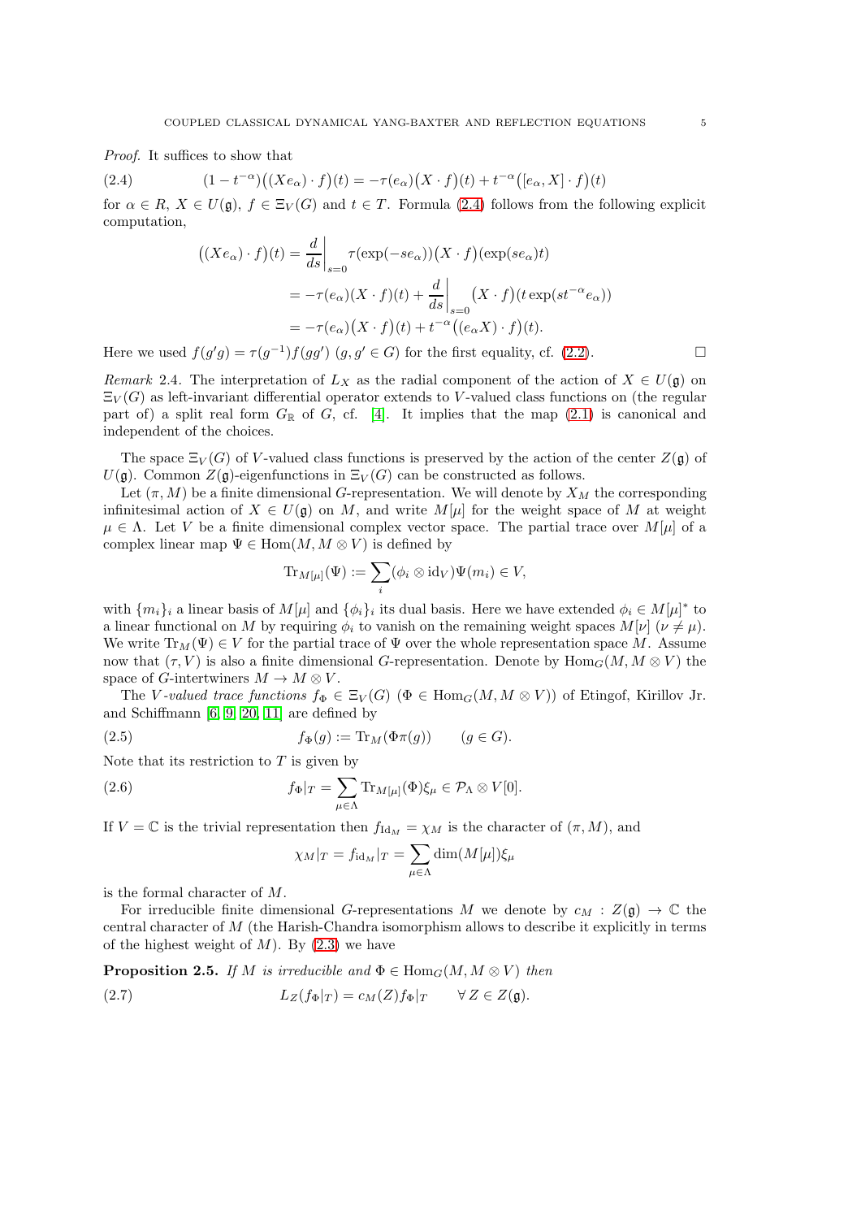*Proof.* It suffices to show that

$$(1-t^{-\alpha})\big((Xe_\alpha)\cdot f\big)(t) = -\tau(e_\alpha)\big(X\cdot f\big)(t) + t^{-\alpha}\big([e_\alpha, X]\cdot f\big)(t) \tag{2.4}$$

for $\alpha \in R$, $X \in U(\mathfrak{g})$, $f \in \Xi_V(G)$ and $t \in T$. Formula (2.4) follows from the following explicit computation,

$$\begin{aligned}
\big((Xe_\alpha)\cdot f\big)(t) &= \frac{d}{ds}\bigg|_{s=0} \tau(\exp(-se_\alpha))\big(X\cdot f\big)(\exp(se_\alpha)t)\\
&= -\tau(e_\alpha)(X\cdot f)(t) + \frac{d}{ds}\bigg|_{s=0}\big(X\cdot f\big)(t\exp(st^{-\alpha}e_\alpha))\\
&= -\tau(e_\alpha)\big(X\cdot f\big)(t) + t^{-\alpha}\big((e_\alpha X)\cdot f\big)(t).
\end{aligned}$$

Here we used $f(g'g) = \tau(g^{-1})f(gg')$ $(g, g' \in G)$ for the first equality, cf. (2.2). □

*Remark* 2.4. The interpretation of $L_X$ as the radial component of the action of $X \in U(\mathfrak{g})$ on $\Xi_V(G)$ as left-invariant differential operator extends to $V$-valued class functions on (the regular part of) a split real form $G_{\mathbb{R}}$ of $G$, cf. [4]. It implies that the map (2.1) is canonical and independent of the choices.

The space $\Xi_V(G)$ of $V$-valued class functions is preserved by the action of the center $Z(\mathfrak{g})$ of $U(\mathfrak{g})$. Common $Z(\mathfrak{g})$-eigenfunctions in $\Xi_V(G)$ can be constructed as follows.

Let $(\pi, M)$ be a finite dimensional $G$-representation. We will denote by $X_M$ the corresponding infinitesimal action of $X \in U(\mathfrak{g})$ on $M$, and write $M[\mu]$ for the weight space of $M$ at weight $\mu \in \Lambda$. Let $V$ be a finite dimensional complex vector space. The partial trace over $M[\mu]$ of a complex linear map $\Psi \in \mathrm{Hom}(M, M\otimes V)$ is defined by

$$\mathrm{Tr}_{M[\mu]}(\Psi) := \sum_i (\phi_i \otimes \mathrm{id}_V)\Psi(m_i) \in V,$$

with $\{m_i\}_i$ a linear basis of $M[\mu]$ and $\{\phi_i\}_i$ its dual basis. Here we have extended $\phi_i \in M[\mu]^*$ to a linear functional on $M$ by requiring $\phi_i$ to vanish on the remaining weight spaces $M[\nu]$ $(\nu \neq \mu)$. We write $\mathrm{Tr}_M(\Psi) \in V$ for the partial trace of $\Psi$ over the whole representation space $M$. Assume now that $(\tau, V)$ is also a finite dimensional $G$-representation. Denote by $\mathrm{Hom}_G(M, M\otimes V)$ the space of $G$-intertwiners $M \to M\otimes V$.

The *$V$-valued trace functions* $f_\Phi \in \Xi_V(G)$ $(\Phi \in \mathrm{Hom}_G(M, M\otimes V))$ of Etingof, Kirillov Jr. and Schiffmann [6, 9, 20, 11] are defined by

$$f_\Phi(g) := \mathrm{Tr}_M(\Phi\pi(g)) \qquad (g \in G). \tag{2.5}$$

Note that its restriction to $T$ is given by

$$f_\Phi|_T = \sum_{\mu\in\Lambda} \mathrm{Tr}_{M[\mu]}(\Phi)\xi_\mu \in \mathcal{P}_\Lambda \otimes V[0]. \tag{2.6}$$

If $V = \mathbb{C}$ is the trivial representation then $f_{\mathrm{Id}_M} = \chi_M$ is the character of $(\pi, M)$, and

$$\chi_M|_T = f_{\mathrm{id}_M}|_T = \sum_{\mu\in\Lambda} \dim(M[\mu])\xi_\mu$$

is the formal character of $M$.

For irreducible finite dimensional $G$-representations $M$ we denote by $c_M : Z(\mathfrak{g}) \to \mathbb{C}$ the central character of $M$ (the Harish-Chandra isomorphism allows to describe it explicitly in terms of the highest weight of $M$). By (2.3) we have

**Proposition 2.5.** *If $M$ is irreducible and $\Phi \in \mathrm{Hom}_G(M, M\otimes V)$ then*

$$L_Z(f_\Phi|_T) = c_M(Z)f_\Phi|_T \qquad \forall\, Z \in Z(\mathfrak{g}). \tag{2.7}$$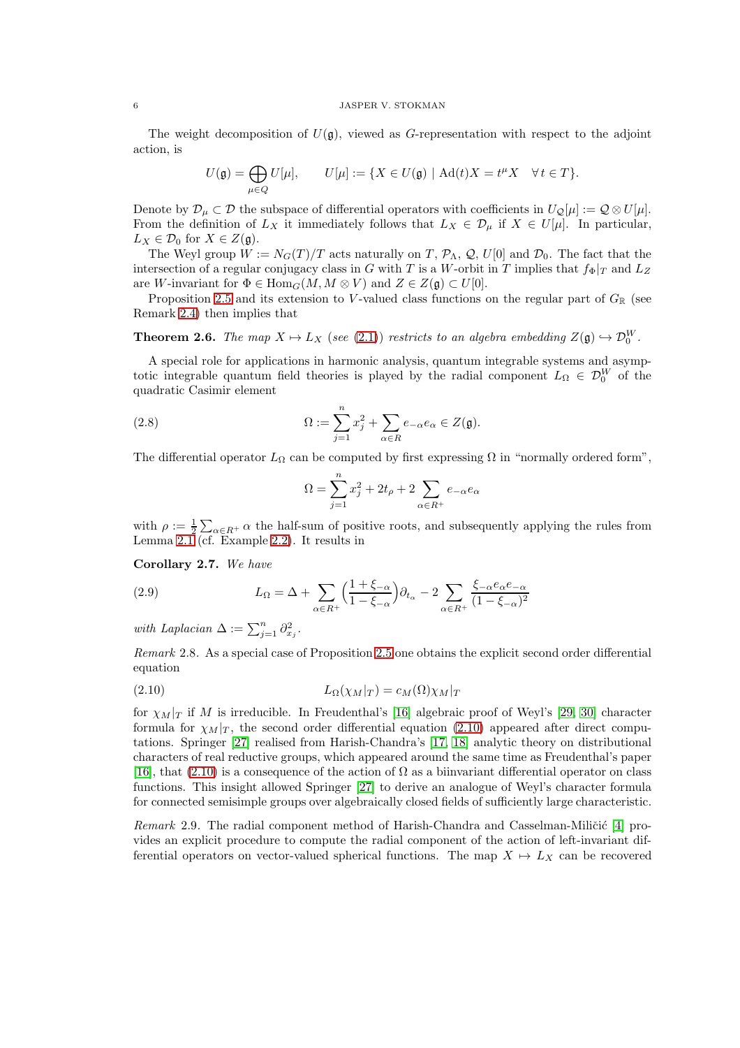The weight decomposition of $U(\mathfrak{g})$, viewed as $G$-representation with respect to the adjoint action, is

$$U(\mathfrak{g}) = \bigoplus_{\mu \in Q} U[\mu], \qquad U[\mu] := \{X \in U(\mathfrak{g}) \mid \mathrm{Ad}(t)X = t^\mu X \quad \forall\, t \in T\}.$$

Denote by $\mathcal{D}_\mu \subset \mathcal{D}$ the subspace of differential operators with coefficients in $U_\mathcal{Q}[\mu] := \mathcal{Q} \otimes U[\mu]$. From the definition of $L_X$ it immediately follows that $L_X \in \mathcal{D}_\mu$ if $X \in U[\mu]$. In particular, $L_X \in \mathcal{D}_0$ for $X \in Z(\mathfrak{g})$.

The Weyl group $W := N_G(T)/T$ acts naturally on $T$, $\mathcal{P}_\Lambda$, $\mathcal{Q}$, $U[0]$ and $\mathcal{D}_0$. The fact that the intersection of a regular conjugacy class in $G$ with $T$ is a $W$-orbit in $T$ implies that $f_\Phi|_T$ and $L_Z$ are $W$-invariant for $\Phi \in \mathrm{Hom}_G(M, M \otimes V)$ and $Z \in Z(\mathfrak{g}) \subset U[0]$.

Proposition 2.5 and its extension to $V$-valued class functions on the regular part of $G_\mathbb{R}$ (see Remark 2.4) then implies that

**Theorem 2.6.** *The map $X \mapsto L_X$ (see (2.1)) restricts to an algebra embedding $Z(\mathfrak{g}) \hookrightarrow \mathcal{D}_0^W$.*

A special role for applications in harmonic analysis, quantum integrable systems and asymptotic integrable quantum field theories is played by the radial component $L_\Omega \in \mathcal{D}_0^W$ of the quadratic Casimir element

$$\Omega := \sum_{j=1}^n x_j^2 + \sum_{\alpha \in R} e_{-\alpha} e_\alpha \in Z(\mathfrak{g}). \tag{2.8}$$

The differential operator $L_\Omega$ can be computed by first expressing $\Omega$ in "normally ordered form",

$$\Omega = \sum_{j=1}^n x_j^2 + 2t_\rho + 2 \sum_{\alpha \in R^+} e_{-\alpha} e_\alpha$$

with $\rho := \frac{1}{2}\sum_{\alpha \in R^+} \alpha$ the half-sum of positive roots, and subsequently applying the rules from Lemma 2.1 (cf. Example 2.2). It results in

**Corollary 2.7.** *We have*

$$L_\Omega = \Delta + \sum_{\alpha \in R^+} \Big(\frac{1 + \xi_{-\alpha}}{1 - \xi_{-\alpha}}\Big)\partial_{t_\alpha} - 2 \sum_{\alpha \in R^+} \frac{\xi_{-\alpha} e_\alpha e_{-\alpha}}{(1 - \xi_{-\alpha})^2} \tag{2.9}$$

*with Laplacian $\Delta := \sum_{j=1}^n \partial_{x_j}^2$.*

*Remark* 2.8. As a special case of Proposition 2.5 one obtains the explicit second order differential equation

$$L_\Omega(\chi_M|_T) = c_M(\Omega)\chi_M|_T \tag{2.10}$$

for $\chi_M|_T$ if $M$ is irreducible. In Freudenthal's [16] algebraic proof of Weyl's [29, 30] character formula for $\chi_M|_T$, the second order differential equation (2.10) appeared after direct computations. Springer [27] realised from Harish-Chandra's [17, 18] analytic theory on distributional characters of real reductive groups, which appeared around the same time as Freudenthal's paper [16], that (2.10) is a consequence of the action of $\Omega$ as a biinvariant differential operator on class functions. This insight allowed Springer [27] to derive an analogue of Weyl's character formula for connected semisimple groups over algebraically closed fields of sufficiently large characteristic.

*Remark* 2.9. The radial component method of Harish-Chandra and Casselman-Miličić [4] provides an explicit procedure to compute the radial component of the action of left-invariant differential operators on vector-valued spherical functions. The map $X \mapsto L_X$ can be recovered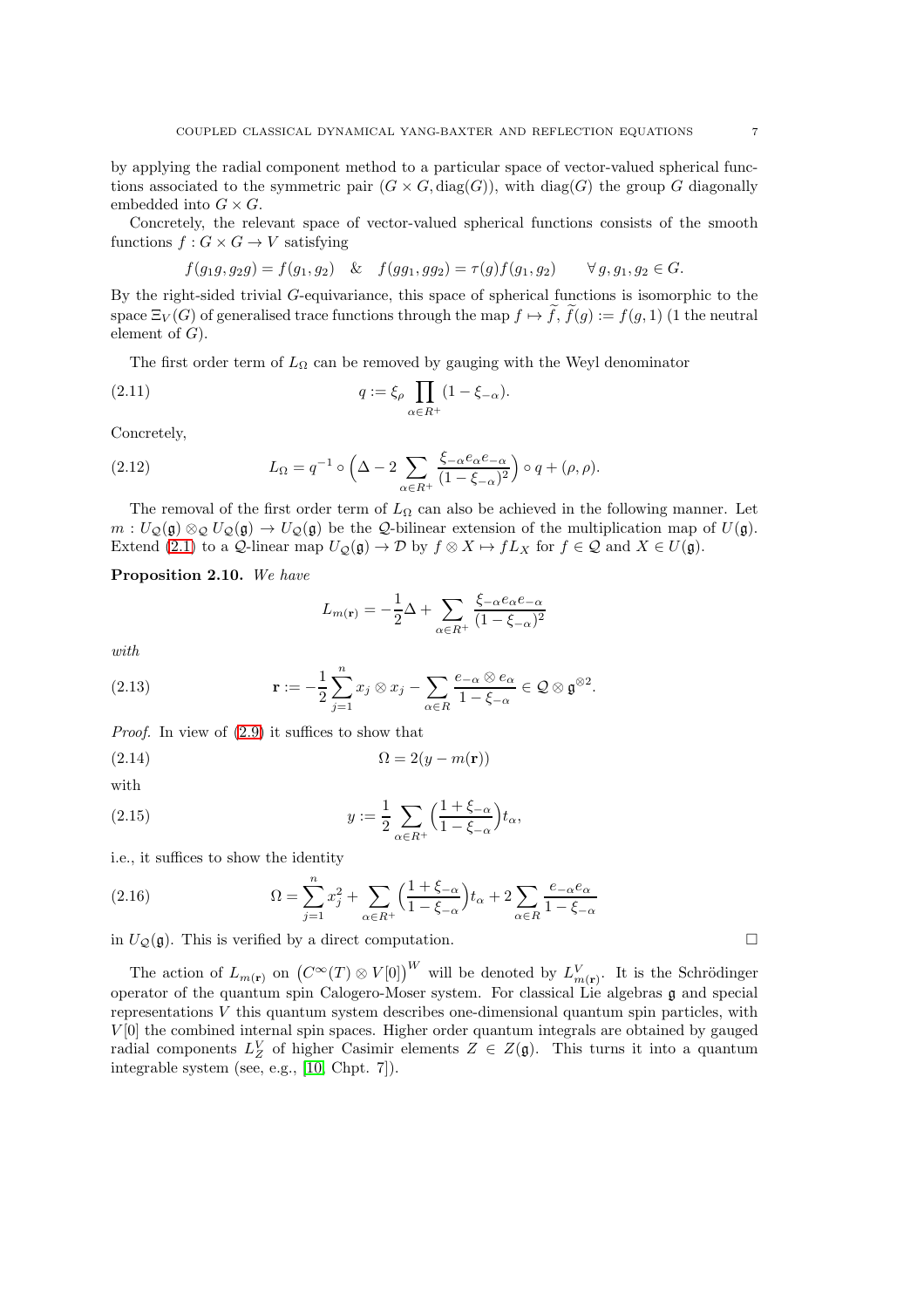by applying the radial component method to a particular space of vector-valued spherical functions associated to the symmetric pair $(G\times G, \mathrm{diag}(G))$, with $\mathrm{diag}(G)$ the group $G$ diagonally embedded into $G\times G$.

Concretely, the relevant space of vector-valued spherical functions consists of the smooth functions $f: G\times G\to V$ satisfying

$$f(g_1g, g_2g) = f(g_1,g_2) \quad \& \quad f(gg_1, gg_2) = \tau(g)f(g_1,g_2) \qquad \forall\, g, g_1, g_2\in G.$$

By the right-sided trivial $G$-equivariance, this space of spherical functions is isomorphic to the space $\Xi_V(G)$ of generalised trace functions through the map $f\mapsto \widetilde{f}$, $\widetilde{f}(g) := f(g,1)$ (1 the neutral element of $G$).

The first order term of $L_\Omega$ can be removed by gauging with the Weyl denominator

$$q := \xi_\rho \prod_{\alpha\in R^+}(1-\xi_{-\alpha}). \tag{2.11}$$

Concretely,

$$L_\Omega = q^{-1}\circ\Big(\Delta - 2\sum_{\alpha\in R^+}\frac{\xi_{-\alpha}e_\alpha e_{-\alpha}}{(1-\xi_{-\alpha})^2}\Big)\circ q + (\rho,\rho). \tag{2.12}$$

The removal of the first order term of $L_\Omega$ can also be achieved in the following manner. Let $m: U_{\mathcal{Q}}(\mathfrak{g})\otimes_{\mathcal{Q}} U_{\mathcal{Q}}(\mathfrak{g})\to U_{\mathcal{Q}}(\mathfrak{g})$ be the $\mathcal{Q}$-bilinear extension of the multiplication map of $U(\mathfrak{g})$. Extend (2.1) to a $\mathcal{Q}$-linear map $U_{\mathcal{Q}}(\mathfrak{g})\to\mathcal{D}$ by $f\otimes X\mapsto fL_X$ for $f\in\mathcal{Q}$ and $X\in U(\mathfrak{g})$.

**Proposition 2.10.** *We have*

$$L_{m(\mathbf{r})} = -\frac{1}{2}\Delta + \sum_{\alpha\in R^+}\frac{\xi_{-\alpha}e_\alpha e_{-\alpha}}{(1-\xi_{-\alpha})^2}$$

*with*

$$\mathbf{r} := -\frac{1}{2}\sum_{j=1}^n x_j\otimes x_j - \sum_{\alpha\in R}\frac{e_{-\alpha}\otimes e_\alpha}{1-\xi_{-\alpha}}\in\mathcal{Q}\otimes\mathfrak{g}^{\otimes 2}. \tag{2.13}$$

*Proof.* In view of (2.9) it suffices to show that

$$\Omega = 2(y - m(\mathbf{r})) \tag{2.14}$$

with

$$y := \frac{1}{2}\sum_{\alpha\in R^+}\Big(\frac{1+\xi_{-\alpha}}{1-\xi_{-\alpha}}\Big)t_\alpha, \tag{2.15}$$

i.e., it suffices to show the identity

$$\Omega = \sum_{j=1}^n x_j^2 + \sum_{\alpha\in R^+}\Big(\frac{1+\xi_{-\alpha}}{1-\xi_{-\alpha}}\Big)t_\alpha + 2\sum_{\alpha\in R}\frac{e_{-\alpha}e_\alpha}{1-\xi_{-\alpha}} \tag{2.16}$$

in $U_{\mathcal{Q}}(\mathfrak{g})$. This is verified by a direct computation. $\square$

The action of $L_{m(\mathbf{r})}$ on $\big(C^\infty(T)\otimes V[0]\big)^W$ will be denoted by $L^V_{m(\mathbf{r})}$. It is the Schrödinger operator of the quantum spin Calogero-Moser system. For classical Lie algebras $\mathfrak{g}$ and special representations $V$ this quantum system describes one-dimensional quantum spin particles, with $V[0]$ the combined internal spin spaces. Higher order quantum integrals are obtained by gauged radial components $L^V_Z$ of higher Casimir elements $Z\in Z(\mathfrak{g})$. This turns it into a quantum integrable system (see, e.g., [10, Chpt. 7]).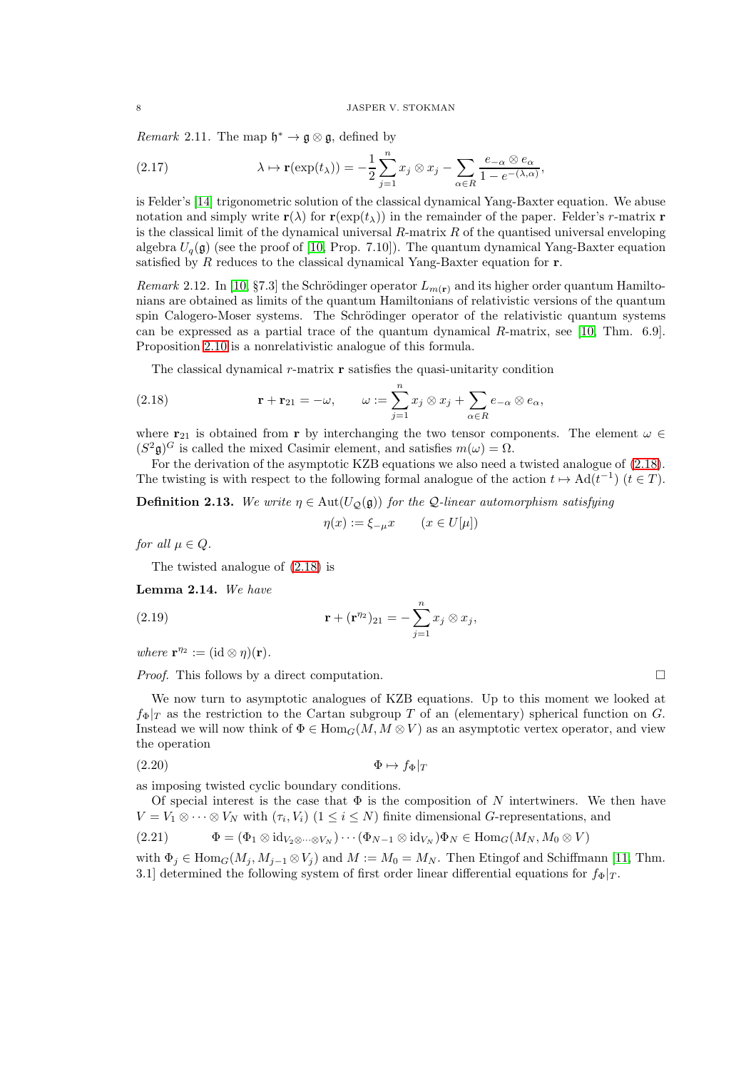*Remark* 2.11. The map $\mathfrak{h}^* \to \mathfrak{g} \otimes \mathfrak{g}$, defined by

$$\lambda \mapsto \mathbf{r}(\exp(t_\lambda)) = -\frac{1}{2}\sum_{j=1}^n x_j \otimes x_j - \sum_{\alpha \in R} \frac{e_{-\alpha} \otimes e_\alpha}{1 - e^{-(\lambda,\alpha)}}, \tag{2.17}$$

is Felder's [14] trigonometric solution of the classical dynamical Yang-Baxter equation. We abuse notation and simply write $\mathbf{r}(\lambda)$ for $\mathbf{r}(\exp(t_\lambda))$ in the remainder of the paper. Felder's $r$-matrix $\mathbf{r}$ is the classical limit of the dynamical universal $R$-matrix $R$ of the quantised universal enveloping algebra $U_q(\mathfrak{g})$ (see the proof of [10, Prop. 7.10]). The quantum dynamical Yang-Baxter equation satisfied by $R$ reduces to the classical dynamical Yang-Baxter equation for $\mathbf{r}$.

*Remark* 2.12. In [10, §7.3] the Schrödinger operator $L_{m(\mathbf{r})}$ and its higher order quantum Hamiltonians are obtained as limits of the quantum Hamiltonians of relativistic versions of the quantum spin Calogero-Moser systems. The Schrödinger operator of the relativistic quantum systems can be expressed as a partial trace of the quantum dynamical $R$-matrix, see [10, Thm. 6.9]. Proposition 2.10 is a nonrelativistic analogue of this formula.

The classical dynamical $r$-matrix $\mathbf{r}$ satisfies the quasi-unitarity condition

$$\mathbf{r} + \mathbf{r}_{21} = -\omega, \qquad \omega := \sum_{j=1}^n x_j \otimes x_j + \sum_{\alpha \in R} e_{-\alpha} \otimes e_\alpha, \tag{2.18}$$

where $\mathbf{r}_{21}$ is obtained from $\mathbf{r}$ by interchanging the two tensor components. The element $\omega \in (S^2\mathfrak{g})^G$ is called the mixed Casimir element, and satisfies $m(\omega) = \Omega$.

For the derivation of the asymptotic KZB equations we also need a twisted analogue of (2.18). The twisting is with respect to the following formal analogue of the action $t \mapsto \mathrm{Ad}(t^{-1})$ $(t \in T)$.

**Definition 2.13.** *We write $\eta \in \mathrm{Aut}(U_{\mathcal{Q}}(\mathfrak{g}))$ for the $\mathcal{Q}$-linear automorphism satisfying*

$$\eta(x) := \xi_{-\mu} x \qquad (x \in U[\mu])$$

*for all $\mu \in Q$.*

The twisted analogue of (2.18) is

**Lemma 2.14.** *We have*

$$\mathbf{r} + (\mathbf{r}^{\eta_2})_{21} = -\sum_{j=1}^n x_j \otimes x_j, \tag{2.19}$$

*where $\mathbf{r}^{\eta_2} := (\mathrm{id} \otimes \eta)(\mathbf{r})$.*

*Proof.* This follows by a direct computation. □

We now turn to asymptotic analogues of KZB equations. Up to this moment we looked at $f_\Phi|_T$ as the restriction to the Cartan subgroup $T$ of an (elementary) spherical function on $G$. Instead we will now think of $\Phi \in \mathrm{Hom}_G(M, M \otimes V)$ as an asymptotic vertex operator, and view the operation

$$\Phi \mapsto f_\Phi|_T \tag{2.20}$$

as imposing twisted cyclic boundary conditions.

Of special interest is the case that $\Phi$ is the composition of $N$ intertwiners. We then have $V = V_1 \otimes \cdots \otimes V_N$ with $(\tau_i, V_i)$ $(1 \leq i \leq N)$ finite dimensional $G$-representations, and

$$\Phi = (\Phi_1 \otimes \mathrm{id}_{V_2 \otimes \cdots \otimes V_N}) \cdots (\Phi_{N-1} \otimes \mathrm{id}_{V_N})\Phi_N \in \mathrm{Hom}_G(M_N, M_0 \otimes V) \tag{2.21}$$

with $\Phi_j \in \mathrm{Hom}_G(M_j, M_{j-1} \otimes V_j)$ and $M := M_0 = M_N$. Then Etingof and Schiffmann [11, Thm. 3.1] determined the following system of first order linear differential equations for $f_\Phi|_T$.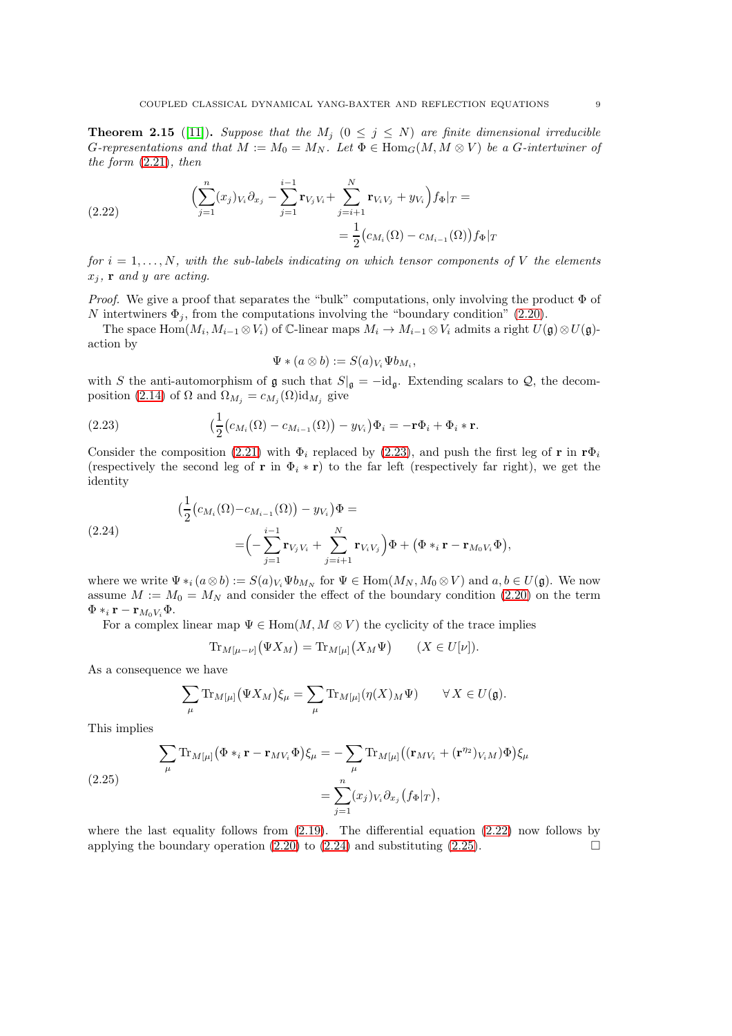**Theorem 2.15** ([11]). *Suppose that the $M_j$ $(0 \leq j \leq N)$ are finite dimensional irreducible $G$-representations and that $M := M_0 = M_N$. Let $\Phi \in \mathrm{Hom}_G(M, M \otimes V)$ be a $G$-intertwiner of the form (2.21), then*

$$
\begin{aligned}
\Big(\sum_{j=1}^{n} (x_j)_{V_i} \partial_{x_j} - \sum_{j=1}^{i-1} \mathbf{r}_{V_j V_i} + \sum_{j=i+1}^{N} \mathbf{r}_{V_i V_j} + y_{V_i}\Big) f_\Phi|_T = \\
= \frac{1}{2}\big(c_{M_i}(\Omega) - c_{M_{i-1}}(\Omega)\big) f_\Phi|_T
\end{aligned}
\tag{2.22}
$$

*for $i = 1, \ldots, N$, with the sub-labels indicating on which tensor components of $V$ the elements $x_j$, $\mathbf{r}$ and $y$ are acting.*

*Proof.* We give a proof that separates the "bulk" computations, only involving the product $\Phi$ of $N$ intertwiners $\Phi_j$, from the computations involving the "boundary condition" (2.20).

The space $\mathrm{Hom}(M_i, M_{i-1} \otimes V_i)$ of $\mathbb{C}$-linear maps $M_i \to M_{i-1} \otimes V_i$ admits a right $U(\mathfrak{g}) \otimes U(\mathfrak{g})$-action by

$$
\Psi * (a \otimes b) := S(a)_{V_i} \Psi b_{M_i},
$$

with $S$ the anti-automorphism of $\mathfrak{g}$ such that $S|_{\mathfrak{g}} = -\mathrm{id}_{\mathfrak{g}}$. Extending scalars to $\mathcal{Q}$, the decomposition (2.14) of $\Omega$ and $\Omega_{M_j} = c_{M_j}(\Omega)\mathrm{id}_{M_j}$ give

$$
\Big(\frac{1}{2}\big(c_{M_i}(\Omega) - c_{M_{i-1}}(\Omega)\big) - y_{V_i}\Big)\Phi_i = -\mathbf{r}\Phi_i + \Phi_i * \mathbf{r}. \tag{2.23}
$$

Consider the composition (2.21) with $\Phi_i$ replaced by (2.23), and push the first leg of $\mathbf{r}$ in $\mathbf{r}\Phi_i$ (respectively the second leg of $\mathbf{r}$ in $\Phi_i * \mathbf{r}$) to the far left (respectively far right), we get the identity

$$
\begin{aligned}
\Big(\frac{1}{2}\big(c_{M_i}(\Omega) - c_{M_{i-1}}(\Omega)\big) - y_{V_i}\Big)\Phi = \\
= \Big(-\sum_{j=1}^{i-1} \mathbf{r}_{V_j V_i} + \sum_{j=i+1}^{N} \mathbf{r}_{V_i V_j}\Big)\Phi + \big(\Phi *_i \mathbf{r} - \mathbf{r}_{M_0 V_i}\Phi\big),
\end{aligned}
\tag{2.24}
$$

where we write $\Psi *_i (a \otimes b) := S(a)_{V_i} \Psi b_{M_N}$ for $\Psi \in \mathrm{Hom}(M_N, M_0 \otimes V)$ and $a, b \in U(\mathfrak{g})$. We now assume $M := M_0 = M_N$ and consider the effect of the boundary condition (2.20) on the term $\Phi *_i \mathbf{r} - \mathbf{r}_{M_0 V_i}\Phi$.

For a complex linear map $\Psi \in \mathrm{Hom}(M, M \otimes V)$ the cyclicity of the trace implies

$$
\mathrm{Tr}_{M[\mu-\nu]}\big(\Psi X_M\big) = \mathrm{Tr}_{M[\mu]}\big(X_M \Psi\big) \qquad (X \in U[\nu]).
$$

As a consequence we have

$$
\sum_{\mu} \mathrm{Tr}_{M[\mu]}\big(\Psi X_M\big)\xi_\mu = \sum_{\mu} \mathrm{Tr}_{M[\mu]}\big(\eta(X)_M \Psi\big) \qquad \forall X \in U(\mathfrak{g}).
$$

This implies

$$
\begin{aligned}
\sum_{\mu} \mathrm{Tr}_{M[\mu]}\big(\Phi *_i \mathbf{r} - \mathbf{r}_{MV_i}\Phi\big)\xi_\mu &= -\sum_{\mu} \mathrm{Tr}_{M[\mu]}\big((\mathbf{r}_{MV_i} + (\mathbf{r}^{\eta_2})_{V_i M})\Phi\big)\xi_\mu \\
&= \sum_{j=1}^{n} (x_j)_{V_i} \partial_{x_j}\big(f_\Phi|_T\big),
\end{aligned}
\tag{2.25}
$$

where the last equality follows from (2.19). The differential equation (2.22) now follows by applying the boundary operation (2.20) to (2.24) and substituting (2.25). □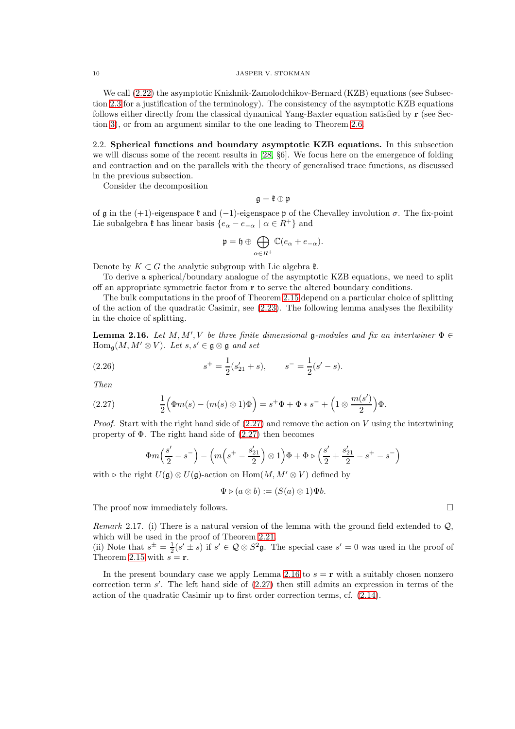We call (2.22) the asymptotic Knizhnik-Zamolodchikov-Bernard (KZB) equations (see Subsection 2.3 for a justification of the terminology). The consistency of the asymptotic KZB equations follows either directly from the classical dynamical Yang-Baxter equation satisfied by $\mathbf{r}$ (see Section 3), or from an argument similar to the one leading to Theorem 2.6.

2.2. **Spherical functions and boundary asymptotic KZB equations.** In this subsection we will discuss some of the recent results in [28, §6]. We focus here on the emergence of folding and contraction and on the parallels with the theory of generalised trace functions, as discussed in the previous subsection.

Consider the decomposition

$$\mathfrak{g} = \mathfrak{k} \oplus \mathfrak{p}$$

of $\mathfrak{g}$ in the $(+1)$-eigenspace $\mathfrak{k}$ and $(-1)$-eigenspace $\mathfrak{p}$ of the Chevalley involution $\sigma$. The fix-point Lie subalgebra $\mathfrak{k}$ has linear basis $\{e_\alpha - e_{-\alpha} \mid \alpha \in R^+\}$ and

$$\mathfrak{p} = \mathfrak{h} \oplus \bigoplus_{\alpha \in R^+} \mathbb{C}(e_\alpha + e_{-\alpha}).$$

Denote by $K \subset G$ the analytic subgroup with Lie algebra $\mathfrak{k}$.

To derive a spherical/boundary analogue of the asymptotic KZB equations, we need to split off an appropriate symmetric factor from $\mathbf{r}$ to serve the altered boundary conditions.

The bulk computations in the proof of Theorem 2.15 depend on a particular choice of splitting of the action of the quadratic Casimir, see (2.23). The following lemma analyses the flexibility in the choice of splitting.

**Lemma 2.16.** *Let $M, M', V$ be three finite dimensional $\mathfrak{g}$-modules and fix an intertwiner $\Phi \in \mathrm{Hom}_{\mathfrak{g}}(M, M' \otimes V)$. Let $s, s' \in \mathfrak{g} \otimes \mathfrak{g}$ and set*

$$s^+ = \frac{1}{2}(s'_{21} + s), \qquad s^- = \frac{1}{2}(s' - s). \tag{2.26}$$

*Then*

$$\frac{1}{2}\Big(\Phi m(s) - (m(s) \otimes 1)\Phi\Big) = s^+\Phi + \Phi * s^- + \Big(1 \otimes \frac{m(s')}{2}\Big)\Phi. \tag{2.27}$$

*Proof.* Start with the right hand side of (2.27) and remove the action on $V$ using the intertwining property of $\Phi$. The right hand side of (2.27) then becomes

$$\Phi m\Big(\frac{s'}{2} - s^-\Big) - \Big(m\Big(s^+ - \frac{s'_{21}}{2}\Big) \otimes 1\Big)\Phi + \Phi \triangleright \Big(\frac{s'}{2} + \frac{s'_{21}}{2} - s^+ - s^-\Big)$$

with $\triangleright$ the right $U(\mathfrak{g}) \otimes U(\mathfrak{g})$-action on $\mathrm{Hom}(M, M' \otimes V)$ defined by

$$\Psi \triangleright (a \otimes b) := (S(a) \otimes 1)\Psi b.$$

The proof now immediately follows. $\square$

*Remark* 2.17. (i) There is a natural version of the lemma with the ground field extended to $\mathcal{Q}$, which will be used in the proof of Theorem 2.21.
(ii) Note that $s^\pm = \frac{1}{2}(s' \pm s)$ if $s' \in \mathcal{Q} \otimes S^2\mathfrak{g}$. The special case $s' = 0$ was used in the proof of Theorem 2.15 with $s = \mathbf{r}$.

In the present boundary case we apply Lemma 2.16 to $s = \mathbf{r}$ with a suitably chosen nonzero correction term $s'$. The left hand side of (2.27) then still admits an expression in terms of the action of the quadratic Casimir up to first order correction terms, cf. (2.14).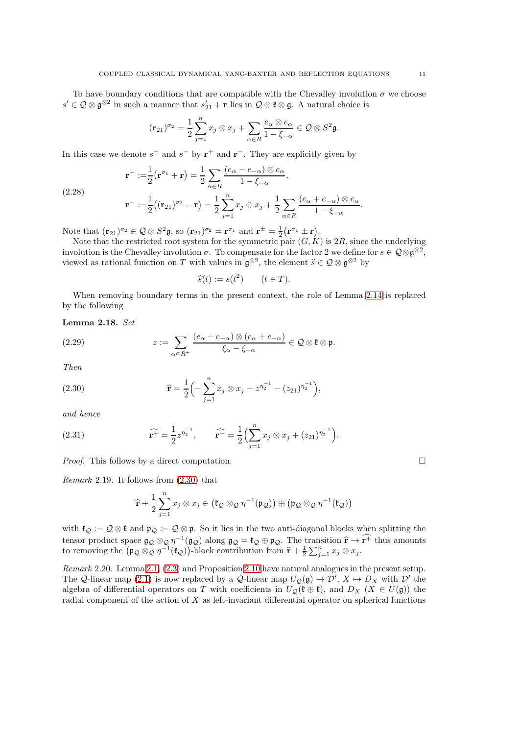To have boundary conditions that are compatible with the Chevalley involution $\sigma$ we choose $s' \in \mathcal{Q}\otimes\mathfrak{g}^{\otimes 2}$ in such a manner that $s'_{21}+\mathbf{r}$ lies in $\mathcal{Q}\otimes\mathfrak{k}\otimes\mathfrak{g}$. A natural choice is

$$(\mathbf{r}_{21})^{\sigma_2}=\frac{1}{2}\sum_{j=1}^n x_j\otimes x_j+\sum_{\alpha\in R}\frac{e_\alpha\otimes e_\alpha}{1-\xi_{-\alpha}}\in\mathcal{Q}\otimes S^2\mathfrak{g}.$$

In this case we denote $s^+$ and $s^-$ by $\mathbf{r}^+$ and $\mathbf{r}^-$. They are explicitly given by

$$
\begin{aligned}
\mathbf{r}^+ &:=\frac{1}{2}\big(\mathbf{r}^{\sigma_1}+\mathbf{r}\big)=\frac{1}{2}\sum_{\alpha\in R}\frac{(e_\alpha-e_{-\alpha})\otimes e_\alpha}{1-\xi_{-\alpha}},\\
\mathbf{r}^- &:=\frac{1}{2}\big((\mathbf{r}_{21})^{\sigma_2}-\mathbf{r}\big)=\frac{1}{2}\sum_{j=1}^n x_j\otimes x_j+\frac{1}{2}\sum_{\alpha\in R}\frac{(e_\alpha+e_{-\alpha})\otimes e_\alpha}{1-\xi_{-\alpha}}.
\end{aligned}
\tag{2.28}
$$

Note that $(\mathbf{r}_{21})^{\sigma_2}\in\mathcal{Q}\otimes S^2\mathfrak{g}$, so $(\mathbf{r}_{21})^{\sigma_2}=\mathbf{r}^{\sigma_1}$ and $\mathbf{r}^{\pm}=\frac{1}{2}\big(\mathbf{r}^{\sigma_1}\pm\mathbf{r}\big)$.

Note that the restricted root system for the symmetric pair $(G,K)$ is $2R$, since the underlying involution is the Chevalley involution $\sigma$. To compensate for the factor 2 we define for $s\in\mathcal{Q}\otimes\mathfrak{g}^{\otimes 2}$, viewed as rational function on $T$ with values in $\mathfrak{g}^{\otimes 2}$, the element $\widehat{s}\in\mathcal{Q}\otimes\mathfrak{g}^{\otimes 2}$ by

$$\widehat{s}(t):=s(t^2)\qquad (t\in T).$$

When removing boundary terms in the present context, the role of Lemma 2.14 is replaced by the following

**Lemma 2.18.** *Set*

$$z:=\sum_{\alpha\in R^+}\frac{(e_\alpha-e_{-\alpha})\otimes(e_\alpha+e_{-\alpha})}{\xi_\alpha-\xi_{-\alpha}}\in\mathcal{Q}\otimes\mathfrak{k}\otimes\mathfrak{p}. \tag{2.29}$$

*Then*

$$\widehat{\mathbf{r}}=\frac{1}{2}\Big(-\sum_{j=1}^n x_j\otimes x_j+z^{\eta_2^{-1}}-(z_{21})^{\eta_2^{-1}}\Big), \tag{2.30}$$

*and hence*

$$\widehat{\mathbf{r}^+}=\frac{1}{2}z^{\eta_2^{-1}},\qquad \widehat{\mathbf{r}^-}=\frac{1}{2}\Big(\sum_{j=1}^n x_j\otimes x_j+(z_{21})^{\eta_2^{-1}}\Big). \tag{2.31}$$

*Proof.* This follows by a direct computation. $\square$

*Remark* 2.19. It follows from (2.30) that

$$\widehat{\mathbf{r}}+\frac{1}{2}\sum_{j=1}^n x_j\otimes x_j\in\big(\mathfrak{k}_{\mathcal{Q}}\otimes_{\mathcal{Q}}\eta^{-1}(\mathfrak{p}_{\mathcal{Q}})\big)\oplus\big(\mathfrak{p}_{\mathcal{Q}}\otimes_{\mathcal{Q}}\eta^{-1}(\mathfrak{k}_{\mathcal{Q}})\big)$$

with $\mathfrak{k}_{\mathcal{Q}}:=\mathcal{Q}\otimes\mathfrak{k}$ and $\mathfrak{p}_{\mathcal{Q}}:=\mathcal{Q}\otimes\mathfrak{p}$. So it lies in the two anti-diagonal blocks when splitting the tensor product space $\mathfrak{g}_{\mathcal{Q}}\otimes_{\mathcal{Q}}\eta^{-1}(\mathfrak{g}_{\mathcal{Q}})$ along $\mathfrak{g}_{\mathcal{Q}}=\mathfrak{k}_{\mathcal{Q}}\oplus\mathfrak{p}_{\mathcal{Q}}$. The transition $\widehat{\mathbf{r}}\to\widehat{\mathbf{r}^+}$ thus amounts to removing the $\big(\mathfrak{p}_{\mathcal{Q}}\otimes_{\mathcal{Q}}\eta^{-1}(\mathfrak{k}_{\mathcal{Q}})\big)$-block contribution from $\widehat{\mathbf{r}}+\frac{1}{2}\sum_{j=1}^n x_j\otimes x_j$.

*Remark* 2.20. Lemma 2.1, (2.3) and Proposition 2.10 have natural analogues in the present setup. The $\mathcal{Q}$-linear map (2.1) is now replaced by a $\mathcal{Q}$-linear map $U_{\mathcal{Q}}(\mathfrak{g})\to\mathcal{D}'$, $X\mapsto D_X$ with $\mathcal{D}'$ the algebra of differential operators on $T$ with coefficients in $U_{\mathcal{Q}}(\mathfrak{k}\oplus\mathfrak{k})$, and $D_X$ $(X\in U(\mathfrak{g}))$ the radial component of the action of $X$ as left-invariant differential operator on spherical functions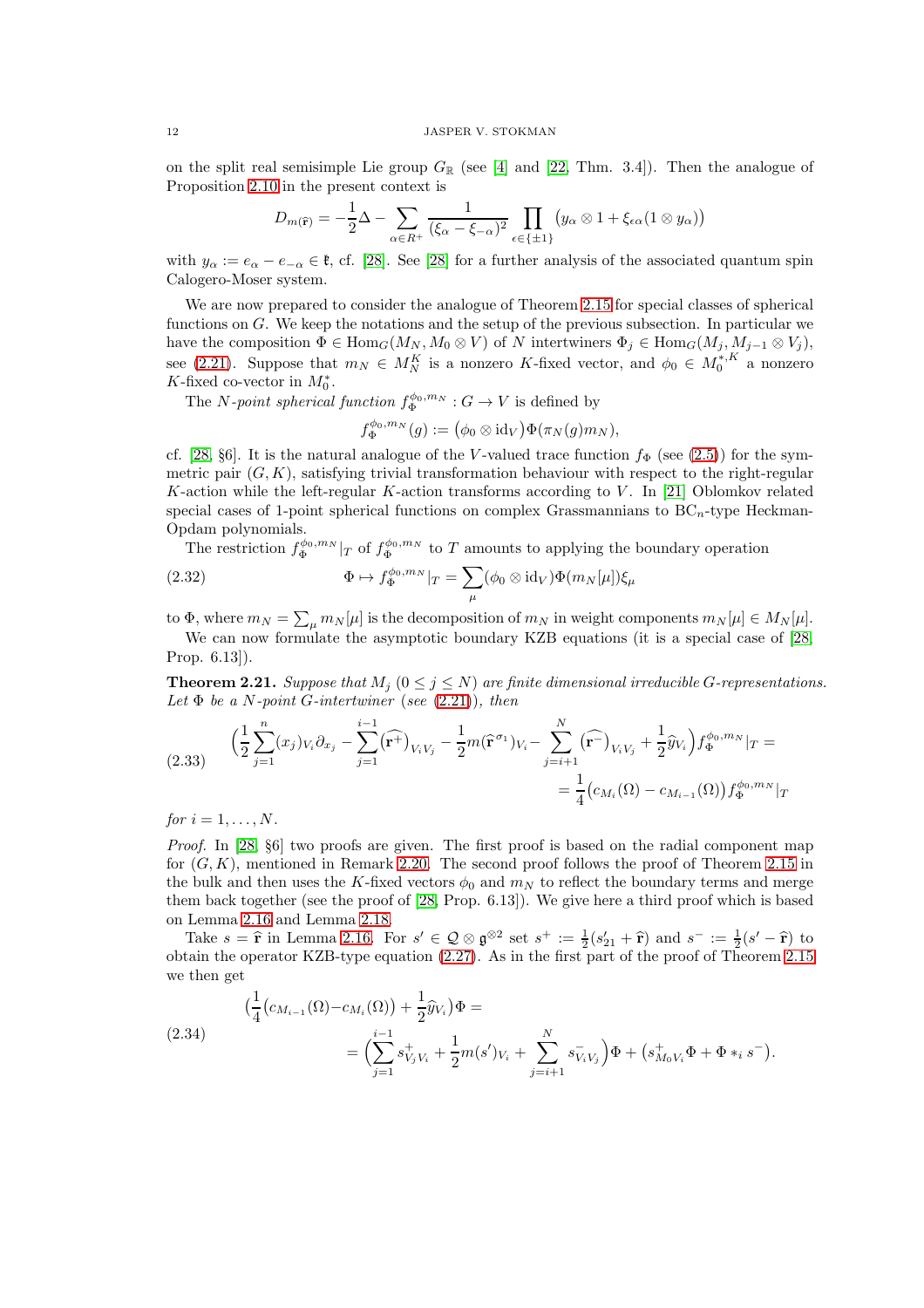on the split real semisimple Lie group $G_{\mathbb{R}}$ (see [4] and [22, Thm. 3.4]). Then the analogue of Proposition 2.10 in the present context is

$$D_{m(\widehat{\mathbf{r}})} = -\frac{1}{2}\Delta - \sum_{\alpha\in R^+}\frac{1}{(\xi_\alpha-\xi_{-\alpha})^2}\prod_{\epsilon\in\{\pm 1\}}\big(y_\alpha\otimes 1+\xi_{\epsilon\alpha}(1\otimes y_\alpha)\big)$$

with $y_\alpha := e_\alpha - e_{-\alpha}\in\mathfrak{k}$, cf. [28]. See [28] for a further analysis of the associated quantum spin Calogero-Moser system.

We are now prepared to consider the analogue of Theorem 2.15 for special classes of spherical functions on $G$. We keep the notations and the setup of the previous subsection. In particular we have the composition $\Phi\in\mathrm{Hom}_G(M_N, M_0\otimes V)$ of $N$ intertwiners $\Phi_j\in\mathrm{Hom}_G(M_j, M_{j-1}\otimes V_j)$, see (2.21). Suppose that $m_N\in M_N^K$ is a nonzero $K$-fixed vector, and $\phi_0\in M_0^{*,K}$ a nonzero $K$-fixed co-vector in $M_0^*$.

The *$N$-point spherical function* $f_\Phi^{\phi_0,m_N}: G\to V$ is defined by

$$f_\Phi^{\phi_0,m_N}(g) := \big(\phi_0\otimes\mathrm{id}_V\big)\Phi(\pi_N(g)m_N),$$

cf. [28, §6]. It is the natural analogue of the $V$-valued trace function $f_\Phi$ (see (2.5)) for the symmetric pair $(G,K)$, satisfying trivial transformation behaviour with respect to the right-regular $K$-action while the left-regular $K$-action transforms according to $V$. In [21] Oblomkov related special cases of 1-point spherical functions on complex Grassmannians to $\mathrm{BC}_n$-type Heckman-Opdam polynomials.

The restriction $f_\Phi^{\phi_0,m_N}|_T$ of $f_\Phi^{\phi_0,m_N}$ to $T$ amounts to applying the boundary operation

$$\Phi\mapsto f_\Phi^{\phi_0,m_N}|_T = \sum_\mu(\phi_0\otimes\mathrm{id}_V)\Phi(m_N[\mu])\xi_\mu \tag{2.32}$$

to $\Phi$, where $m_N=\sum_\mu m_N[\mu]$ is the decomposition of $m_N$ in weight components $m_N[\mu]\in M_N[\mu]$.

We can now formulate the asymptotic boundary KZB equations (it is a special case of [28, Prop. 6.13]).

**Theorem 2.21.** *Suppose that $M_j$ $(0\le j\le N)$ are finite dimensional irreducible $G$-representations. Let $\Phi$ be a $N$-point $G$-intertwiner (see (2.21)), then*

$$\begin{split}\Big(\frac{1}{2}\sum_{j=1}^n(x_j)_{V_i}\partial_{x_j} - \sum_{j=1}^{i-1}\big(\widehat{\mathbf{r}^+}\big)_{V_iV_j} - \frac{1}{2}m(\widehat{\mathbf{r}}^{\sigma_1})_{V_i} - \sum_{j=i+1}^N\big(\widehat{\mathbf{r}^-}\big)_{V_iV_j} + \frac{1}{2}\widehat{y}_{V_i}\Big)f_\Phi^{\phi_0,m_N}|_T =\\ = \frac{1}{4}\big(c_{M_i}(\Omega)-c_{M_{i-1}}(\Omega)\big)f_\Phi^{\phi_0,m_N}|_T\end{split} \tag{2.33}$$

*for $i=1,\ldots,N$.*

*Proof.* In [28, §6] two proofs are given. The first proof is based on the radial component map for $(G,K)$, mentioned in Remark 2.20. The second proof follows the proof of Theorem 2.15 in the bulk and then uses the $K$-fixed vectors $\phi_0$ and $m_N$ to reflect the boundary terms and merge them back together (see the proof of [28, Prop. 6.13]). We give here a third proof which is based on Lemma 2.16 and Lemma 2.18.

Take $s=\widehat{\mathbf{r}}$ in Lemma 2.16. For $s'\in\mathcal{Q}\otimes\mathfrak{g}^{\otimes 2}$ set $s^+ := \frac{1}{2}(s_{21}'+\widehat{\mathbf{r}})$ and $s^- := \frac{1}{2}(s'-\widehat{\mathbf{r}})$ to obtain the operator KZB-type equation (2.27). As in the first part of the proof of Theorem 2.15 we then get

$$\begin{split}\Big(\frac{1}{4}\big(c_{M_{i-1}}(\Omega)-c_{M_i}(\Omega)\big)+\frac{1}{2}\widehat{y}_{V_i}\Big)\Phi =\\ = \Big(\sum_{j=1}^{i-1}s^+_{V_jV_i}+\frac{1}{2}m(s')_{V_i}+\sum_{j=i+1}^N s^-_{V_iV_j}\Big)\Phi + \big(s^+_{M_0V_i}\Phi+\Phi *_i s^-\big).\end{split} \tag{2.34}$$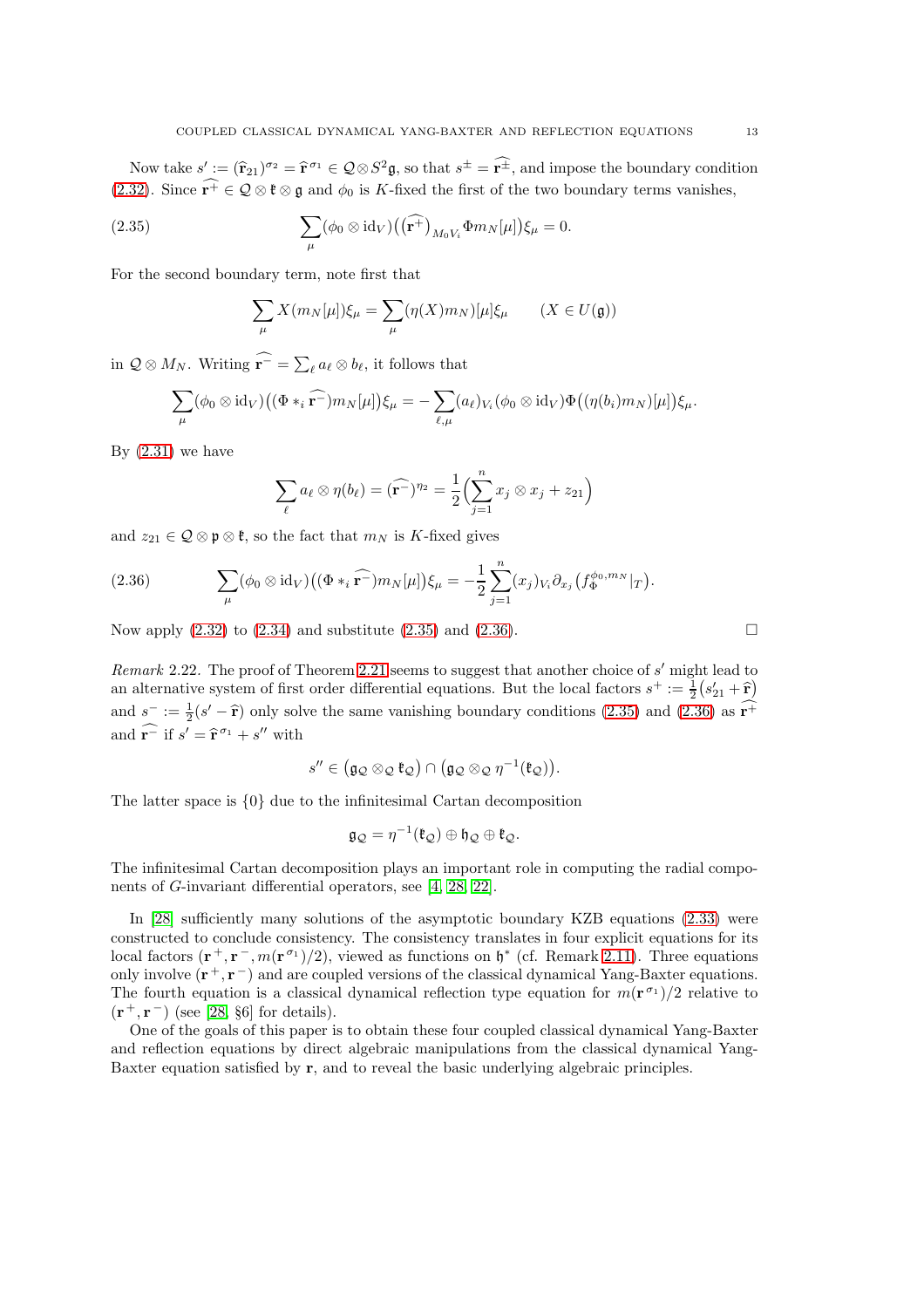Now take $s' := (\widehat{\mathbf{r}}_{21})^{\sigma_2} = \widehat{\mathbf{r}}^{\sigma_1} \in \mathcal{Q} \otimes S^2\mathfrak{g}$, so that $s^{\pm} = \widehat{\mathbf{r}^{\pm}}$, and impose the boundary condition (2.32). Since $\widehat{\mathbf{r}^{+}} \in \mathcal{Q} \otimes \mathfrak{k} \otimes \mathfrak{g}$ and $\phi_0$ is $K$-fixed the first of the two boundary terms vanishes,

$$\sum_{\mu} (\phi_0 \otimes \mathrm{id}_V)\big((\widehat{\mathbf{r}^{+}})_{M_0 V_i} \Phi m_N[\mu]\big)\xi_\mu = 0. \tag{2.35}$$

For the second boundary term, note first that

$$\sum_{\mu} X(m_N[\mu])\xi_\mu = \sum_{\mu} (\eta(X) m_N)[\mu]\xi_\mu \qquad (X \in U(\mathfrak{g}))$$

in $\mathcal{Q} \otimes M_N$. Writing $\widehat{\mathbf{r}^{-}} = \sum_\ell a_\ell \otimes b_\ell$, it follows that

$$\sum_{\mu} (\phi_0 \otimes \mathrm{id}_V)\big((\Phi *_i \widehat{\mathbf{r}^{-}}) m_N[\mu]\big)\xi_\mu = -\sum_{\ell,\mu} (a_\ell)_{V_i} (\phi_0 \otimes \mathrm{id}_V)\Phi\big((\eta(b_i) m_N)[\mu]\big)\xi_\mu.$$

By (2.31) we have

$$\sum_\ell a_\ell \otimes \eta(b_\ell) = (\widehat{\mathbf{r}^{-}})^{\eta_2} = \frac{1}{2}\Big(\sum_{j=1}^n x_j \otimes x_j + z_{21}\Big)$$

and $z_{21} \in \mathcal{Q} \otimes \mathfrak{p} \otimes \mathfrak{k}$, so the fact that $m_N$ is $K$-fixed gives

$$\sum_{\mu} (\phi_0 \otimes \mathrm{id}_V)\big((\Phi *_i \widehat{\mathbf{r}^{-}}) m_N[\mu]\big)\xi_\mu = -\frac{1}{2} \sum_{j=1}^n (x_j)_{V_i} \partial_{x_j}\big(f_{\Phi}^{\phi_0, m_N}|_T\big). \tag{2.36}$$

Now apply (2.32) to (2.34) and substitute (2.35) and (2.36). $\square$

*Remark* 2.22. The proof of Theorem 2.21 seems to suggest that another choice of $s'$ might lead to an alternative system of first order differential equations. But the local factors $s^{+} := \frac{1}{2}\big(s'_{21} + \widehat{\mathbf{r}}\big)$ and $s^{-} := \frac{1}{2}(s' - \widehat{\mathbf{r}})$ only solve the same vanishing boundary conditions (2.35) and (2.36) as $\widehat{\mathbf{r}^{+}}$ and $\widehat{\mathbf{r}^{-}}$ if $s' = \widehat{\mathbf{r}}^{\sigma_1} + s''$ with

$$s'' \in \big(\mathfrak{g}_{\mathcal{Q}} \otimes_{\mathcal{Q}} \mathfrak{k}_{\mathcal{Q}}\big) \cap \big(\mathfrak{g}_{\mathcal{Q}} \otimes_{\mathcal{Q}} \eta^{-1}(\mathfrak{k}_{\mathcal{Q}})\big).$$

The latter space is $\{0\}$ due to the infinitesimal Cartan decomposition

$$\mathfrak{g}_{\mathcal{Q}} = \eta^{-1}(\mathfrak{k}_{\mathcal{Q}}) \oplus \mathfrak{h}_{\mathcal{Q}} \oplus \mathfrak{k}_{\mathcal{Q}}.$$

The infinitesimal Cartan decomposition plays an important role in computing the radial components of $G$-invariant differential operators, see [4, 28, 22].

In [28] sufficiently many solutions of the asymptotic boundary KZB equations (2.33) were constructed to conclude consistency. The consistency translates in four explicit equations for its local factors $(\mathbf{r}^{+}, \mathbf{r}^{-}, m(\mathbf{r}^{\sigma_1})/2)$, viewed as functions on $\mathfrak{h}^*$ (cf. Remark 2.11). Three equations only involve $(\mathbf{r}^{+}, \mathbf{r}^{-})$ and are coupled versions of the classical dynamical Yang-Baxter equations. The fourth equation is a classical dynamical reflection type equation for $m(\mathbf{r}^{\sigma_1})/2$ relative to $(\mathbf{r}^{+}, \mathbf{r}^{-})$ (see [28, §6] for details).

One of the goals of this paper is to obtain these four coupled classical dynamical Yang-Baxter and reflection equations by direct algebraic manipulations from the classical dynamical Yang-Baxter equation satisfied by $\mathbf{r}$, and to reveal the basic underlying algebraic principles.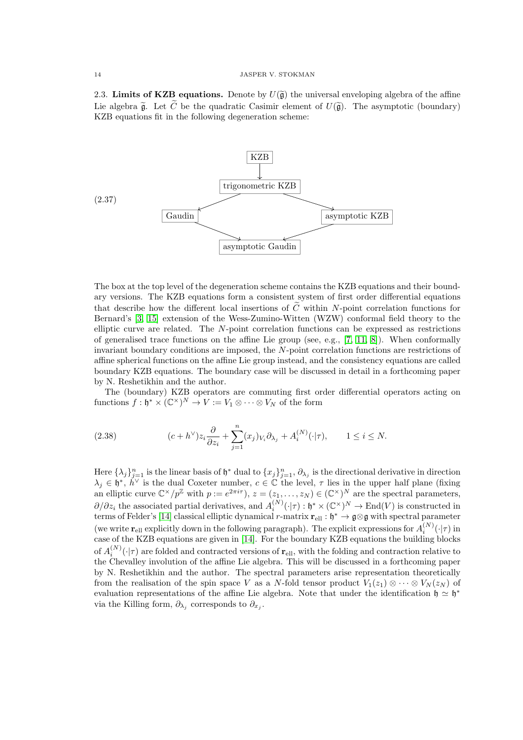2.3. **Limits of KZB equations.** Denote by $U(\widetilde{\mathfrak{g}})$ the universal enveloping algebra of the affine Lie algebra $\widetilde{\mathfrak{g}}$. Let $\widetilde{C}$ be the quadratic Casimir element of $U(\widetilde{\mathfrak{g}})$. The asymptotic (boundary) KZB equations fit in the following degeneration scheme:

$$
\begin{array}{ccccc}
 & & \boxed{\text{KZB}} & & \\
 & & \downarrow & & \\
 & & \boxed{\text{trigonometric KZB}} & & \\
 & \swarrow & & \searrow & \\
\boxed{\text{Gaudin}} & & & & \boxed{\text{asymptotic KZB}} \\
 & \searrow & & \swarrow & \\
 & & \boxed{\text{asymptotic Gaudin}} & &
\end{array}
\tag{2.37}
$$

The box at the top level of the degeneration scheme contains the KZB equations and their boundary versions. The KZB equations form a consistent system of first order differential equations that describe how the different local insertions of $\widetilde{C}$ within $N$-point correlation functions for Bernard's [3, 15] extension of the Wess-Zumino-Witten (WZW) conformal field theory to the elliptic curve are related. The $N$-point correlation functions can be expressed as restrictions of generalised trace functions on the affine Lie group (see, e.g., [7, 11, 8]). When conformally invariant boundary conditions are imposed, the $N$-point correlation functions are restrictions of affine spherical functions on the affine Lie group instead, and the consistency equations are called boundary KZB equations. The boundary case will be discussed in detail in a forthcoming paper by N. Reshetikhin and the author.

The (boundary) KZB operators are commuting first order differential operators acting on functions $f : \mathfrak{h}^* \times (\mathbb{C}^\times)^N \to V := V_1 \otimes \cdots \otimes V_N$ of the form

$$
(c + h^\vee) z_i \frac{\partial}{\partial z_i} + \sum_{j=1}^{n} (x_j)_{V_i} \partial_{\lambda_j} + A_i^{(N)}(\cdot|\tau), \qquad 1 \leq i \leq N. \tag{2.38}
$$

Here $\{\lambda_j\}_{j=1}^n$ is the linear basis of $\mathfrak{h}^*$ dual to $\{x_j\}_{j=1}^n$, $\partial_{\lambda_j}$ is the directional derivative in direction $\lambda_j \in \mathfrak{h}^*$, $h^\vee$ is the dual Coxeter number, $c \in \mathbb{C}$ the level, $\tau$ lies in the upper half plane (fixing an elliptic curve $\mathbb{C}^\times/p^{\mathbb{Z}}$ with $p := e^{2\pi i \tau}$), $z = (z_1, \ldots, z_N) \in (\mathbb{C}^\times)^N$ are the spectral parameters, $\partial/\partial z_i$ the associated partial derivatives, and $A_i^{(N)}(\cdot|\tau) : \mathfrak{h}^* \times (\mathbb{C}^\times)^N \to \mathrm{End}(V)$ is constructed in terms of Felder's [14] classical elliptic dynamical $r$-matrix $\mathbf{r}_{\mathrm{ell}} : \mathfrak{h}^* \to \mathfrak{g} \otimes \mathfrak{g}$ with spectral parameter (we write $\mathbf{r}_{\mathrm{ell}}$ explicitly down in the following paragraph). The explicit expressions for $A_i^{(N)}(\cdot|\tau)$ in case of the KZB equations are given in [14]. For the boundary KZB equations the building blocks of $A_i^{(N)}(\cdot|\tau)$ are folded and contracted versions of $\mathbf{r}_{\mathrm{ell}}$, with the folding and contraction relative to the Chevalley involution of the affine Lie algebra. This will be discussed in a forthcoming paper by N. Reshetikhin and the author. The spectral parameters arise representation theoretically from the realisation of the spin space $V$ as a $N$-fold tensor product $V_1(z_1) \otimes \cdots \otimes V_N(z_N)$ of evaluation representations of the affine Lie algebra. Note that under the identification $\mathfrak{h} \simeq \mathfrak{h}^*$ via the Killing form, $\partial_{\lambda_j}$ corresponds to $\partial_{x_j}$.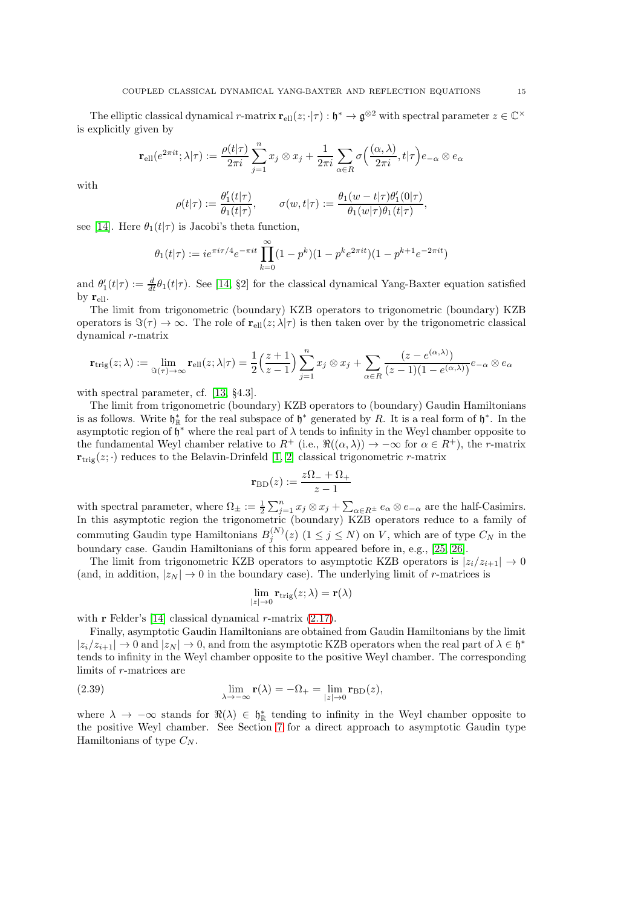The elliptic classical dynamical $r$-matrix $\mathbf{r}_{\mathrm{ell}}(z;\cdot|\tau):\mathfrak{h}^*\to\mathfrak{g}^{\otimes 2}$ with spectral parameter $z\in\mathbb{C}^\times$ is explicitly given by

$$\mathbf{r}_{\mathrm{ell}}(e^{2\pi it};\lambda|\tau):=\frac{\rho(t|\tau)}{2\pi i}\sum_{j=1}^n x_j\otimes x_j+\frac{1}{2\pi i}\sum_{\alpha\in R}\sigma\Big(\frac{(\alpha,\lambda)}{2\pi i},t|\tau\Big)e_{-\alpha}\otimes e_\alpha$$

with

$$\rho(t|\tau):=\frac{\theta_1'(t|\tau)}{\theta_1(t|\tau)},\qquad \sigma(w,t|\tau):=\frac{\theta_1(w-t|\tau)\theta_1'(0|\tau)}{\theta_1(w|\tau)\theta_1(t|\tau)},$$

see [14]. Here $\theta_1(t|\tau)$ is Jacobi's theta function,

$$\theta_1(t|\tau):=ie^{\pi i\tau/4}e^{-\pi it}\prod_{k=0}^\infty(1-p^k)(1-p^ke^{2\pi it})(1-p^{k+1}e^{-2\pi it})$$

and $\theta_1'(t|\tau):=\frac{d}{dt}\theta_1(t|\tau)$. See [14, §2] for the classical dynamical Yang-Baxter equation satisfied by $\mathbf{r}_{\mathrm{ell}}$.

The limit from trigonometric (boundary) KZB operators to trigonometric (boundary) KZB operators is $\Im(\tau)\to\infty$. The role of $\mathbf{r}_{\mathrm{ell}}(z;\lambda|\tau)$ is then taken over by the trigonometric classical dynamical $r$-matrix

$$\mathbf{r}_{\mathrm{trig}}(z;\lambda):=\lim_{\Im(\tau)\to\infty}\mathbf{r}_{\mathrm{ell}}(z;\lambda|\tau)=\frac{1}{2}\Big(\frac{z+1}{z-1}\Big)\sum_{j=1}^n x_j\otimes x_j+\sum_{\alpha\in R}\frac{(z-e^{(\alpha,\lambda)})}{(z-1)(1-e^{(\alpha,\lambda)})}e_{-\alpha}\otimes e_\alpha$$

with spectral parameter, cf. [13, §4.3].

The limit from trigonometric (boundary) KZB operators to (boundary) Gaudin Hamiltonians is as follows. Write $\mathfrak{h}_{\mathbb{R}}^*$ for the real subspace of $\mathfrak{h}^*$ generated by $R$. It is a real form of $\mathfrak{h}^*$. In the asymptotic region of $\mathfrak{h}^*$ where the real part of $\lambda$ tends to infinity in the Weyl chamber opposite to the fundamental Weyl chamber relative to $R^+$ (i.e., $\Re((\alpha,\lambda))\to-\infty$ for $\alpha\in R^+$), the $r$-matrix $\mathbf{r}_{\mathrm{trig}}(z;\cdot)$ reduces to the Belavin-Drinfeld [1, 2] classical trigonometric $r$-matrix

$$\mathbf{r}_{\mathrm{BD}}(z):=\frac{z\Omega_-+\Omega_+}{z-1}$$

with spectral parameter, where $\Omega_\pm:=\frac{1}{2}\sum_{j=1}^n x_j\otimes x_j+\sum_{\alpha\in R^\pm}e_\alpha\otimes e_{-\alpha}$ are the half-Casimirs. In this asymptotic region the trigonometric (boundary) KZB operators reduce to a family of commuting Gaudin type Hamiltonians $B_j^{(N)}(z)$ ($1\le j\le N$) on $V$, which are of type $C_N$ in the boundary case. Gaudin Hamiltonians of this form appeared before in, e.g., [25, 26].

The limit from trigonometric KZB operators to asymptotic KZB operators is $|z_i/z_{i+1}|\to 0$ (and, in addition, $|z_N|\to 0$ in the boundary case). The underlying limit of $r$-matrices is

$$\lim_{|z|\to 0}\mathbf{r}_{\mathrm{trig}}(z;\lambda)=\mathbf{r}(\lambda)$$

with $\mathbf{r}$ Felder's [14] classical dynamical $r$-matrix (2.17).

Finally, asymptotic Gaudin Hamiltonians are obtained from Gaudin Hamiltonians by the limit $|z_i/z_{i+1}|\to 0$ and $|z_N|\to 0$, and from the asymptotic KZB operators when the real part of $\lambda\in\mathfrak{h}^*$ tends to infinity in the Weyl chamber opposite to the positive Weyl chamber. The corresponding limits of $r$-matrices are

$$\lim_{\lambda\to-\infty}\mathbf{r}(\lambda)=-\Omega_+=\lim_{|z|\to 0}\mathbf{r}_{\mathrm{BD}}(z),\tag{2.39}$$

where $\lambda\to-\infty$ stands for $\Re(\lambda)\in\mathfrak{h}_{\mathbb{R}}^*$ tending to infinity in the Weyl chamber opposite to the positive Weyl chamber. See Section 7 for a direct approach to asymptotic Gaudin type Hamiltonians of type $C_N$.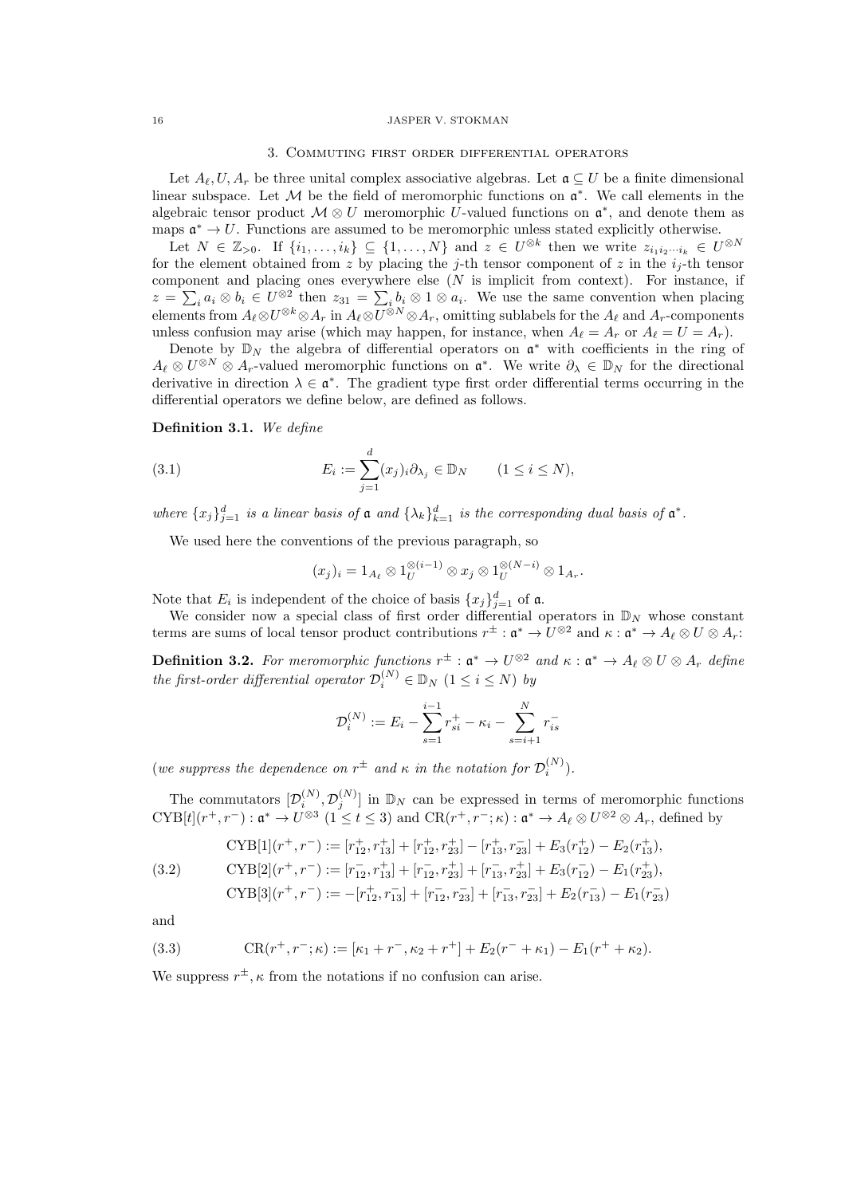## 3. Commuting first order differential operators

Let $A_\ell, U, A_r$ be three unital complex associative algebras. Let $\mathfrak{a} \subseteq U$ be a finite dimensional linear subspace. Let $\mathcal{M}$ be the field of meromorphic functions on $\mathfrak{a}^*$. We call elements in the algebraic tensor product $\mathcal{M} \otimes U$ meromorphic $U$-valued functions on $\mathfrak{a}^*$, and denote them as maps $\mathfrak{a}^* \to U$. Functions are assumed to be meromorphic unless stated explicitly otherwise.

Let $N \in \mathbb{Z}_{>0}$. If $\{i_1, \ldots, i_k\} \subseteq \{1, \ldots, N\}$ and $z \in U^{\otimes k}$ then we write $z_{i_1 i_2 \cdots i_k} \in U^{\otimes N}$ for the element obtained from $z$ by placing the $j$-th tensor component of $z$ in the $i_j$-th tensor component and placing ones everywhere else ($N$ is implicit from context). For instance, if $z = \sum_i a_i \otimes b_i \in U^{\otimes 2}$ then $z_{31} = \sum_i b_i \otimes 1 \otimes a_i$. We use the same convention when placing elements from $A_\ell \otimes U^{\otimes k} \otimes A_r$ in $A_\ell \otimes U^{\otimes N} \otimes A_r$, omitting sublabels for the $A_\ell$ and $A_r$-components unless confusion may arise (which may happen, for instance, when $A_\ell = A_r$ or $A_\ell = U = A_r$).

Denote by $\mathbb{D}_N$ the algebra of differential operators on $\mathfrak{a}^*$ with coefficients in the ring of $A_\ell \otimes U^{\otimes N} \otimes A_r$-valued meromorphic functions on $\mathfrak{a}^*$. We write $\partial_\lambda \in \mathbb{D}_N$ for the directional derivative in direction $\lambda \in \mathfrak{a}^*$. The gradient type first order differential terms occurring in the differential operators we define below, are defined as follows.

**Definition 3.1.** *We define*

$$E_i := \sum_{j=1}^{d} (x_j)_i \partial_{\lambda_j} \in \mathbb{D}_N \qquad (1 \leq i \leq N), \tag{3.1}$$

*where $\{x_j\}_{j=1}^d$ is a linear basis of $\mathfrak{a}$ and $\{\lambda_k\}_{k=1}^d$ is the corresponding dual basis of $\mathfrak{a}^*$.*

We used here the conventions of the previous paragraph, so

$$(x_j)_i = 1_{A_\ell} \otimes 1_U^{\otimes(i-1)} \otimes x_j \otimes 1_U^{\otimes(N-i)} \otimes 1_{A_r}.$$

Note that $E_i$ is independent of the choice of basis $\{x_j\}_{j=1}^d$ of $\mathfrak{a}$.

We consider now a special class of first order differential operators in $\mathbb{D}_N$ whose constant terms are sums of local tensor product contributions $r^\pm : \mathfrak{a}^* \to U^{\otimes 2}$ and $\kappa : \mathfrak{a}^* \to A_\ell \otimes U \otimes A_r$:

**Definition 3.2.** *For meromorphic functions $r^\pm : \mathfrak{a}^* \to U^{\otimes 2}$ and $\kappa : \mathfrak{a}^* \to A_\ell \otimes U \otimes A_r$ define the first-order differential operator $\mathcal{D}_i^{(N)} \in \mathbb{D}_N$ ($1 \leq i \leq N$) by*

$$\mathcal{D}_i^{(N)} := E_i - \sum_{s=1}^{i-1} r_{si}^+ - \kappa_i - \sum_{s=i+1}^{N} r_{is}^-$$

*(we suppress the dependence on $r^\pm$ and $\kappa$ in the notation for $\mathcal{D}_i^{(N)}$).*

The commutators $[\mathcal{D}_i^{(N)}, \mathcal{D}_j^{(N)}]$ in $\mathbb{D}_N$ can be expressed in terms of meromorphic functions $\mathrm{CYB}[t](r^+, r^-) : \mathfrak{a}^* \to U^{\otimes 3}$ ($1 \leq t \leq 3$) and $\mathrm{CR}(r^+, r^-; \kappa) : \mathfrak{a}^* \to A_\ell \otimes U^{\otimes 2} \otimes A_r$, defined by

$$\begin{aligned}
&\mathrm{CYB}[1](r^+, r^-) := [r_{12}^+, r_{13}^+] + [r_{12}^+, r_{23}^+] - [r_{13}^+, r_{23}^-] + E_3(r_{12}^+) - E_2(r_{13}^+),\\
&\mathrm{CYB}[2](r^+, r^-) := [r_{12}^-, r_{13}^+] + [r_{12}^-, r_{23}^+] + [r_{13}^-, r_{23}^+] + E_3(r_{12}^-) - E_1(r_{23}^+),\\
&\mathrm{CYB}[3](r^+, r^-) := -[r_{12}^+, r_{13}^-] + [r_{12}^-, r_{23}^-] + [r_{13}^-, r_{23}^-] + E_2(r_{13}^-) - E_1(r_{23}^-)
\end{aligned} \tag{3.2}$$

and

$$\mathrm{CR}(r^+, r^-; \kappa) := [\kappa_1 + r^-, \kappa_2 + r^+] + E_2(r^- + \kappa_1) - E_1(r^+ + \kappa_2). \tag{3.3}$$

We suppress $r^\pm, \kappa$ from the notations if no confusion can arise.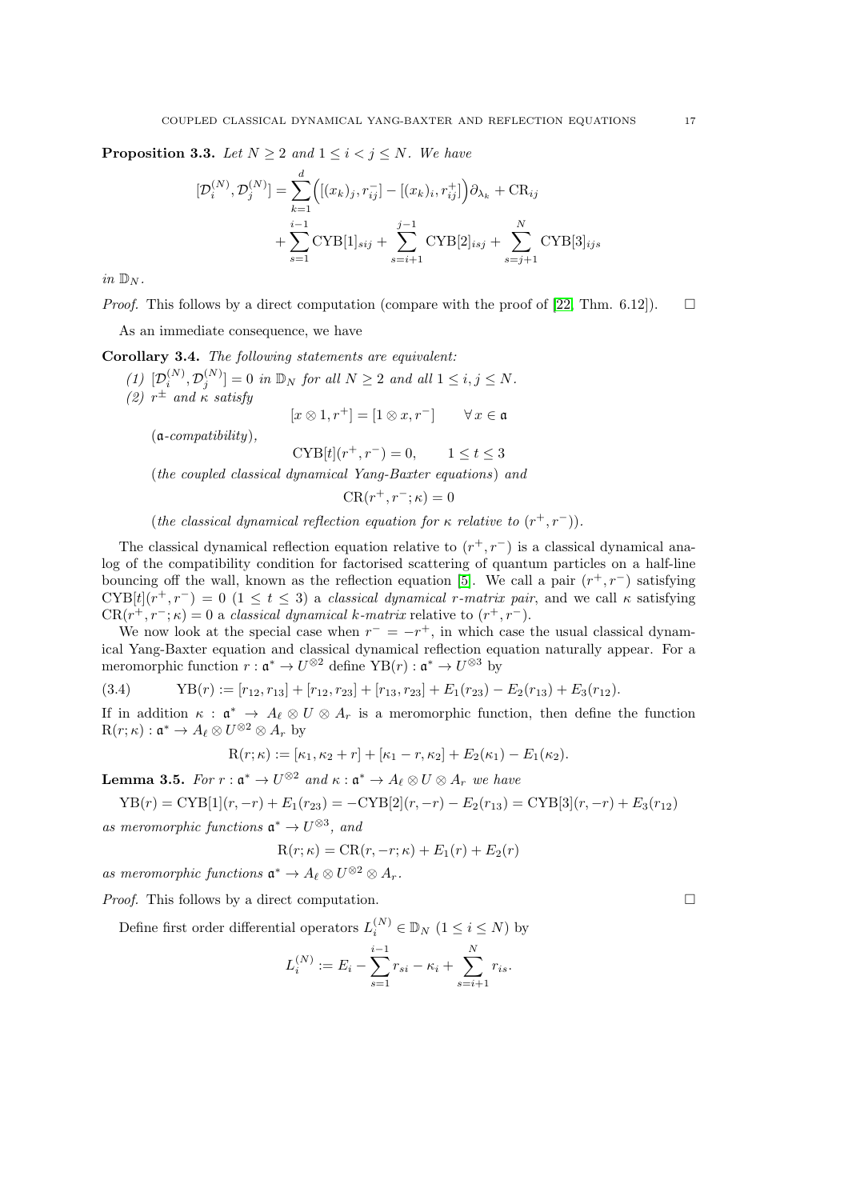**Proposition 3.3.** *Let $N \geq 2$ and $1 \leq i < j \leq N$. We have*

$$[\mathcal{D}_i^{(N)}, \mathcal{D}_j^{(N)}] = \sum_{k=1}^{d} \Big( [(x_k)_j, r_{ij}^-] - [(x_k)_i, r_{ij}^+] \Big) \partial_{\lambda_k} + \mathrm{CR}_{ij} + \sum_{s=1}^{i-1} \mathrm{CYB}[1]_{sij} + \sum_{s=i+1}^{j-1} \mathrm{CYB}[2]_{isj} + \sum_{s=j+1}^{N} \mathrm{CYB}[3]_{ijs}$$

*in $\mathbb{D}_N$.*

*Proof.* This follows by a direct computation (compare with the proof of [22, Thm. 6.12]). □

As an immediate consequence, we have

**Corollary 3.4.** *The following statements are equivalent:*

*(1) $[\mathcal{D}_i^{(N)}, \mathcal{D}_j^{(N)}] = 0$ in $\mathbb{D}_N$ for all $N \geq 2$ and all $1 \leq i, j \leq N$.*

*(2) $r^\pm$ and $\kappa$ satisfy*

$$[x \otimes 1, r^+] = [1 \otimes x, r^-] \qquad \forall\, x \in \mathfrak{a}$$

($\mathfrak{a}$*-compatibility*),

$$\mathrm{CYB}[t](r^+, r^-) = 0, \qquad 1 \leq t \leq 3$$

(*the coupled classical dynamical Yang-Baxter equations*) *and*

$$\mathrm{CR}(r^+, r^-; \kappa) = 0$$

(*the classical dynamical reflection equation for $\kappa$ relative to $(r^+, r^-)$*).

The classical dynamical reflection equation relative to $(r^+, r^-)$ is a classical dynamical analog of the compatibility condition for factorised scattering of quantum particles on a half-line bouncing off the wall, known as the reflection equation [5]. We call a pair $(r^+, r^-)$ satisfying $\mathrm{CYB}[t](r^+, r^-) = 0$ $(1 \leq t \leq 3)$ a *classical dynamical r-matrix pair*, and we call $\kappa$ satisfying $\mathrm{CR}(r^+, r^-; \kappa) = 0$ a *classical dynamical k-matrix* relative to $(r^+, r^-)$.

We now look at the special case when $r^- = -r^+$, in which case the usual classical dynamical Yang-Baxter equation and classical dynamical reflection equation naturally appear. For a meromorphic function $r : \mathfrak{a}^* \to U^{\otimes 2}$ define $\mathrm{YB}(r) : \mathfrak{a}^* \to U^{\otimes 3}$ by

$$\mathrm{YB}(r) := [r_{12}, r_{13}] + [r_{12}, r_{23}] + [r_{13}, r_{23}] + E_1(r_{23}) - E_2(r_{13}) + E_3(r_{12}). \tag{3.4}$$

If in addition $\kappa : \mathfrak{a}^* \to A_\ell \otimes U \otimes A_r$ is a meromorphic function, then define the function $\mathrm{R}(r; \kappa) : \mathfrak{a}^* \to A_\ell \otimes U^{\otimes 2} \otimes A_r$ by

$$\mathrm{R}(r; \kappa) := [\kappa_1, \kappa_2 + r] + [\kappa_1 - r, \kappa_2] + E_2(\kappa_1) - E_1(\kappa_2).$$

**Lemma 3.5.** *For $r : \mathfrak{a}^* \to U^{\otimes 2}$ and $\kappa : \mathfrak{a}^* \to A_\ell \otimes U \otimes A_r$ we have*

$$\mathrm{YB}(r) = \mathrm{CYB}[1](r, -r) + E_1(r_{23}) = -\mathrm{CYB}[2](r, -r) - E_2(r_{13}) = \mathrm{CYB}[3](r, -r) + E_3(r_{12})$$

*as meromorphic functions $\mathfrak{a}^* \to U^{\otimes 3}$, and*

$$\mathrm{R}(r; \kappa) = \mathrm{CR}(r, -r; \kappa) + E_1(r) + E_2(r)$$

*as meromorphic functions $\mathfrak{a}^* \to A_\ell \otimes U^{\otimes 2} \otimes A_r$.*

*Proof.* This follows by a direct computation. □

Define first order differential operators $L_i^{(N)} \in \mathbb{D}_N$ $(1 \leq i \leq N)$ by

$$L_i^{(N)} := E_i - \sum_{s=1}^{i-1} r_{si} - \kappa_i + \sum_{s=i+1}^{N} r_{is}.$$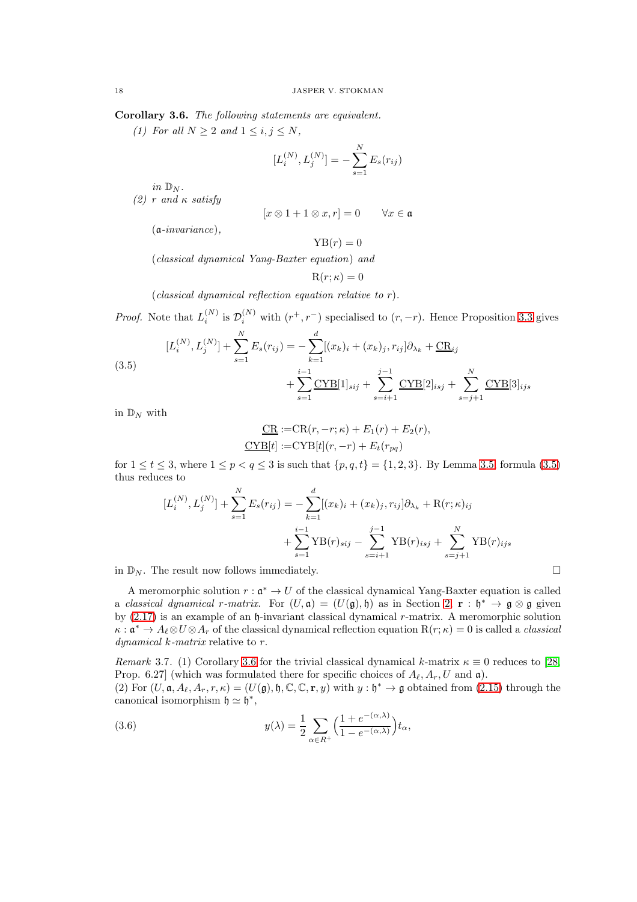**Corollary 3.6.** *The following statements are equivalent.*

*(1) For all $N \geq 2$ and $1 \leq i, j \leq N$,*

$$[L_i^{(N)}, L_j^{(N)}] = -\sum_{s=1}^{N} E_s(r_{ij})$$

*in $\mathbb{D}_N$.*

*(2) $r$ and $\kappa$ satisfy*

$$[x \otimes 1 + 1 \otimes x, r] = 0 \qquad \forall x \in \mathfrak{a}$$

*($\mathfrak{a}$-invariance),*

$$\mathrm{YB}(r) = 0$$

*(classical dynamical Yang-Baxter equation) and*

$$\mathrm{R}(r;\kappa) = 0$$

*(classical dynamical reflection equation relative to $r$).*

*Proof.* Note that $L_i^{(N)}$ is $\mathcal{D}_i^{(N)}$ with $(r^+, r^-)$ specialised to $(r, -r)$. Hence Proposition 3.3 gives

$$(3.5) \qquad \begin{aligned} [L_i^{(N)}, L_j^{(N)}] + \sum_{s=1}^{N} E_s(r_{ij}) = &-\sum_{k=1}^{d} [(x_k)_i + (x_k)_j, r_{ij}]\partial_{\lambda_k} + \underline{\mathrm{CR}}_{ij} \\ &+ \sum_{s=1}^{i-1} \underline{\mathrm{CYB}}[1]_{sij} + \sum_{s=i+1}^{j-1} \underline{\mathrm{CYB}}[2]_{isj} + \sum_{s=j+1}^{N} \underline{\mathrm{CYB}}[3]_{ijs} \end{aligned}$$

in $\mathbb{D}_N$ with

$$\begin{aligned} \underline{\mathrm{CR}} &:= \mathrm{CR}(r, -r; \kappa) + E_1(r) + E_2(r), \\ \underline{\mathrm{CYB}}[t] &:= \mathrm{CYB}[t](r, -r) + E_t(r_{pq}) \end{aligned}$$

for $1 \leq t \leq 3$, where $1 \leq p < q \leq 3$ is such that $\{p, q, t\} = \{1, 2, 3\}$. By Lemma 3.5 formula (3.5) thus reduces to

$$\begin{aligned} [L_i^{(N)}, L_j^{(N)}] + \sum_{s=1}^{N} E_s(r_{ij}) = &-\sum_{k=1}^{d} [(x_k)_i + (x_k)_j, r_{ij}]\partial_{\lambda_k} + \mathrm{R}(r;\kappa)_{ij} \\ &+ \sum_{s=1}^{i-1} \mathrm{YB}(r)_{sij} - \sum_{s=i+1}^{j-1} \mathrm{YB}(r)_{isj} + \sum_{s=j+1}^{N} \mathrm{YB}(r)_{ijs} \end{aligned}$$

in $\mathbb{D}_N$. The result now follows immediately. $\square$

A meromorphic solution $r : \mathfrak{a}^* \to U$ of the classical dynamical Yang-Baxter equation is called a *classical dynamical r-matrix*. For $(U, \mathfrak{a}) = (U(\mathfrak{g}), \mathfrak{h})$ as in Section 2, $\mathbf{r} : \mathfrak{h}^* \to \mathfrak{g} \otimes \mathfrak{g}$ given by (2.17) is an example of an $\mathfrak{h}$-invariant classical dynamical $r$-matrix. A meromorphic solution $\kappa : \mathfrak{a}^* \to A_\ell \otimes U \otimes A_r$ of the classical dynamical reflection equation $\mathrm{R}(r;\kappa) = 0$ is called a *classical dynamical k-matrix* relative to $r$.

*Remark* 3.7. (1) Corollary 3.6 for the trivial classical dynamical $k$-matrix $\kappa \equiv 0$ reduces to [28, Prop. 6.27] (which was formulated there for specific choices of $A_\ell, A_r, U$ and $\mathfrak{a}$).
(2) For $(U, \mathfrak{a}, A_\ell, A_r, r, \kappa) = (U(\mathfrak{g}), \mathfrak{h}, \mathbb{C}, \mathbb{C}, \mathbf{r}, y)$ with $y : \mathfrak{h}^* \to \mathfrak{g}$ obtained from (2.15) through the canonical isomorphism $\mathfrak{h} \simeq \mathfrak{h}^*$,

$$(3.6) \qquad y(\lambda) = \frac{1}{2} \sum_{\alpha \in R^+} \Big( \frac{1 + e^{-(\alpha,\lambda)}}{1 - e^{-(\alpha,\lambda)}} \Big) t_\alpha,$$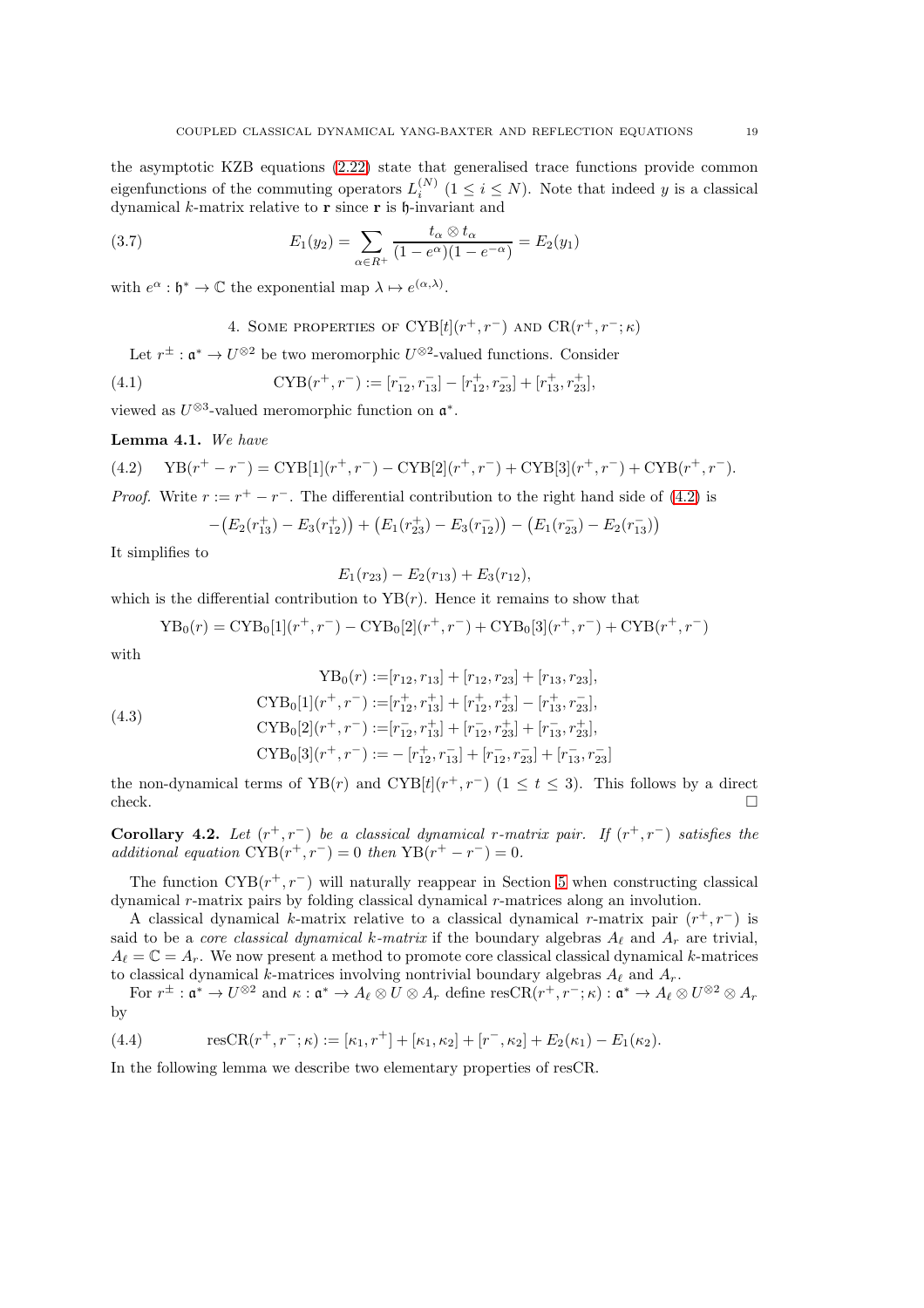the asymptotic KZB equations (2.22) state that generalised trace functions provide common eigenfunctions of the commuting operators $L_i^{(N)}$ ($1 \leq i \leq N$). Note that indeed $y$ is a classical dynamical $k$-matrix relative to $\mathbf{r}$ since $\mathbf{r}$ is $\mathfrak{h}$-invariant and

$$E_1(y_2) = \sum_{\alpha \in R^+} \frac{t_\alpha \otimes t_\alpha}{(1-e^\alpha)(1-e^{-\alpha})} = E_2(y_1) \tag{3.7}$$

with $e^\alpha : \mathfrak{h}^* \to \mathbb{C}$ the exponential map $\lambda \mapsto e^{(\alpha,\lambda)}$.

## 4. Some properties of $\mathrm{CYB}[t](r^+, r^-)$ and $\mathrm{CR}(r^+, r^-; \kappa)$

Let $r^\pm : \mathfrak{a}^* \to U^{\otimes 2}$ be two meromorphic $U^{\otimes 2}$-valued functions. Consider

$$\mathrm{CYB}(r^+, r^-) := [r_{12}^-, r_{13}^-] - [r_{12}^+, r_{23}^-] + [r_{13}^+, r_{23}^+], \tag{4.1}$$

viewed as $U^{\otimes 3}$-valued meromorphic function on $\mathfrak{a}^*$.

**Lemma 4.1.** *We have*

$$\mathrm{YB}(r^+ - r^-) = \mathrm{CYB}[1](r^+, r^-) - \mathrm{CYB}[2](r^+, r^-) + \mathrm{CYB}[3](r^+, r^-) + \mathrm{CYB}(r^+, r^-). \tag{4.2}$$

*Proof.* Write $r := r^+ - r^-$. The differential contribution to the right hand side of (4.2) is

$$-\big(E_2(r_{13}^+) - E_3(r_{12}^+)\big) + \big(E_1(r_{23}^+) - E_3(r_{12}^-)\big) - \big(E_1(r_{23}^-) - E_2(r_{13}^-)\big)$$

It simplifies to

$$E_1(r_{23}) - E_2(r_{13}) + E_3(r_{12}),$$

which is the differential contribution to $\mathrm{YB}(r)$. Hence it remains to show that

$$\mathrm{YB}_0(r) = \mathrm{CYB}_0[1](r^+, r^-) - \mathrm{CYB}_0[2](r^+, r^-) + \mathrm{CYB}_0[3](r^+, r^-) + \mathrm{CYB}(r^+, r^-)$$

with

$$\begin{aligned}
\mathrm{YB}_0(r) :=& [r_{12}, r_{13}] + [r_{12}, r_{23}] + [r_{13}, r_{23}], \\
\mathrm{CYB}_0[1](r^+, r^-) :=& [r_{12}^+, r_{13}^+] + [r_{12}^+, r_{23}^+] - [r_{13}^+, r_{23}^-], \\
\mathrm{CYB}_0[2](r^+, r^-) :=& [r_{12}^-, r_{13}^+] + [r_{12}^-, r_{23}^+] + [r_{13}^-, r_{23}^+], \\
\mathrm{CYB}_0[3](r^+, r^-) :=& -[r_{12}^+, r_{13}^-] + [r_{12}^-, r_{23}^-] + [r_{13}^-, r_{23}^-]
\end{aligned} \tag{4.3}$$

the non-dynamical terms of $\mathrm{YB}(r)$ and $\mathrm{CYB}[t](r^+, r^-)$ ($1 \leq t \leq 3$). This follows by a direct check. $\square$

**Corollary 4.2.** *Let $(r^+, r^-)$ be a classical dynamical $r$-matrix pair. If $(r^+, r^-)$ satisfies the additional equation $\mathrm{CYB}(r^+, r^-) = 0$ then $\mathrm{YB}(r^+ - r^-) = 0$.*

The function $\mathrm{CYB}(r^+, r^-)$ will naturally reappear in Section 5 when constructing classical dynamical $r$-matrix pairs by folding classical dynamical $r$-matrices along an involution.

A classical dynamical $k$-matrix relative to a classical dynamical $r$-matrix pair $(r^+, r^-)$ is said to be a *core classical dynamical $k$-matrix* if the boundary algebras $A_\ell$ and $A_r$ are trivial, $A_\ell = \mathbb{C} = A_r$. We now present a method to promote core classical classical dynamical $k$-matrices to classical dynamical $k$-matrices involving nontrivial boundary algebras $A_\ell$ and $A_r$.

For $r^\pm : \mathfrak{a}^* \to U^{\otimes 2}$ and $\kappa : \mathfrak{a}^* \to A_\ell \otimes U \otimes A_r$ define $\mathrm{resCR}(r^+, r^-; \kappa) : \mathfrak{a}^* \to A_\ell \otimes U^{\otimes 2} \otimes A_r$ by

$$\mathrm{resCR}(r^+, r^-; \kappa) := [\kappa_1, r^+] + [\kappa_1, \kappa_2] + [r^-, \kappa_2] + E_2(\kappa_1) - E_1(\kappa_2). \tag{4.4}$$

In the following lemma we describe two elementary properties of resCR.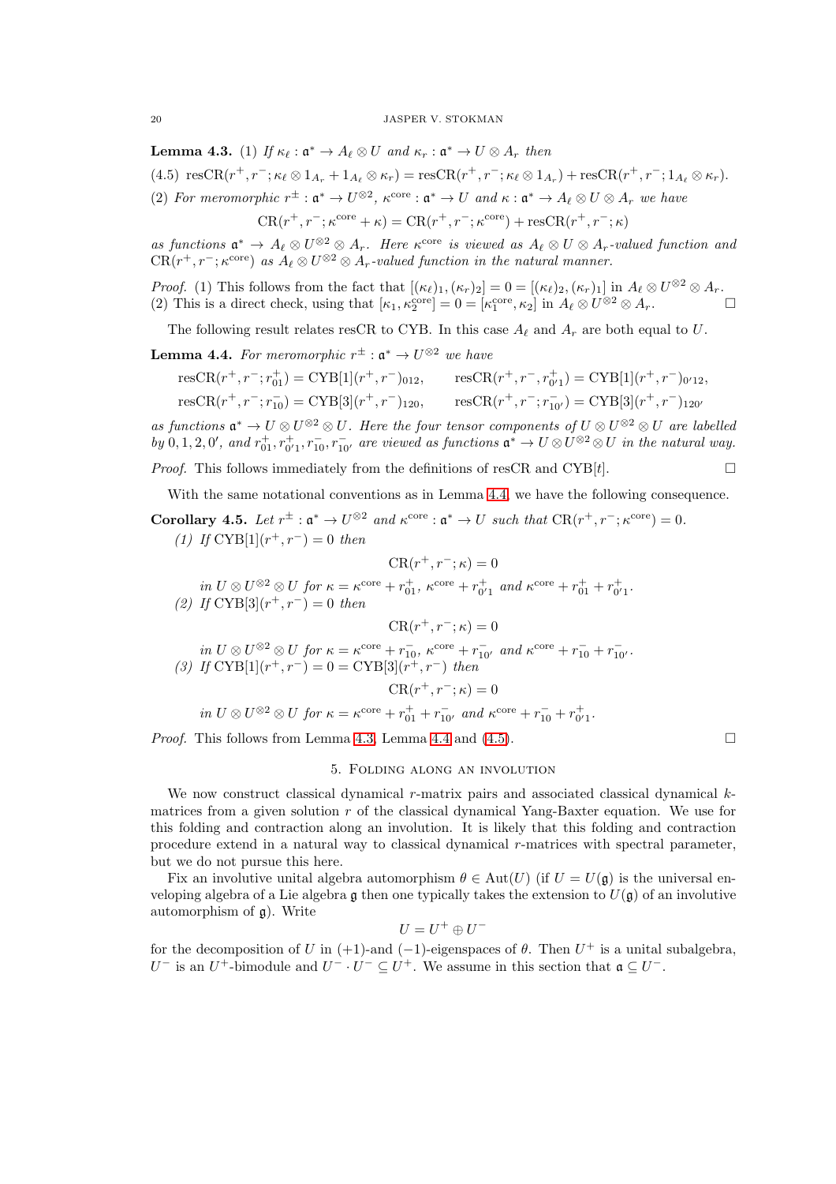**Lemma 4.3.** (1) *If* $\kappa_\ell : \mathfrak{a}^* \to A_\ell \otimes U$ *and* $\kappa_r : \mathfrak{a}^* \to U \otimes A_r$ *then*

$$\mathrm{resCR}(r^+, r^-; \kappa_\ell \otimes 1_{A_r} + 1_{A_\ell} \otimes \kappa_r) = \mathrm{resCR}(r^+, r^-; \kappa_\ell \otimes 1_{A_r}) + \mathrm{resCR}(r^+, r^-; 1_{A_\ell} \otimes \kappa_r). \tag{4.5}$$

(2) *For meromorphic* $r^\pm : \mathfrak{a}^* \to U^{\otimes 2}$*,* $\kappa^{\mathrm{core}} : \mathfrak{a}^* \to U$ *and* $\kappa : \mathfrak{a}^* \to A_\ell \otimes U \otimes A_r$ *we have*

$$\mathrm{CR}(r^+, r^-; \kappa^{\mathrm{core}} + \kappa) = \mathrm{CR}(r^+, r^-; \kappa^{\mathrm{core}}) + \mathrm{resCR}(r^+, r^-; \kappa)$$

*as functions* $\mathfrak{a}^* \to A_\ell \otimes U^{\otimes 2} \otimes A_r$*. Here* $\kappa^{\mathrm{core}}$ *is viewed as* $A_\ell \otimes U \otimes A_r$*-valued function and* $\mathrm{CR}(r^+, r^-; \kappa^{\mathrm{core}})$ *as* $A_\ell \otimes U^{\otimes 2} \otimes A_r$*-valued function in the natural manner.*

*Proof.* (1) This follows from the fact that $[(\kappa_\ell)_1, (\kappa_r)_2] = 0 = [(\kappa_\ell)_2, (\kappa_r)_1]$ in $A_\ell \otimes U^{\otimes 2} \otimes A_r$.
(2) This is a direct check, using that $[\kappa_1, \kappa_2^{\mathrm{core}}] = 0 = [\kappa_1^{\mathrm{core}}, \kappa_2]$ in $A_\ell \otimes U^{\otimes 2} \otimes A_r$. □

The following result relates resCR to CYB. In this case $A_\ell$ and $A_r$ are both equal to $U$.

**Lemma 4.4.** *For meromorphic* $r^\pm : \mathfrak{a}^* \to U^{\otimes 2}$ *we have*

$$\mathrm{resCR}(r^+, r^-; r^+_{01}) = \mathrm{CYB}[1](r^+, r^-)_{012}, \qquad \mathrm{resCR}(r^+, r^-, r^+_{0'1}) = \mathrm{CYB}[1](r^+, r^-)_{0'12},$$
$$\mathrm{resCR}(r^+, r^-; r^-_{10}) = \mathrm{CYB}[3](r^+, r^-)_{120}, \qquad \mathrm{resCR}(r^+, r^-; r^-_{10'}) = \mathrm{CYB}[3](r^+, r^-)_{120'}$$

*as functions* $\mathfrak{a}^* \to U \otimes U^{\otimes 2} \otimes U$*. Here the four tensor components of* $U \otimes U^{\otimes 2} \otimes U$ *are labelled by* $0, 1, 2, 0'$*, and* $r^+_{01}, r^+_{0'1}, r^-_{10}, r^-_{10'}$ *are viewed as functions* $\mathfrak{a}^* \to U \otimes U^{\otimes 2} \otimes U$ *in the natural way.*

*Proof.* This follows immediately from the definitions of resCR and $\mathrm{CYB}[t]$. □

With the same notational conventions as in Lemma 4.4, we have the following consequence.

**Corollary 4.5.** *Let* $r^\pm : \mathfrak{a}^* \to U^{\otimes 2}$ *and* $\kappa^{\mathrm{core}} : \mathfrak{a}^* \to U$ *such that* $\mathrm{CR}(r^+, r^-; \kappa^{\mathrm{core}}) = 0$*.*

*(1) If* $\mathrm{CYB}[1](r^+, r^-) = 0$ *then*

$$\mathrm{CR}(r^+, r^-; \kappa) = 0$$

*in* $U \otimes U^{\otimes 2} \otimes U$ *for* $\kappa = \kappa^{\mathrm{core}} + r^+_{01}$*,* $\kappa^{\mathrm{core}} + r^+_{0'1}$ *and* $\kappa^{\mathrm{core}} + r^+_{01} + r^+_{0'1}$*.*

*(2) If* $\mathrm{CYB}[3](r^+, r^-) = 0$ *then*

$$\mathrm{CR}(r^+, r^-; \kappa) = 0$$

*in* $U \otimes U^{\otimes 2} \otimes U$ *for* $\kappa = \kappa^{\mathrm{core}} + r^-_{10}$*,* $\kappa^{\mathrm{core}} + r^-_{10'}$ *and* $\kappa^{\mathrm{core}} + r^-_{10} + r^-_{10'}$*.*

*(3) If* $\mathrm{CYB}[1](r^+, r^-) = 0 = \mathrm{CYB}[3](r^+, r^-)$ *then*

$$\mathrm{CR}(r^+, r^-; \kappa) = 0$$

*in* $U \otimes U^{\otimes 2} \otimes U$ *for* $\kappa = \kappa^{\mathrm{core}} + r^+_{01} + r^-_{10'}$ *and* $\kappa^{\mathrm{core}} + r^-_{10} + r^+_{0'1}$*.*

*Proof.* This follows from Lemma 4.3, Lemma 4.4 and (4.5). □

## 5. Folding along an involution

We now construct classical dynamical $r$-matrix pairs and associated classical dynamical $k$-matrices from a given solution $r$ of the classical dynamical Yang-Baxter equation. We use for this folding and contraction along an involution. It is likely that this folding and contraction procedure extend in a natural way to classical dynamical $r$-matrices with spectral parameter, but we do not pursue this here.

Fix an involutive unital algebra automorphism $\theta \in \mathrm{Aut}(U)$ (if $U = U(\mathfrak{g})$ is the universal enveloping algebra of a Lie algebra $\mathfrak{g}$ then one typically takes the extension to $U(\mathfrak{g})$ of an involutive automorphism of $\mathfrak{g}$). Write

$$U = U^+ \oplus U^-$$

for the decomposition of $U$ in $(+1)$-and $(-1)$-eigenspaces of $\theta$. Then $U^+$ is a unital subalgebra, $U^-$ is an $U^+$-bimodule and $U^- \cdot U^- \subseteq U^+$. We assume in this section that $\mathfrak{a} \subseteq U^-$.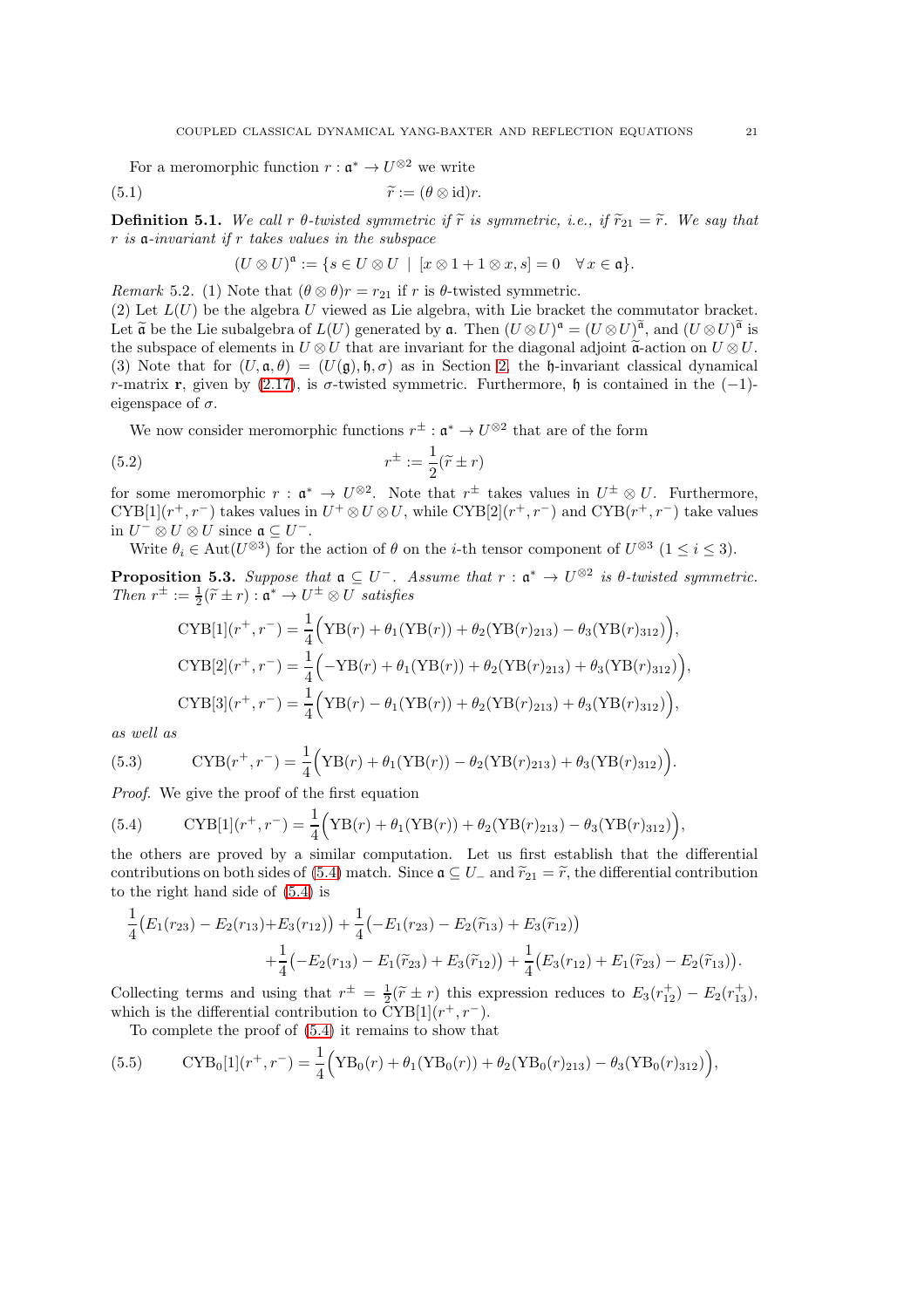For a meromorphic function $r : \mathfrak{a}^* \to U^{\otimes 2}$ we write

$$\widetilde{r} := (\theta \otimes \mathrm{id}) r. \tag{5.1}$$

**Definition 5.1.** *We call $r$ $\theta$-twisted symmetric if $\widetilde{r}$ is symmetric, i.e., if $\widetilde{r}_{21} = \widetilde{r}$. We say that $r$ is $\mathfrak{a}$-invariant if $r$ takes values in the subspace*

$$(U \otimes U)^{\mathfrak{a}} := \{ s \in U \otimes U \mid [x \otimes 1 + 1 \otimes x, s] = 0 \quad \forall x \in \mathfrak{a} \}.$$

*Remark* 5.2. (1) Note that $(\theta \otimes \theta) r = r_{21}$ if $r$ is $\theta$-twisted symmetric.
(2) Let $L(U)$ be the algebra $U$ viewed as Lie algebra, with Lie bracket the commutator bracket. Let $\widetilde{\mathfrak{a}}$ be the Lie subalgebra of $L(U)$ generated by $\mathfrak{a}$. Then $(U \otimes U)^{\mathfrak{a}} = (U \otimes U)^{\widetilde{\mathfrak{a}}}$, and $(U \otimes U)^{\widetilde{\mathfrak{a}}}$ is the subspace of elements in $U \otimes U$ that are invariant for the diagonal adjoint $\widetilde{\mathfrak{a}}$-action on $U \otimes U$.
(3) Note that for $(U, \mathfrak{a}, \theta) = (U(\mathfrak{g}), \mathfrak{h}, \sigma)$ as in Section 2, the $\mathfrak{h}$-invariant classical dynamical $r$-matrix $\mathbf{r}$, given by (2.17), is $\sigma$-twisted symmetric. Furthermore, $\mathfrak{h}$ is contained in the $(-1)$-eigenspace of $\sigma$.

We now consider meromorphic functions $r^\pm : \mathfrak{a}^* \to U^{\otimes 2}$ that are of the form

$$r^\pm := \frac{1}{2}(\widetilde{r} \pm r) \tag{5.2}$$

for some meromorphic $r : \mathfrak{a}^* \to U^{\otimes 2}$. Note that $r^\pm$ takes values in $U^\pm \otimes U$. Furthermore, $\mathrm{CYB}[1](r^+, r^-)$ takes values in $U^+ \otimes U \otimes U$, while $\mathrm{CYB}[2](r^+, r^-)$ and $\mathrm{CYB}(r^+, r^-)$ take values in $U^- \otimes U \otimes U$ since $\mathfrak{a} \subseteq U^-$.

Write $\theta_i \in \mathrm{Aut}(U^{\otimes 3})$ for the action of $\theta$ on the $i$-th tensor component of $U^{\otimes 3}$ $(1 \leq i \leq 3)$.

**Proposition 5.3.** *Suppose that $\mathfrak{a} \subseteq U^-$. Assume that $r : \mathfrak{a}^* \to U^{\otimes 2}$ is $\theta$-twisted symmetric. Then $r^\pm := \frac{1}{2}(\widetilde{r} \pm r) : \mathfrak{a}^* \to U^\pm \otimes U$ satisfies*

$$\mathrm{CYB}[1](r^+, r^-) = \frac{1}{4}\Big(\mathrm{YB}(r) + \theta_1(\mathrm{YB}(r)) + \theta_2(\mathrm{YB}(r)_{213}) - \theta_3(\mathrm{YB}(r)_{312})\Big),$$
$$\mathrm{CYB}[2](r^+, r^-) = \frac{1}{4}\Big(-\mathrm{YB}(r) + \theta_1(\mathrm{YB}(r)) + \theta_2(\mathrm{YB}(r)_{213}) + \theta_3(\mathrm{YB}(r)_{312})\Big),$$
$$\mathrm{CYB}[3](r^+, r^-) = \frac{1}{4}\Big(\mathrm{YB}(r) - \theta_1(\mathrm{YB}(r)) + \theta_2(\mathrm{YB}(r)_{213}) + \theta_3(\mathrm{YB}(r)_{312})\Big),$$

*as well as*

$$\mathrm{CYB}(r^+, r^-) = \frac{1}{4}\Big(\mathrm{YB}(r) + \theta_1(\mathrm{YB}(r)) - \theta_2(\mathrm{YB}(r)_{213}) + \theta_3(\mathrm{YB}(r)_{312})\Big). \tag{5.3}$$

*Proof.* We give the proof of the first equation

$$\mathrm{CYB}[1](r^+, r^-) = \frac{1}{4}\Big(\mathrm{YB}(r) + \theta_1(\mathrm{YB}(r)) + \theta_2(\mathrm{YB}(r)_{213}) - \theta_3(\mathrm{YB}(r)_{312})\Big), \tag{5.4}$$

the others are proved by a similar computation. Let us first establish that the differential contributions on both sides of (5.4) match. Since $\mathfrak{a} \subseteq U_-$ and $\widetilde{r}_{21} = \widetilde{r}$, the differential contribution to the right hand side of (5.4) is

$$\frac{1}{4}\big(E_1(r_{23}) - E_2(r_{13}) + E_3(r_{12})\big) + \frac{1}{4}\big(-E_1(r_{23}) - E_2(\widetilde{r}_{13}) + E_3(\widetilde{r}_{12})\big)$$
$$+ \frac{1}{4}\big(-E_2(r_{13}) - E_1(\widetilde{r}_{23}) + E_3(\widetilde{r}_{12})\big) + \frac{1}{4}\big(E_3(r_{12}) + E_1(\widetilde{r}_{23}) - E_2(\widetilde{r}_{13})\big).$$

Collecting terms and using that $r^\pm = \frac{1}{2}(\widetilde{r} \pm r)$ this expression reduces to $E_3(r^+_{12}) - E_2(r^+_{13})$, which is the differential contribution to $\mathrm{CYB}[1](r^+, r^-)$.

To complete the proof of (5.4) it remains to show that

$$\mathrm{CYB}_0[1](r^+, r^-) = \frac{1}{4}\Big(\mathrm{YB}_0(r) + \theta_1(\mathrm{YB}_0(r)) + \theta_2(\mathrm{YB}_0(r)_{213}) - \theta_3(\mathrm{YB}_0(r)_{312})\Big), \tag{5.5}$$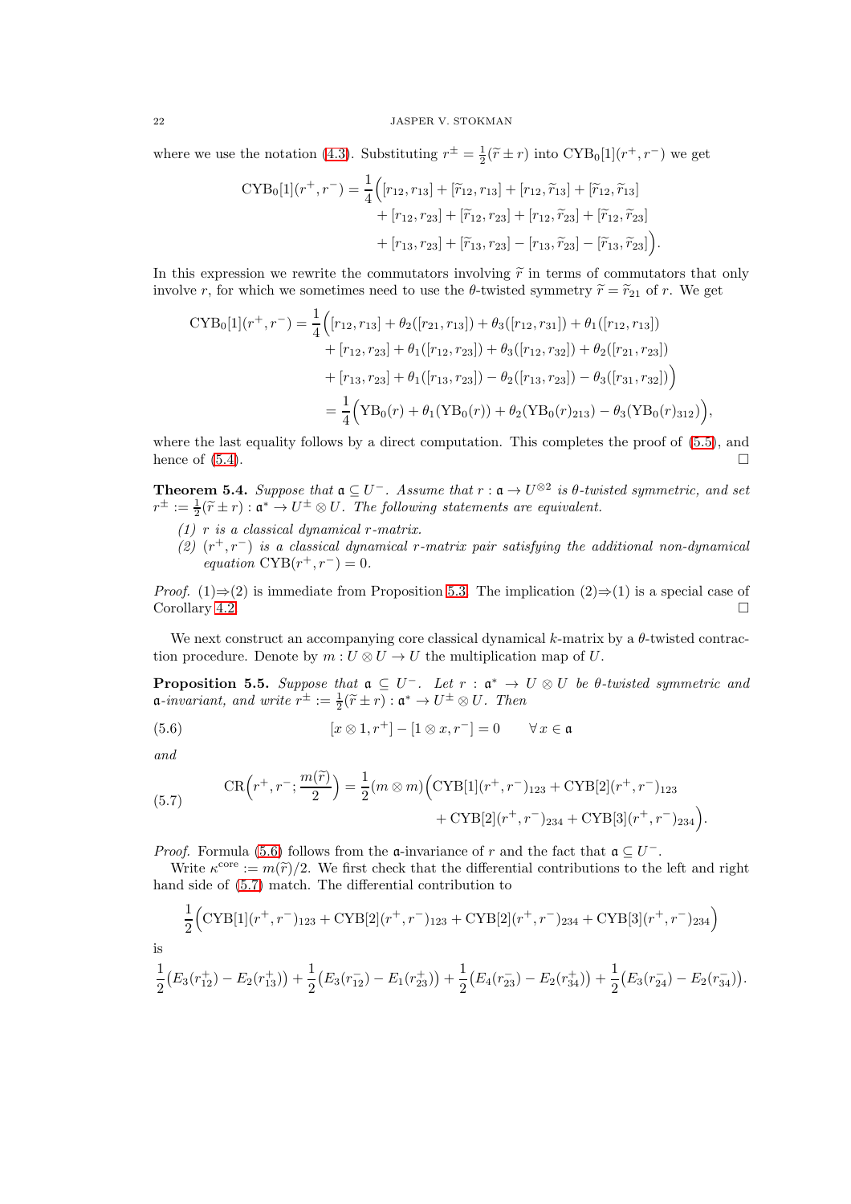where we use the notation (4.3). Substituting $r^\pm = \frac{1}{2}(\widetilde{r} \pm r)$ into $\mathrm{CYB}_0[1](r^+,r^-)$ we get

$$
\begin{aligned}
\mathrm{CYB}_0[1](r^+,r^-) = \frac{1}{4}\Big(&[r_{12},r_{13}] + [\widetilde{r}_{12},r_{13}] + [r_{12},\widetilde{r}_{13}] + [\widetilde{r}_{12},\widetilde{r}_{13}]\\
&+ [r_{12},r_{23}] + [\widetilde{r}_{12},r_{23}] + [r_{12},\widetilde{r}_{23}] + [\widetilde{r}_{12},\widetilde{r}_{23}]\\
&+ [r_{13},r_{23}] + [\widetilde{r}_{13},r_{23}] - [r_{13},\widetilde{r}_{23}] - [\widetilde{r}_{13},\widetilde{r}_{23}]\Big).
\end{aligned}
$$

In this expression we rewrite the commutators involving $\widetilde{r}$ in terms of commutators that only involve $r$, for which we sometimes need to use the $\theta$-twisted symmetry $\widetilde{r} = \widetilde{r}_{21}$ of $r$. We get

$$
\begin{aligned}
\mathrm{CYB}_0[1](r^+,r^-) &= \frac{1}{4}\Big([r_{12},r_{13}] + \theta_2([r_{21},r_{13}]) + \theta_3([r_{12},r_{31}]) + \theta_1([r_{12},r_{13}])\\
&\qquad + [r_{12},r_{23}] + \theta_1([r_{12},r_{23}]) + \theta_3([r_{12},r_{32}]) + \theta_2([r_{21},r_{23}])\\
&\qquad + [r_{13},r_{23}] + \theta_1([r_{13},r_{23}]) - \theta_2([r_{13},r_{23}]) - \theta_3([r_{31},r_{32}])\Big)\\
&= \frac{1}{4}\Big(\mathrm{YB}_0(r) + \theta_1(\mathrm{YB}_0(r)) + \theta_2(\mathrm{YB}_0(r)_{213}) - \theta_3(\mathrm{YB}_0(r)_{312})\Big),
\end{aligned}
$$

where the last equality follows by a direct computation. This completes the proof of (5.5), and hence of (5.4). $\square$

**Theorem 5.4.** *Suppose that $\mathfrak{a} \subseteq U^-$. Assume that $r : \mathfrak{a} \to U^{\otimes 2}$ is $\theta$-twisted symmetric, and set $r^\pm := \frac{1}{2}(\widetilde{r} \pm r) : \mathfrak{a}^* \to U^\pm \otimes U$. The following statements are equivalent.*

*(1) $r$ is a classical dynamical r-matrix.*

*(2) $(r^+,r^-)$ is a classical dynamical r-matrix pair satisfying the additional non-dynamical equation $\mathrm{CYB}(r^+,r^-) = 0$.*

*Proof.* (1)⇒(2) is immediate from Proposition 5.3. The implication (2)⇒(1) is a special case of Corollary 4.2. $\square$

We next construct an accompanying core classical dynamical $k$-matrix by a $\theta$-twisted contraction procedure. Denote by $m : U \otimes U \to U$ the multiplication map of $U$.

**Proposition 5.5.** *Suppose that $\mathfrak{a} \subseteq U^-$. Let $r : \mathfrak{a}^* \to U \otimes U$ be $\theta$-twisted symmetric and $\mathfrak{a}$-invariant, and write $r^\pm := \frac{1}{2}(\widetilde{r} \pm r) : \mathfrak{a}^* \to U^\pm \otimes U$. Then*

$$
[x \otimes 1, r^+] - [1 \otimes x, r^-] = 0 \qquad \forall\, x \in \mathfrak{a} \tag{5.6}
$$

*and*

$$
\begin{aligned}
\mathrm{CR}\Big(r^+,r^-;\frac{m(\widetilde{r})}{2}\Big) = \frac{1}{2}(m\otimes m)\Big(&\mathrm{CYB}[1](r^+,r^-)_{123} + \mathrm{CYB}[2](r^+,r^-)_{123}\\
&+ \mathrm{CYB}[2](r^+,r^-)_{234} + \mathrm{CYB}[3](r^+,r^-)_{234}\Big).
\end{aligned} \tag{5.7}
$$

*Proof.* Formula (5.6) follows from the $\mathfrak{a}$-invariance of $r$ and the fact that $\mathfrak{a} \subseteq U^-$.

Write $\kappa^{\mathrm{core}} := m(\widetilde{r})/2$. We first check that the differential contributions to the left and right hand side of (5.7) match. The differential contribution to

$$
\frac{1}{2}\Big(\mathrm{CYB}[1](r^+,r^-)_{123} + \mathrm{CYB}[2](r^+,r^-)_{123} + \mathrm{CYB}[2](r^+,r^-)_{234} + \mathrm{CYB}[3](r^+,r^-)_{234}\Big)
$$

is

$$
\frac{1}{2}\big(E_3(r_{12}^+) - E_2(r_{13}^+)\big) + \frac{1}{2}\big(E_3(r_{12}^-) - E_1(r_{23}^+)\big) + \frac{1}{2}\big(E_4(r_{23}^-) - E_2(r_{34}^+)\big) + \frac{1}{2}\big(E_3(r_{24}^-) - E_2(r_{34}^-)\big).
$$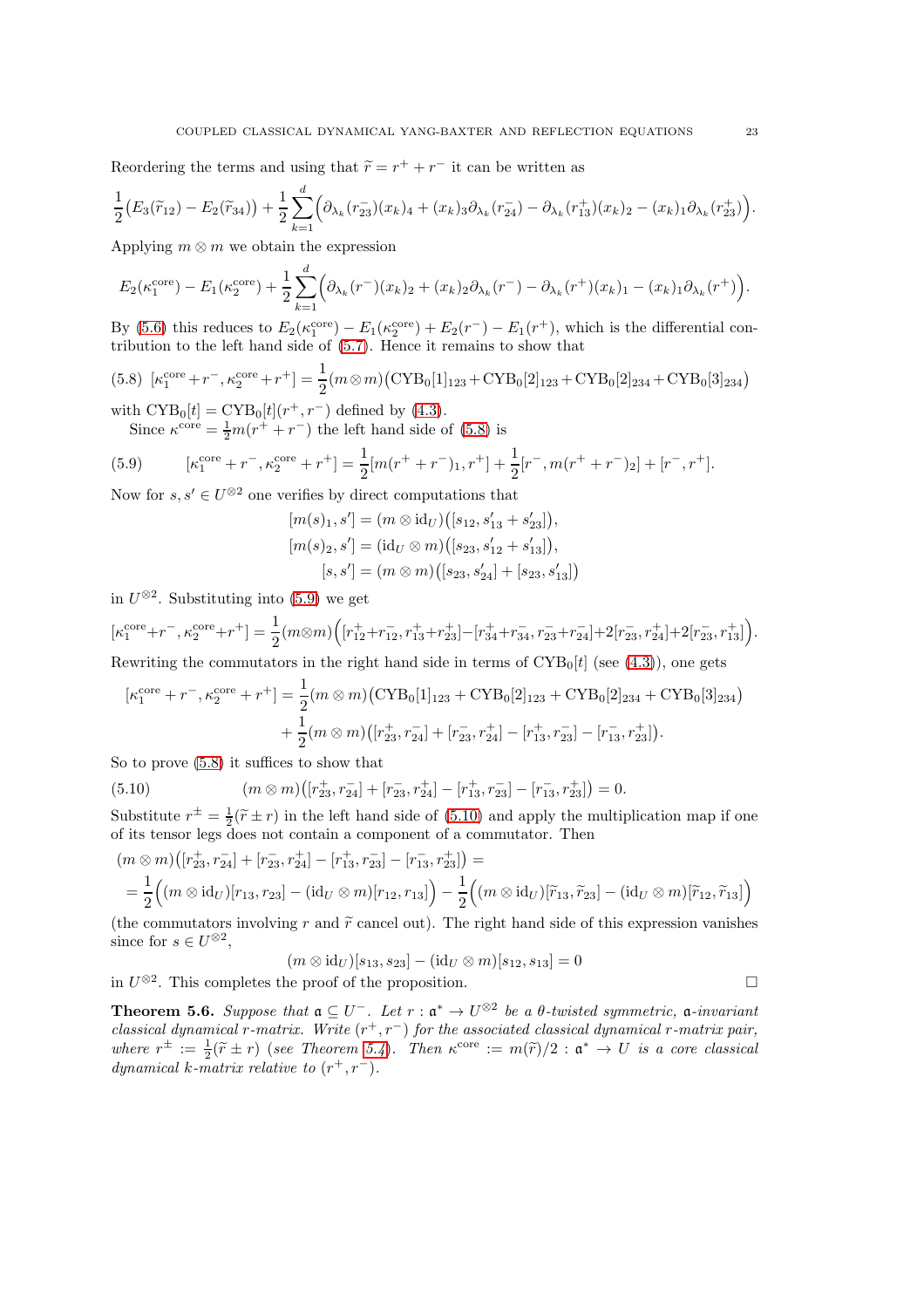Reordering the terms and using that $\widetilde{r} = r^+ + r^-$ it can be written as

$$\frac{1}{2}\big(E_3(\widetilde{r}_{12}) - E_2(\widetilde{r}_{34})\big) + \frac{1}{2}\sum_{k=1}^{d}\Big(\partial_{\lambda_k}(r^-_{23})(x_k)_4 + (x_k)_3\partial_{\lambda_k}(r^-_{24}) - \partial_{\lambda_k}(r^+_{13})(x_k)_2 - (x_k)_1\partial_{\lambda_k}(r^+_{23})\Big).$$

Applying $m\otimes m$ we obtain the expression

$$E_2(\kappa_1^{\mathrm{core}}) - E_1(\kappa_2^{\mathrm{core}}) + \frac{1}{2}\sum_{k=1}^{d}\Big(\partial_{\lambda_k}(r^-)(x_k)_2 + (x_k)_2\partial_{\lambda_k}(r^-) - \partial_{\lambda_k}(r^+)(x_k)_1 - (x_k)_1\partial_{\lambda_k}(r^+)\Big).$$

By (5.6) this reduces to $E_2(\kappa_1^{\mathrm{core}}) - E_1(\kappa_2^{\mathrm{core}}) + E_2(r^-) - E_1(r^+)$, which is the differential contribution to the left hand side of (5.7). Hence it remains to show that

$$(5.8)\quad [\kappa_1^{\mathrm{core}} + r^-, \kappa_2^{\mathrm{core}} + r^+] = \frac{1}{2}(m\otimes m)\big(\mathrm{CYB}_0[1]_{123} + \mathrm{CYB}_0[2]_{123} + \mathrm{CYB}_0[2]_{234} + \mathrm{CYB}_0[3]_{234}\big)$$

with $\mathrm{CYB}_0[t] = \mathrm{CYB}_0[t](r^+, r^-)$ defined by (4.3).

Since $\kappa^{\mathrm{core}} = \frac{1}{2}m(r^+ + r^-)$ the left hand side of (5.8) is

$$(5.9)\qquad [\kappa_1^{\mathrm{core}} + r^-, \kappa_2^{\mathrm{core}} + r^+] = \frac{1}{2}[m(r^+ + r^-)_1, r^+] + \frac{1}{2}[r^-, m(r^+ + r^-)_2] + [r^-, r^+].$$

Now for $s, s' \in U^{\otimes 2}$ one verifies by direct computations that

$$[m(s)_1, s'] = (m\otimes \mathrm{id}_U)\big([s_{12}, s'_{13} + s'_{23}]\big),$$
$$[m(s)_2, s'] = (\mathrm{id}_U\otimes m)\big([s_{23}, s'_{12} + s'_{13}]\big),$$
$$[s, s'] = (m\otimes m)\big([s_{23}, s'_{24}] + [s_{23}, s'_{13}]\big)$$

in $U^{\otimes 2}$. Substituting into (5.9) we get

$$[\kappa_1^{\mathrm{core}} + r^-, \kappa_2^{\mathrm{core}} + r^+] = \frac{1}{2}(m\otimes m)\Big([r^+_{12} + r^-_{12}, r^+_{13} + r^+_{23}] - [r^+_{34} + r^-_{34}, r^-_{23} + r^-_{24}] + 2[r^-_{23}, r^+_{24}] + 2[r^-_{23}, r^+_{13}]\Big).$$

Rewriting the commutators in the right hand side in terms of $\mathrm{CYB}_0[t]$ (see (4.3)), one gets

$$[\kappa_1^{\mathrm{core}} + r^-, \kappa_2^{\mathrm{core}} + r^+] = \frac{1}{2}(m\otimes m)\big(\mathrm{CYB}_0[1]_{123} + \mathrm{CYB}_0[2]_{123} + \mathrm{CYB}_0[2]_{234} + \mathrm{CYB}_0[3]_{234}\big)$$
$$+ \frac{1}{2}(m\otimes m)\big([r^+_{23}, r^-_{24}] + [r^-_{23}, r^+_{24}] - [r^+_{13}, r^-_{23}] - [r^-_{13}, r^+_{23}]\big).$$

So to prove (5.8) it suffices to show that

$$(5.10)\qquad (m\otimes m)\big([r^+_{23}, r^-_{24}] + [r^-_{23}, r^+_{24}] - [r^+_{13}, r^-_{23}] - [r^-_{13}, r^+_{23}]\big) = 0.$$

Substitute $r^{\pm} = \frac{1}{2}(\widetilde{r} \pm r)$ in the left hand side of (5.10) and apply the multiplication map if one of its tensor legs does not contain a component of a commutator. Then

$$(m\otimes m)\big([r^+_{23}, r^-_{24}] + [r^-_{23}, r^+_{24}] - [r^+_{13}, r^-_{23}] - [r^-_{13}, r^+_{23}]\big) =$$
$$= \frac{1}{2}\Big((m\otimes \mathrm{id}_U)[r_{13}, r_{23}] - (\mathrm{id}_U\otimes m)[r_{12}, r_{13}]\Big) - \frac{1}{2}\Big((m\otimes \mathrm{id}_U)[\widetilde{r}_{13}, \widetilde{r}_{23}] - (\mathrm{id}_U\otimes m)[\widetilde{r}_{12}, \widetilde{r}_{13}]\Big)$$

(the commutators involving $r$ and $\widetilde{r}$ cancel out). The right hand side of this expression vanishes since for $s \in U^{\otimes 2}$,

$$(m\otimes \mathrm{id}_U)[s_{13}, s_{23}] - (\mathrm{id}_U\otimes m)[s_{12}, s_{13}] = 0$$

in $U^{\otimes 2}$. This completes the proof of the proposition. $\square$

**Theorem 5.6.** *Suppose that $\mathfrak{a} \subseteq U^-$. Let $r : \mathfrak{a}^* \to U^{\otimes 2}$ be a $\theta$-twisted symmetric, $\mathfrak{a}$-invariant classical dynamical r-matrix. Write $(r^+, r^-)$ for the associated classical dynamical r-matrix pair, where $r^{\pm} := \frac{1}{2}(\widetilde{r} \pm r)$ (see Theorem 5.4). Then $\kappa^{\mathrm{core}} := m(\widetilde{r})/2 : \mathfrak{a}^* \to U$ is a core classical dynamical k-matrix relative to $(r^+, r^-)$.*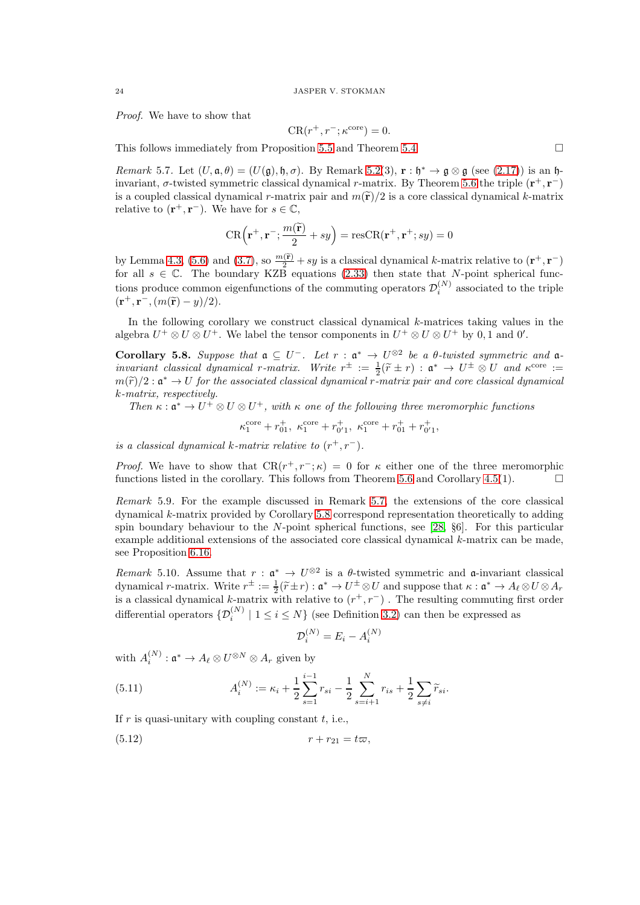*Proof.* We have to show that

$$\mathrm{CR}(r^+, r^-; \kappa^{\mathrm{core}}) = 0.$$

This follows immediately from Proposition 5.5 and Theorem 5.4. □

*Remark* 5.7. Let $(U, \mathfrak{a}, \theta) = (U(\mathfrak{g}), \mathfrak{h}, \sigma)$. By Remark 5.2(3), $\mathbf{r} : \mathfrak{h}^* \to \mathfrak{g} \otimes \mathfrak{g}$ (see (2.17)) is an $\mathfrak{h}$-invariant, $\sigma$-twisted symmetric classical dynamical $r$-matrix. By Theorem 5.6 the triple $(\mathbf{r}^+, \mathbf{r}^-)$ is a coupled classical dynamical $r$-matrix pair and $m(\widetilde{\mathbf{r}})/2$ is a core classical dynamical $k$-matrix relative to $(\mathbf{r}^+, \mathbf{r}^-)$. We have for $s \in \mathbb{C}$,

$$\mathrm{CR}\Big(\mathbf{r}^+, \mathbf{r}^-; \frac{m(\widetilde{\mathbf{r}})}{2} + sy\Big) = \mathrm{resCR}(\mathbf{r}^+, \mathbf{r}^+; sy) = 0$$

by Lemma 4.3, (5.6) and (3.7), so $\frac{m(\widetilde{\mathbf{r}})}{2} + sy$ is a classical dynamical $k$-matrix relative to $(\mathbf{r}^+, \mathbf{r}^-)$ for all $s \in \mathbb{C}$. The boundary KZB equations (2.33) then state that $N$-point spherical functions produce common eigenfunctions of the commuting operators $\mathcal{D}_i^{(N)}$ associated to the triple $(\mathbf{r}^+, \mathbf{r}^-, (m(\widetilde{\mathbf{r}}) - y)/2)$.

In the following corollary we construct classical dynamical $k$-matrices taking values in the algebra $U^+ \otimes U \otimes U^+$. We label the tensor components in $U^+ \otimes U \otimes U^+$ by $0, 1$ and $0'$.

**Corollary 5.8.** *Suppose that $\mathfrak{a} \subseteq U^-$. Let $r : \mathfrak{a}^* \to U^{\otimes 2}$ be a $\theta$-twisted symmetric and $\mathfrak{a}$-invariant classical dynamical $r$-matrix. Write $r^{\pm} := \frac{1}{2}(\widetilde{r} \pm r) : \mathfrak{a}^* \to U^{\pm} \otimes U$ and $\kappa^{\mathrm{core}} := m(\widetilde{r})/2 : \mathfrak{a}^* \to U$ for the associated classical dynamical $r$-matrix pair and core classical dynamical $k$-matrix, respectively.*

*Then $\kappa : \mathfrak{a}^* \to U^+ \otimes U \otimes U^+$, with $\kappa$ one of the following three meromorphic functions*

$$\kappa_1^{\mathrm{core}} + r_{01}^+, \ \kappa_1^{\mathrm{core}} + r_{0'1}^+, \ \kappa_1^{\mathrm{core}} + r_{01}^+ + r_{0'1}^+,$$

*is a classical dynamical $k$-matrix relative to $(r^+, r^-)$.*

*Proof.* We have to show that $\mathrm{CR}(r^+, r^-; \kappa) = 0$ for $\kappa$ either one of the three meromorphic functions listed in the corollary. This follows from Theorem 5.6 and Corollary 4.5(1). □

*Remark* 5.9. For the example discussed in Remark 5.7, the extensions of the core classical dynamical $k$-matrix provided by Corollary 5.8 correspond representation theoretically to adding spin boundary behaviour to the $N$-point spherical functions, see [28, §6]. For this particular example additional extensions of the associated core classical dynamical $k$-matrix can be made, see Proposition 6.16.

*Remark* 5.10. Assume that $r : \mathfrak{a}^* \to U^{\otimes 2}$ is a $\theta$-twisted symmetric and $\mathfrak{a}$-invariant classical dynamical $r$-matrix. Write $r^{\pm} := \frac{1}{2}(\widetilde{r} \pm r) : \mathfrak{a}^* \to U^{\pm} \otimes U$ and suppose that $\kappa : \mathfrak{a}^* \to A_\ell \otimes U \otimes A_r$ is a classical dynamical $k$-matrix with relative to $(r^+, r^-)$ . The resulting commuting first order differential operators $\{\mathcal{D}_i^{(N)} \mid 1 \leq i \leq N\}$ (see Definition 3.2) can then be expressed as

$$\mathcal{D}_i^{(N)} = E_i - A_i^{(N)}$$

with $A_i^{(N)} : \mathfrak{a}^* \to A_\ell \otimes U^{\otimes N} \otimes A_r$ given by

$$A_i^{(N)} := \kappa_i + \frac{1}{2}\sum_{s=1}^{i-1} r_{si} - \frac{1}{2}\sum_{s=i+1}^{N} r_{is} + \frac{1}{2}\sum_{s \neq i} \widetilde{r}_{si}. \tag{5.11}$$

If $r$ is quasi-unitary with coupling constant $t$, i.e.,

$$r + r_{21} = t\varpi, \tag{5.12}$$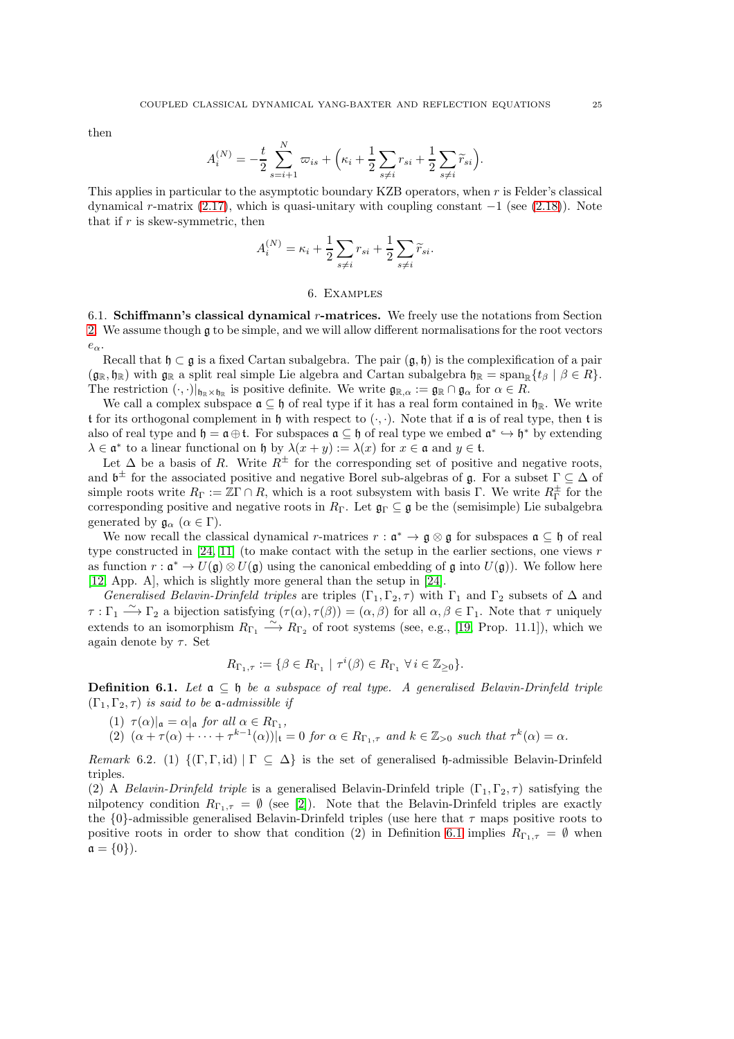then

$$A_i^{(N)} = -\frac{t}{2}\sum_{s=i+1}^{N}\varpi_{is} + \Big(\kappa_i + \frac{1}{2}\sum_{s\neq i} r_{si} + \frac{1}{2}\sum_{s\neq i}\widetilde{r}_{si}\Big).$$

This applies in particular to the asymptotic boundary KZB operators, when $r$ is Felder's classical dynamical $r$-matrix (2.17), which is quasi-unitary with coupling constant $-1$ (see (2.18)). Note that if $r$ is skew-symmetric, then

$$A_i^{(N)} = \kappa_i + \frac{1}{2}\sum_{s\neq i} r_{si} + \frac{1}{2}\sum_{s\neq i}\widetilde{r}_{si}.$$

## 6. Examples

**6.1. Schiffmann's classical dynamical $r$-matrices.** We freely use the notations from Section 2. We assume though $\mathfrak{g}$ to be simple, and we will allow different normalisations for the root vectors $e_\alpha$.

Recall that $\mathfrak{h}\subset\mathfrak{g}$ is a fixed Cartan subalgebra. The pair $(\mathfrak{g},\mathfrak{h})$ is the complexification of a pair $(\mathfrak{g}_{\mathbb{R}},\mathfrak{h}_{\mathbb{R}})$ with $\mathfrak{g}_{\mathbb{R}}$ a split real simple Lie algebra and Cartan subalgebra $\mathfrak{h}_{\mathbb{R}} = \mathrm{span}_{\mathbb{R}}\{t_\beta \mid \beta\in R\}$. The restriction $(\cdot,\cdot)|_{\mathfrak{h}_{\mathbb{R}}\times\mathfrak{h}_{\mathbb{R}}}$ is positive definite. We write $\mathfrak{g}_{\mathbb{R},\alpha} := \mathfrak{g}_{\mathbb{R}}\cap\mathfrak{g}_\alpha$ for $\alpha\in R$.

We call a complex subspace $\mathfrak{a}\subseteq\mathfrak{h}$ of real type if it has a real form contained in $\mathfrak{h}_{\mathbb{R}}$. We write $\mathfrak{t}$ for its orthogonal complement in $\mathfrak{h}$ with respect to $(\cdot,\cdot)$. Note that if $\mathfrak{a}$ is of real type, then $\mathfrak{t}$ is also of real type and $\mathfrak{h}=\mathfrak{a}\oplus\mathfrak{t}$. For subspaces $\mathfrak{a}\subseteq\mathfrak{h}$ of real type we embed $\mathfrak{a}^*\hookrightarrow\mathfrak{h}^*$ by extending $\lambda\in\mathfrak{a}^*$ to a linear functional on $\mathfrak{h}$ by $\lambda(x+y):=\lambda(x)$ for $x\in\mathfrak{a}$ and $y\in\mathfrak{t}$.

Let $\Delta$ be a basis of $R$. Write $R^{\pm}$ for the corresponding set of positive and negative roots, and $\mathfrak{b}^{\pm}$ for the associated positive and negative Borel sub-algebras of $\mathfrak{g}$. For a subset $\Gamma\subseteq\Delta$ of simple roots write $R_\Gamma := \mathbb{Z}\Gamma\cap R$, which is a root subsystem with basis $\Gamma$. We write $R_\Gamma^{\pm}$ for the corresponding positive and negative roots in $R_\Gamma$. Let $\mathfrak{g}_\Gamma\subseteq\mathfrak{g}$ be the (semisimple) Lie subalgebra generated by $\mathfrak{g}_\alpha$ $(\alpha\in\Gamma)$.

We now recall the classical dynamical $r$-matrices $r:\mathfrak{a}^*\to\mathfrak{g}\otimes\mathfrak{g}$ for subspaces $\mathfrak{a}\subseteq\mathfrak{h}$ of real type constructed in [24, 11] (to make contact with the setup in the earlier sections, one views $r$ as function $r:\mathfrak{a}^*\to U(\mathfrak{g})\otimes U(\mathfrak{g})$ using the canonical embedding of $\mathfrak{g}$ into $U(\mathfrak{g})$). We follow here [12, App. A], which is slightly more general than the setup in [24].

*Generalised Belavin-Drinfeld triples* are triples $(\Gamma_1,\Gamma_2,\tau)$ with $\Gamma_1$ and $\Gamma_2$ subsets of $\Delta$ and $\tau:\Gamma_1\xrightarrow{\sim}\Gamma_2$ a bijection satisfying $(\tau(\alpha),\tau(\beta))=(\alpha,\beta)$ for all $\alpha,\beta\in\Gamma_1$. Note that $\tau$ uniquely extends to an isomorphism $R_{\Gamma_1}\xrightarrow{\sim}R_{\Gamma_2}$ of root systems (see, e.g., [19, Prop. 11.1]), which we again denote by $\tau$. Set

$$R_{\Gamma_1,\tau} := \{\beta\in R_{\Gamma_1} \mid \tau^i(\beta)\in R_{\Gamma_1}\ \forall\, i\in\mathbb{Z}_{\geq 0}\}.$$

**Definition 6.1.** *Let $\mathfrak{a}\subseteq\mathfrak{h}$ be a subspace of real type. A generalised Belavin-Drinfeld triple $(\Gamma_1,\Gamma_2,\tau)$ is said to be $\mathfrak{a}$-admissible if*

1. *$\tau(\alpha)|_{\mathfrak{a}} = \alpha|_{\mathfrak{a}}$ for all $\alpha\in R_{\Gamma_1}$,*
2. *$(\alpha+\tau(\alpha)+\cdots+\tau^{k-1}(\alpha))|_{\mathfrak{t}} = 0$ for $\alpha\in R_{\Gamma_1,\tau}$ and $k\in\mathbb{Z}_{>0}$ such that $\tau^k(\alpha)=\alpha$.*

*Remark* 6.2. (1) $\{(\Gamma,\Gamma,\mathrm{id}) \mid \Gamma\subseteq\Delta\}$ is the set of generalised $\mathfrak{h}$-admissible Belavin-Drinfeld triples.

(2) A *Belavin-Drinfeld triple* is a generalised Belavin-Drinfeld triple $(\Gamma_1,\Gamma_2,\tau)$ satisfying the nilpotency condition $R_{\Gamma_1,\tau}=\emptyset$ (see [2]). Note that the Belavin-Drinfeld triples are exactly the $\{0\}$-admissible generalised Belavin-Drinfeld triples (use here that $\tau$ maps positive roots to positive roots in order to show that condition (2) in Definition 6.1 implies $R_{\Gamma_1,\tau}=\emptyset$ when $\mathfrak{a}=\{0\}$).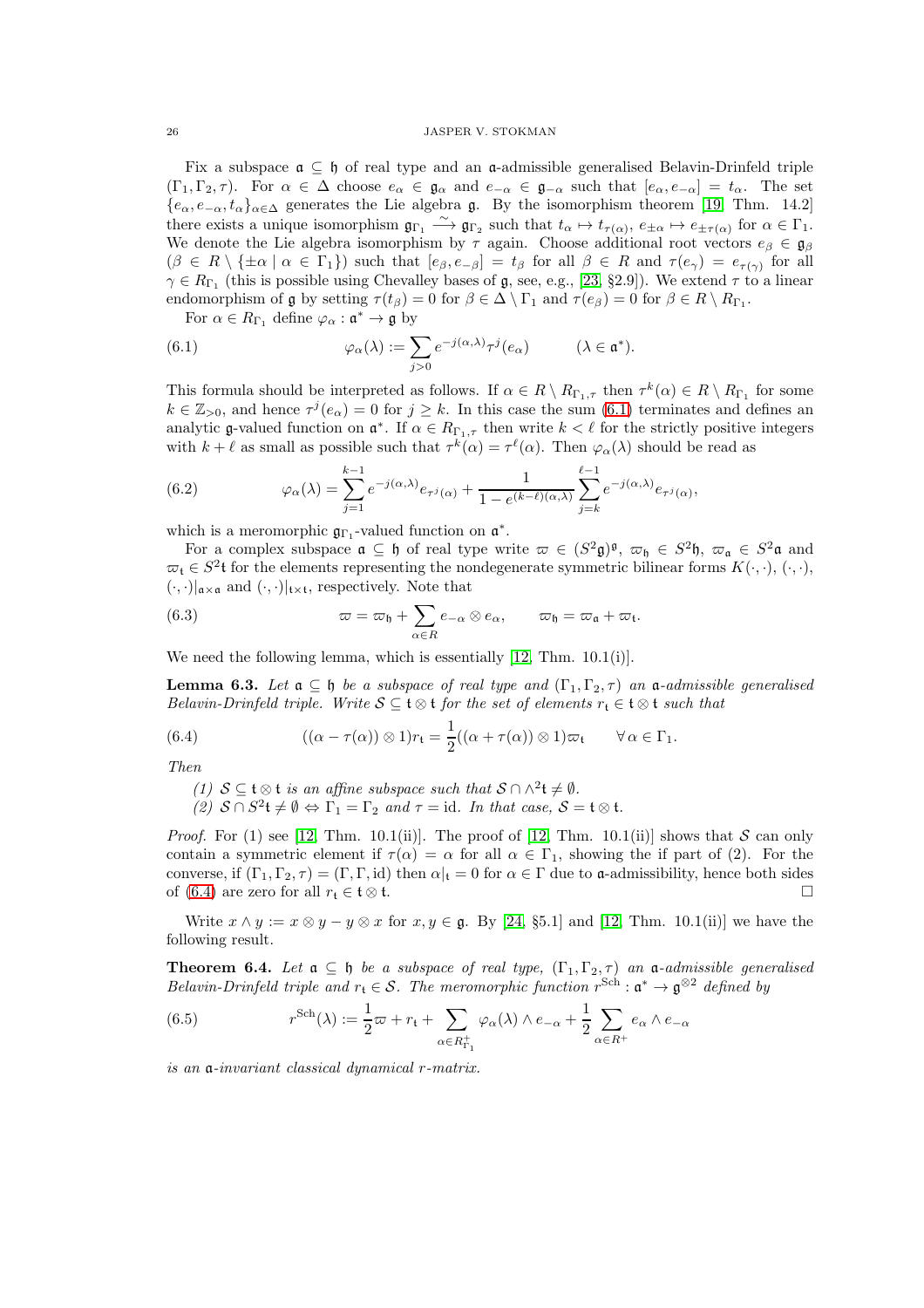Fix a subspace $\mathfrak{a} \subseteq \mathfrak{h}$ of real type and an $\mathfrak{a}$-admissible generalised Belavin-Drinfeld triple $(\Gamma_1, \Gamma_2, \tau)$. For $\alpha \in \Delta$ choose $e_\alpha \in \mathfrak{g}_\alpha$ and $e_{-\alpha} \in \mathfrak{g}_{-\alpha}$ such that $[e_\alpha, e_{-\alpha}] = t_\alpha$. The set $\{e_\alpha, e_{-\alpha}, t_\alpha\}_{\alpha \in \Delta}$ generates the Lie algebra $\mathfrak{g}$. By the isomorphism theorem [19, Thm. 14.2] there exists a unique isomorphism $\mathfrak{g}_{\Gamma_1} \xrightarrow{\sim} \mathfrak{g}_{\Gamma_2}$ such that $t_\alpha \mapsto t_{\tau(\alpha)}$, $e_{\pm\alpha} \mapsto e_{\pm\tau(\alpha)}$ for $\alpha \in \Gamma_1$. We denote the Lie algebra isomorphism by $\tau$ again. Choose additional root vectors $e_\beta \in \mathfrak{g}_\beta$ ($\beta \in R \setminus \{\pm\alpha \mid \alpha \in \Gamma_1\}$) such that $[e_\beta, e_{-\beta}] = t_\beta$ for all $\beta \in R$ and $\tau(e_\gamma) = e_{\tau(\gamma)}$ for all $\gamma \in R_{\Gamma_1}$ (this is possible using Chevalley bases of $\mathfrak{g}$, see, e.g., [23, §2.9]). We extend $\tau$ to a linear endomorphism of $\mathfrak{g}$ by setting $\tau(t_\beta) = 0$ for $\beta \in \Delta \setminus \Gamma_1$ and $\tau(e_\beta) = 0$ for $\beta \in R \setminus R_{\Gamma_1}$.

For $\alpha \in R_{\Gamma_1}$ define $\varphi_\alpha : \mathfrak{a}^* \to \mathfrak{g}$ by

$$\varphi_\alpha(\lambda) := \sum_{j>0} e^{-j(\alpha,\lambda)} \tau^j(e_\alpha) \qquad (\lambda \in \mathfrak{a}^*). \tag{6.1}$$

This formula should be interpreted as follows. If $\alpha \in R \setminus R_{\Gamma_1,\tau}$ then $\tau^k(\alpha) \in R \setminus R_{\Gamma_1}$ for some $k \in \mathbb{Z}_{>0}$, and hence $\tau^j(e_\alpha) = 0$ for $j \geq k$. In this case the sum (6.1) terminates and defines an analytic $\mathfrak{g}$-valued function on $\mathfrak{a}^*$. If $\alpha \in R_{\Gamma_1,\tau}$ then write $k < \ell$ for the strictly positive integers with $k + \ell$ as small as possible such that $\tau^k(\alpha) = \tau^\ell(\alpha)$. Then $\varphi_\alpha(\lambda)$ should be read as

$$\varphi_\alpha(\lambda) = \sum_{j=1}^{k-1} e^{-j(\alpha,\lambda)} e_{\tau^j(\alpha)} + \frac{1}{1 - e^{(k-\ell)(\alpha,\lambda)}} \sum_{j=k}^{\ell-1} e^{-j(\alpha,\lambda)} e_{\tau^j(\alpha)}, \tag{6.2}$$

which is a meromorphic $\mathfrak{g}_{\Gamma_1}$-valued function on $\mathfrak{a}^*$.

For a complex subspace $\mathfrak{a} \subseteq \mathfrak{h}$ of real type write $\varpi \in (S^2\mathfrak{g})^\mathfrak{g}$, $\varpi_\mathfrak{h} \in S^2\mathfrak{h}$, $\varpi_\mathfrak{a} \in S^2\mathfrak{a}$ and $\varpi_\mathfrak{t} \in S^2\mathfrak{t}$ for the elements representing the nondegenerate symmetric bilinear forms $K(\cdot,\cdot)$, $(\cdot,\cdot)$, $(\cdot,\cdot)|_{\mathfrak{a}\times\mathfrak{a}}$ and $(\cdot,\cdot)|_{\mathfrak{t}\times\mathfrak{t}}$, respectively. Note that

$$\varpi = \varpi_\mathfrak{h} + \sum_{\alpha \in R} e_{-\alpha} \otimes e_\alpha, \qquad \varpi_\mathfrak{h} = \varpi_\mathfrak{a} + \varpi_\mathfrak{t}. \tag{6.3}$$

We need the following lemma, which is essentially [12, Thm. 10.1(i)].

**Lemma 6.3.** *Let $\mathfrak{a} \subseteq \mathfrak{h}$ be a subspace of real type and $(\Gamma_1, \Gamma_2, \tau)$ an $\mathfrak{a}$-admissible generalised Belavin-Drinfeld triple. Write $\mathcal{S} \subseteq \mathfrak{t} \otimes \mathfrak{t}$ for the set of elements $r_\mathfrak{t} \in \mathfrak{t} \otimes \mathfrak{t}$ such that*

$$((\alpha - \tau(\alpha)) \otimes 1) r_\mathfrak{t} = \frac{1}{2}((\alpha + \tau(\alpha)) \otimes 1)\varpi_\mathfrak{t} \qquad \forall\, \alpha \in \Gamma_1. \tag{6.4}$$

*Then*

*(1) $\mathcal{S} \subseteq \mathfrak{t} \otimes \mathfrak{t}$ is an affine subspace such that $\mathcal{S} \cap \wedge^2\mathfrak{t} \neq \emptyset$.*

*(2) $\mathcal{S} \cap S^2\mathfrak{t} \neq \emptyset \Leftrightarrow \Gamma_1 = \Gamma_2$ and $\tau = \mathrm{id}$. In that case, $\mathcal{S} = \mathfrak{t} \otimes \mathfrak{t}$.*

*Proof.* For (1) see [12, Thm. 10.1(ii)]. The proof of [12, Thm. 10.1(ii)] shows that $\mathcal{S}$ can only contain a symmetric element if $\tau(\alpha) = \alpha$ for all $\alpha \in \Gamma_1$, showing the if part of (2). For the converse, if $(\Gamma_1, \Gamma_2, \tau) = (\Gamma, \Gamma, \mathrm{id})$ then $\alpha|_\mathfrak{t} = 0$ for $\alpha \in \Gamma$ due to $\mathfrak{a}$-admissibility, hence both sides of (6.4) are zero for all $r_\mathfrak{t} \in \mathfrak{t} \otimes \mathfrak{t}$. □

Write $x \wedge y := x \otimes y - y \otimes x$ for $x, y \in \mathfrak{g}$. By [24, §5.1] and [12, Thm. 10.1(ii)] we have the following result.

**Theorem 6.4.** *Let $\mathfrak{a} \subseteq \mathfrak{h}$ be a subspace of real type, $(\Gamma_1, \Gamma_2, \tau)$ an $\mathfrak{a}$-admissible generalised Belavin-Drinfeld triple and $r_\mathfrak{t} \in \mathcal{S}$. The meromorphic function $r^{\mathrm{Sch}} : \mathfrak{a}^* \to \mathfrak{g}^{\otimes 2}$ defined by*

$$r^{\mathrm{Sch}}(\lambda) := \frac{1}{2}\varpi + r_\mathfrak{t} + \sum_{\alpha \in R^+_{\Gamma_1}} \varphi_\alpha(\lambda) \wedge e_{-\alpha} + \frac{1}{2}\sum_{\alpha \in R^+} e_\alpha \wedge e_{-\alpha} \tag{6.5}$$

*is an $\mathfrak{a}$-invariant classical dynamical $r$-matrix.*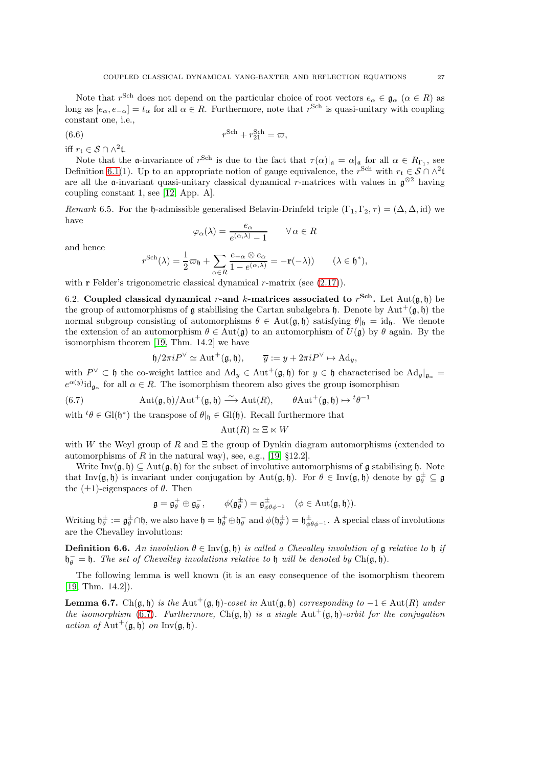Note that $r^{\mathrm{Sch}}$ does not depend on the particular choice of root vectors $e_\alpha \in \mathfrak{g}_\alpha$ ($\alpha \in R$) as long as $[e_\alpha, e_{-\alpha}] = t_\alpha$ for all $\alpha \in R$. Furthermore, note that $r^{\mathrm{Sch}}$ is quasi-unitary with coupling constant one, i.e.,

$$r^{\mathrm{Sch}} + r^{\mathrm{Sch}}_{21} = \varpi, \tag{6.6}$$

iff $r_{\mathfrak{t}} \in \mathcal{S} \cap \wedge^2\mathfrak{t}$.

Note that the $\mathfrak{a}$-invariance of $r^{\mathrm{Sch}}$ is due to the fact that $\tau(\alpha)|_{\mathfrak{a}} = \alpha|_{\mathfrak{a}}$ for all $\alpha \in R_{\Gamma_1}$, see Definition 6.1(1). Up to an appropriate notion of gauge equivalence, the $r^{\mathrm{Sch}}$ with $r_{\mathfrak{t}} \in \mathcal{S} \cap \wedge^2\mathfrak{t}$ are all the $\mathfrak{a}$-invariant quasi-unitary classical dynamical $r$-matrices with values in $\mathfrak{g}^{\otimes 2}$ having coupling constant 1, see [12, App. A].

*Remark* 6.5. For the $\mathfrak{h}$-admissible generalised Belavin-Drinfeld triple $(\Gamma_1, \Gamma_2, \tau) = (\Delta, \Delta, \mathrm{id})$ we have

$$\varphi_\alpha(\lambda) = \frac{e_\alpha}{e^{(\alpha,\lambda)} - 1} \qquad \forall\, \alpha \in R$$

and hence

$$r^{\mathrm{Sch}}(\lambda) = \frac{1}{2}\varpi_{\mathfrak{h}} + \sum_{\alpha \in R} \frac{e_{-\alpha} \otimes e_\alpha}{1 - e^{(\alpha,\lambda)}} = -\mathbf{r}(-\lambda)) \qquad (\lambda \in \mathfrak{h}^*),$$

with $\mathbf{r}$ Felder's trigonometric classical dynamical $r$-matrix (see (2.17)).

6.2. **Coupled classical dynamical $r$-and $k$-matrices associated to $r^{\mathbf{Sch}}$.** Let $\mathrm{Aut}(\mathfrak{g}, \mathfrak{h})$ be the group of automorphisms of $\mathfrak{g}$ stabilising the Cartan subalgebra $\mathfrak{h}$. Denote by $\mathrm{Aut}^+(\mathfrak{g}, \mathfrak{h})$ the normal subgroup consisting of automorphisms $\theta \in \mathrm{Aut}(\mathfrak{g}, \mathfrak{h})$ satisfying $\theta|_{\mathfrak{h}} = \mathrm{id}_{\mathfrak{h}}$. We denote the extension of an automorphism $\theta \in \mathrm{Aut}(\mathfrak{g})$ to an automorphism of $U(\mathfrak{g})$ by $\theta$ again. By the isomorphism theorem [19, Thm. 14.2] we have

$$\mathfrak{h}/2\pi i P^\vee \simeq \mathrm{Aut}^+(\mathfrak{g}, \mathfrak{h}), \qquad \overline{y} := y + 2\pi i P^\vee \mapsto \mathrm{Ad}_y,$$

with $P^\vee \subset \mathfrak{h}$ the co-weight lattice and $\mathrm{Ad}_y \in \mathrm{Aut}^+(\mathfrak{g}, \mathfrak{h})$ for $y \in \mathfrak{h}$ characterised be $\mathrm{Ad}_y|_{\mathfrak{g}_\alpha} = e^{\alpha(y)}\mathrm{id}_{\mathfrak{g}_\alpha}$ for all $\alpha \in R$. The isomorphism theorem also gives the group isomorphism

$$\mathrm{Aut}(\mathfrak{g}, \mathfrak{h})/\mathrm{Aut}^+(\mathfrak{g}, \mathfrak{h}) \xrightarrow{\sim} \mathrm{Aut}(R), \qquad \theta\mathrm{Aut}^+(\mathfrak{g}, \mathfrak{h}) \mapsto {}^t\theta^{-1} \tag{6.7}$$

with ${}^t\theta \in \mathrm{Gl}(\mathfrak{h}^*)$ the transpose of $\theta|_{\mathfrak{h}} \in \mathrm{Gl}(\mathfrak{h})$. Recall furthermore that

$$\mathrm{Aut}(R) \simeq \Xi \ltimes W$$

with $W$ the Weyl group of $R$ and $\Xi$ the group of Dynkin diagram automorphisms (extended to automorphisms of $R$ in the natural way), see, e.g., [19, §12.2].

Write $\mathrm{Inv}(\mathfrak{g}, \mathfrak{h}) \subseteq \mathrm{Aut}(\mathfrak{g}, \mathfrak{h})$ for the subset of involutive automorphisms of $\mathfrak{g}$ stabilising $\mathfrak{h}$. Note that $\mathrm{Inv}(\mathfrak{g}, \mathfrak{h})$ is invariant under conjugation by $\mathrm{Aut}(\mathfrak{g}, \mathfrak{h})$. For $\theta \in \mathrm{Inv}(\mathfrak{g}, \mathfrak{h})$ denote by $\mathfrak{g}^\pm_\theta \subseteq \mathfrak{g}$ the $(\pm 1)$-eigenspaces of $\theta$. Then

$$\mathfrak{g} = \mathfrak{g}^+_\theta \oplus \mathfrak{g}^-_\theta, \qquad \phi(\mathfrak{g}^\pm_\theta) = \mathfrak{g}^\pm_{\phi\theta\phi^{-1}} \quad (\phi \in \mathrm{Aut}(\mathfrak{g}, \mathfrak{h})).$$

Writing $\mathfrak{h}^\pm_\theta := \mathfrak{g}^\pm_\theta \cap \mathfrak{h}$, we also have $\mathfrak{h} = \mathfrak{h}^+_\theta \oplus \mathfrak{h}^-_\theta$ and $\phi(\mathfrak{h}^\pm_\theta) = \mathfrak{h}^\pm_{\phi\theta\phi^{-1}}$. A special class of involutions are the Chevalley involutions:

**Definition 6.6.** *An involution $\theta \in \mathrm{Inv}(\mathfrak{g}, \mathfrak{h})$ is called a Chevalley involution of $\mathfrak{g}$ relative to $\mathfrak{h}$ if $\mathfrak{h}^-_\theta = \mathfrak{h}$. The set of Chevalley involutions relative to $\mathfrak{h}$ will be denoted by $\mathrm{Ch}(\mathfrak{g}, \mathfrak{h})$.*

The following lemma is well known (it is an easy consequence of the isomorphism theorem [19, Thm. 14.2]).

**Lemma 6.7.** *$\mathrm{Ch}(\mathfrak{g}, \mathfrak{h})$ is the $\mathrm{Aut}^+(\mathfrak{g}, \mathfrak{h})$-coset in $\mathrm{Aut}(\mathfrak{g}, \mathfrak{h})$ corresponding to $-1 \in \mathrm{Aut}(R)$ under the isomorphism (6.7). Furthermore, $\mathrm{Ch}(\mathfrak{g}, \mathfrak{h})$ is a single $\mathrm{Aut}^+(\mathfrak{g}, \mathfrak{h})$-orbit for the conjugation action of $\mathrm{Aut}^+(\mathfrak{g}, \mathfrak{h})$ on $\mathrm{Inv}(\mathfrak{g}, \mathfrak{h})$.*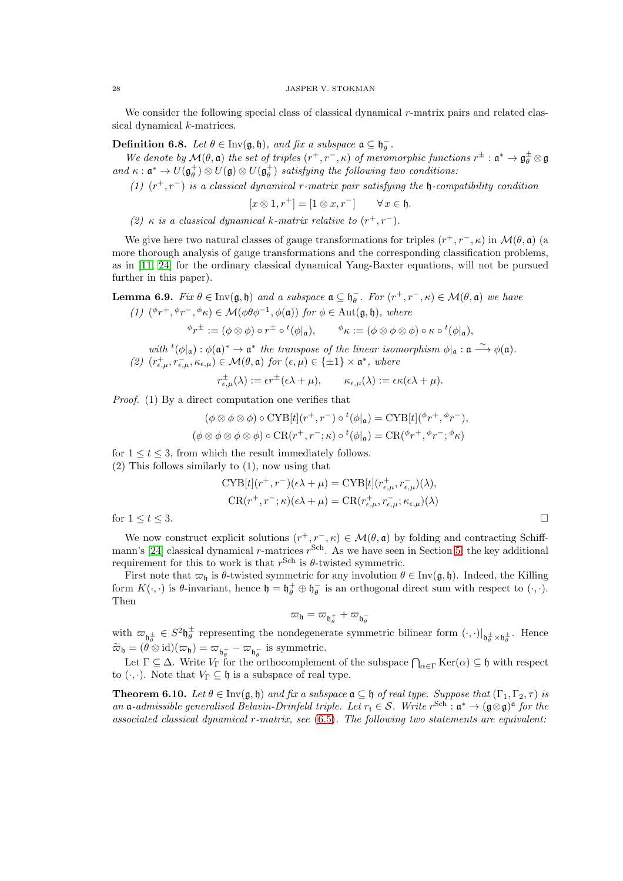We consider the following special class of classical dynamical $r$-matrix pairs and related classical dynamical $k$-matrices.

**Definition 6.8.** *Let $\theta \in \mathrm{Inv}(\mathfrak{g},\mathfrak{h})$, and fix a subspace $\mathfrak{a} \subseteq \mathfrak{h}_\theta^-$.*

*We denote by $\mathcal{M}(\theta,\mathfrak{a})$ the set of triples $(r^+,r^-,\kappa)$ of meromorphic functions $r^\pm : \mathfrak{a}^* \to \mathfrak{g}_\theta^\pm \otimes \mathfrak{g}$ and $\kappa : \mathfrak{a}^* \to U(\mathfrak{g}_\theta^+) \otimes U(\mathfrak{g}) \otimes U(\mathfrak{g}_\theta^+)$ satisfying the following two conditions:*

*(1) $(r^+,r^-)$ is a classical dynamical $r$-matrix pair satisfying the $\mathfrak{h}$-compatibility condition*

$$[x \otimes 1, r^+] = [1 \otimes x, r^-] \qquad \forall\, x \in \mathfrak{h}.$$

*(2) $\kappa$ is a classical dynamical $k$-matrix relative to $(r^+,r^-)$.*

We give here two natural classes of gauge transformations for triples $(r^+,r^-,\kappa)$ in $\mathcal{M}(\theta,\mathfrak{a})$ (a more thorough analysis of gauge transformations and the corresponding classification problems, as in [11, 24] for the ordinary classical dynamical Yang-Baxter equations, will not be pursued further in this paper).

**Lemma 6.9.** *Fix $\theta \in \mathrm{Inv}(\mathfrak{g},\mathfrak{h})$ and a subspace $\mathfrak{a} \subseteq \mathfrak{h}_\theta^-$. For $(r^+,r^-,\kappa) \in \mathcal{M}(\theta,\mathfrak{a})$ we have*

*(1) $({}^\phi r^+, {}^\phi r^-, {}^\phi\kappa) \in \mathcal{M}(\phi\theta\phi^{-1},\phi(\mathfrak{a}))$ for $\phi \in \mathrm{Aut}(\mathfrak{g},\mathfrak{h})$, where*

$${}^\phi r^\pm := (\phi \otimes \phi) \circ r^\pm \circ {}^t(\phi|_{\mathfrak{a}}), \qquad {}^\phi\kappa := (\phi \otimes \phi \otimes \phi) \circ \kappa \circ {}^t(\phi|_{\mathfrak{a}}),$$

*with ${}^t(\phi|_{\mathfrak{a}}) : \phi(\mathfrak{a})^* \to \mathfrak{a}^*$ the transpose of the linear isomorphism $\phi|_{\mathfrak{a}} : \mathfrak{a} \xrightarrow{\sim} \phi(\mathfrak{a})$.*

*(2) $(r^+_{\epsilon,\mu}, r^-_{\epsilon,\mu}, \kappa_{\epsilon,\mu}) \in \mathcal{M}(\theta,\mathfrak{a})$ for $(\epsilon,\mu) \in \{\pm 1\} \times \mathfrak{a}^*$, where*

$$r^\pm_{\epsilon,\mu}(\lambda) := \epsilon r^\pm(\epsilon\lambda + \mu), \qquad \kappa_{\epsilon,\mu}(\lambda) := \epsilon\kappa(\epsilon\lambda + \mu).$$

*Proof.* (1) By a direct computation one verifies that

$$(\phi \otimes \phi \otimes \phi) \circ \mathrm{CYB}[t](r^+,r^-) \circ {}^t(\phi|_{\mathfrak{a}}) = \mathrm{CYB}[t]({}^\phi r^+, {}^\phi r^-),$$
$$(\phi \otimes \phi \otimes \phi \otimes \phi \otimes \phi) \circ \mathrm{CR}(r^+,r^-;\kappa) \circ {}^t(\phi|_{\mathfrak{a}}) = \mathrm{CR}({}^\phi r^+, {}^\phi r^-; {}^\phi\kappa)$$

for $1 \leq t \leq 3$, from which the result immediately follows.

(2) This follows similarly to (1), now using that

$$\mathrm{CYB}[t](r^+,r^-)(\epsilon\lambda + \mu) = \mathrm{CYB}[t](r^+_{\epsilon,\mu}, r^-_{\epsilon,\mu})(\lambda),$$
$$\mathrm{CR}(r^+,r^-;\kappa)(\epsilon\lambda + \mu) = \mathrm{CR}(r^+_{\epsilon,\mu}, r^-_{\epsilon,\mu}; \kappa_{\epsilon,\mu})(\lambda)$$

for $1 \leq t \leq 3$. $\square$

We now construct explicit solutions $(r^+,r^-,\kappa) \in \mathcal{M}(\theta,\mathfrak{a})$ by folding and contracting Schiffmann's [24] classical dynamical $r$-matrices $r^{\mathrm{Sch}}$. As we have seen in Section 5, the key additional requirement for this to work is that $r^{\mathrm{Sch}}$ is $\theta$-twisted symmetric.

First note that $\varpi_{\mathfrak{h}}$ is $\theta$-twisted symmetric for any involution $\theta \in \mathrm{Inv}(\mathfrak{g},\mathfrak{h})$. Indeed, the Killing form $K(\cdot,\cdot)$ is $\theta$-invariant, hence $\mathfrak{h} = \mathfrak{h}_\theta^+ \oplus \mathfrak{h}_\theta^-$ is an orthogonal direct sum with respect to $(\cdot,\cdot)$. Then

$$\varpi_{\mathfrak{h}} = \varpi_{\mathfrak{h}_\theta^+} + \varpi_{\mathfrak{h}_\theta^-}$$

with $\varpi_{\mathfrak{h}_\theta^\pm} \in S^2\mathfrak{h}_\theta^\pm$ representing the nondegenerate symmetric bilinear form $(\cdot,\cdot)|_{\mathfrak{h}_\theta^\pm \times \mathfrak{h}_\theta^\pm}$. Hence $\widetilde{\varpi}_{\mathfrak{h}} = (\theta \otimes \mathrm{id})(\varpi_{\mathfrak{h}}) = \varpi_{\mathfrak{h}_\theta^+} - \varpi_{\mathfrak{h}_\theta^-}$ is symmetric.

Let $\Gamma \subseteq \Delta$. Write $V_\Gamma$ for the orthocomplement of the subspace $\bigcap_{\alpha\in\Gamma} \mathrm{Ker}(\alpha) \subseteq \mathfrak{h}$ with respect to $(\cdot,\cdot)$. Note that $V_\Gamma \subseteq \mathfrak{h}$ is a subspace of real type.

**Theorem 6.10.** *Let $\theta \in \mathrm{Inv}(\mathfrak{g},\mathfrak{h})$ and fix a subspace $\mathfrak{a} \subseteq \mathfrak{h}$ of real type. Suppose that $(\Gamma_1,\Gamma_2,\tau)$ is an $\mathfrak{a}$-admissible generalised Belavin-Drinfeld triple. Let $r_{\mathfrak{t}} \in \mathcal{S}$. Write $r^{\mathrm{Sch}} : \mathfrak{a}^* \to (\mathfrak{g}\otimes\mathfrak{g})^{\mathfrak{a}}$ for the associated classical dynamical $r$-matrix, see (6.5). The following two statements are equivalent:*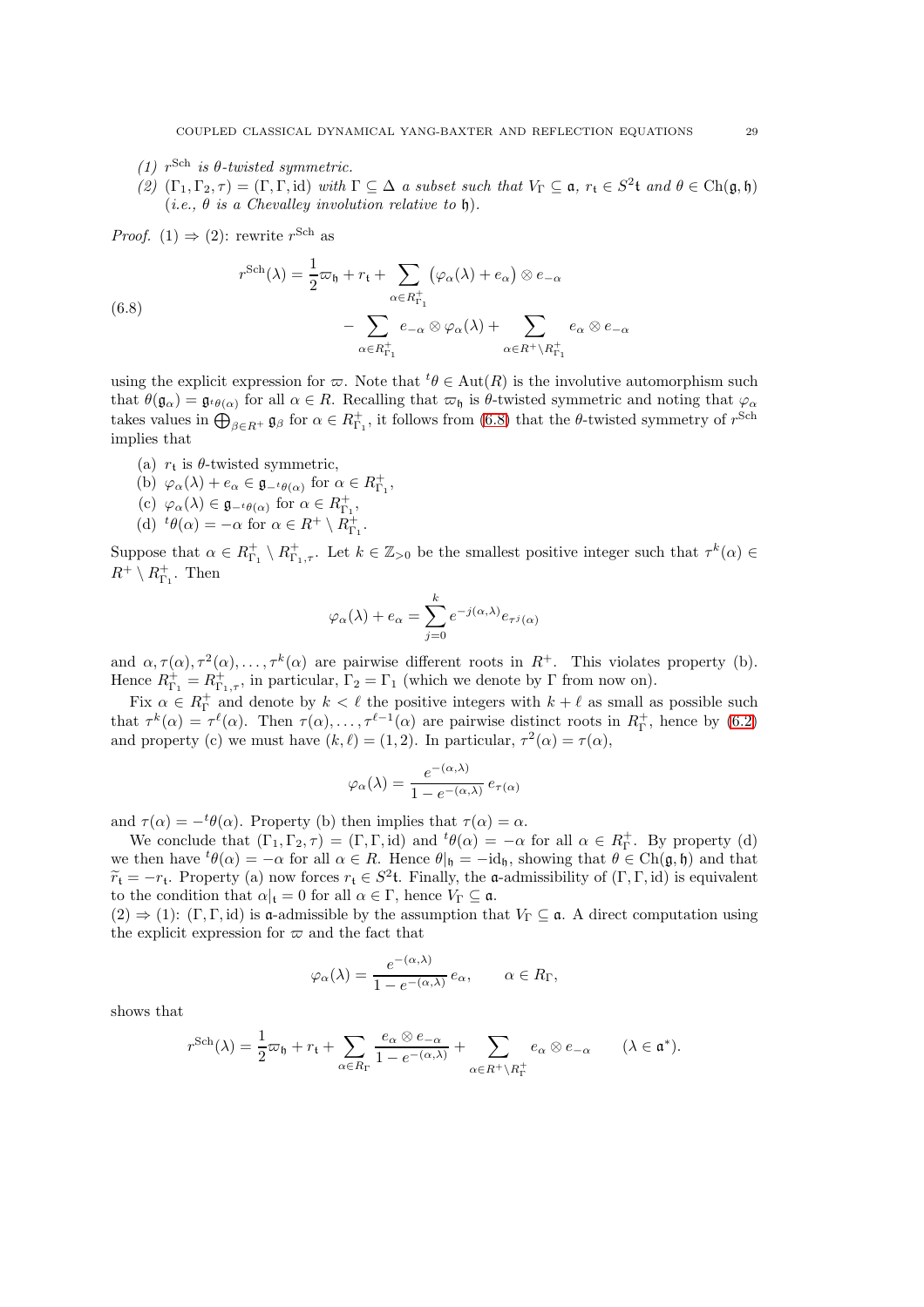*(1)* $r^{\mathrm{Sch}}$ *is* $\theta$*-twisted symmetric.*

*(2)* $(\Gamma_1,\Gamma_2,\tau)=(\Gamma,\Gamma,\mathrm{id})$ *with* $\Gamma\subseteq\Delta$ *a subset such that* $V_\Gamma\subseteq\mathfrak{a}$*,* $r_{\mathfrak{t}}\in S^2\mathfrak{t}$ *and* $\theta\in\mathrm{Ch}(\mathfrak{g},\mathfrak{h})$ *(i.e.,* $\theta$ *is a Chevalley involution relative to* $\mathfrak{h}$*).*

*Proof.* (1) $\Rightarrow$ (2): rewrite $r^{\mathrm{Sch}}$ as

$$
\begin{aligned}
r^{\mathrm{Sch}}(\lambda)=\frac{1}{2}\varpi_{\mathfrak{h}}+r_{\mathfrak{t}}+\sum_{\alpha\in R^+_{\Gamma_1}}\big(\varphi_\alpha(\lambda)+e_\alpha\big)\otimes e_{-\alpha}\\
-\sum_{\alpha\in R^+_{\Gamma_1}}e_{-\alpha}\otimes\varphi_\alpha(\lambda)+\sum_{\alpha\in R^+\setminus R^+_{\Gamma_1}}e_\alpha\otimes e_{-\alpha}
\end{aligned}
\tag{6.8}
$$

using the explicit expression for $\varpi$. Note that ${}^t\theta\in\mathrm{Aut}(R)$ is the involutive automorphism such that $\theta(\mathfrak{g}_\alpha)=\mathfrak{g}_{{}^t\theta(\alpha)}$ for all $\alpha\in R$. Recalling that $\varpi_{\mathfrak{h}}$ is $\theta$-twisted symmetric and noting that $\varphi_\alpha$ takes values in $\bigoplus_{\beta\in R^+}\mathfrak{g}_\beta$ for $\alpha\in R^+_{\Gamma_1}$, it follows from (6.8) that the $\theta$-twisted symmetry of $r^{\mathrm{Sch}}$ implies that

(a) $r_{\mathfrak{t}}$ is $\theta$-twisted symmetric,

(b) $\varphi_\alpha(\lambda)+e_\alpha\in\mathfrak{g}_{-{}^t\theta(\alpha)}$ for $\alpha\in R^+_{\Gamma_1}$,

(c) $\varphi_\alpha(\lambda)\in\mathfrak{g}_{-{}^t\theta(\alpha)}$ for $\alpha\in R^+_{\Gamma_1}$,

(d) ${}^t\theta(\alpha)=-\alpha$ for $\alpha\in R^+\setminus R^+_{\Gamma_1}$.

Suppose that $\alpha\in R^+_{\Gamma_1}\setminus R^+_{\Gamma_1,\tau}$. Let $k\in\mathbb{Z}_{>0}$ be the smallest positive integer such that $\tau^k(\alpha)\in R^+\setminus R^+_{\Gamma_1}$. Then

$$
\varphi_\alpha(\lambda)+e_\alpha=\sum_{j=0}^{k}e^{-j(\alpha,\lambda)}e_{\tau^j(\alpha)}
$$

and $\alpha,\tau(\alpha),\tau^2(\alpha),\ldots,\tau^k(\alpha)$ are pairwise different roots in $R^+$. This violates property (b). Hence $R^+_{\Gamma_1}=R^+_{\Gamma_1,\tau}$, in particular, $\Gamma_2=\Gamma_1$ (which we denote by $\Gamma$ from now on).

Fix $\alpha\in R^+_\Gamma$ and denote by $k<\ell$ the positive integers with $k+\ell$ as small as possible such that $\tau^k(\alpha)=\tau^\ell(\alpha)$. Then $\tau(\alpha),\ldots,\tau^{\ell-1}(\alpha)$ are pairwise distinct roots in $R^+_\Gamma$, hence by (6.2) and property (c) we must have $(k,\ell)=(1,2)$. In particular, $\tau^2(\alpha)=\tau(\alpha)$,

$$
\varphi_\alpha(\lambda)=\frac{e^{-(\alpha,\lambda)}}{1-e^{-(\alpha,\lambda)}}\,e_{\tau(\alpha)}
$$

and $\tau(\alpha)=-{}^t\theta(\alpha)$. Property (b) then implies that $\tau(\alpha)=\alpha$.

We conclude that $(\Gamma_1,\Gamma_2,\tau)=(\Gamma,\Gamma,\mathrm{id})$ and ${}^t\theta(\alpha)=-\alpha$ for all $\alpha\in R^+_\Gamma$. By property (d) we then have ${}^t\theta(\alpha)=-\alpha$ for all $\alpha\in R$. Hence $\theta|_{\mathfrak{h}}=-\mathrm{id}_{\mathfrak{h}}$, showing that $\theta\in\mathrm{Ch}(\mathfrak{g},\mathfrak{h})$ and that $\widetilde{r}_{\mathfrak{t}}=-r_{\mathfrak{t}}$. Property (a) now forces $r_{\mathfrak{t}}\in S^2\mathfrak{t}$. Finally, the $\mathfrak{a}$-admissibility of $(\Gamma,\Gamma,\mathrm{id})$ is equivalent to the condition that $\alpha|_{\mathfrak{t}}=0$ for all $\alpha\in\Gamma$, hence $V_\Gamma\subseteq\mathfrak{a}$.

(2) $\Rightarrow$ (1): $(\Gamma,\Gamma,\mathrm{id})$ is $\mathfrak{a}$-admissible by the assumption that $V_\Gamma\subseteq\mathfrak{a}$. A direct computation using the explicit expression for $\varpi$ and the fact that

$$
\varphi_\alpha(\lambda)=\frac{e^{-(\alpha,\lambda)}}{1-e^{-(\alpha,\lambda)}}\,e_\alpha,\qquad \alpha\in R_\Gamma,
$$

shows that

$$
r^{\mathrm{Sch}}(\lambda)=\frac{1}{2}\varpi_{\mathfrak{h}}+r_{\mathfrak{t}}+\sum_{\alpha\in R_\Gamma}\frac{e_\alpha\otimes e_{-\alpha}}{1-e^{-(\alpha,\lambda)}}+\sum_{\alpha\in R^+\setminus R^+_\Gamma}e_\alpha\otimes e_{-\alpha}\qquad(\lambda\in\mathfrak{a}^*).
$$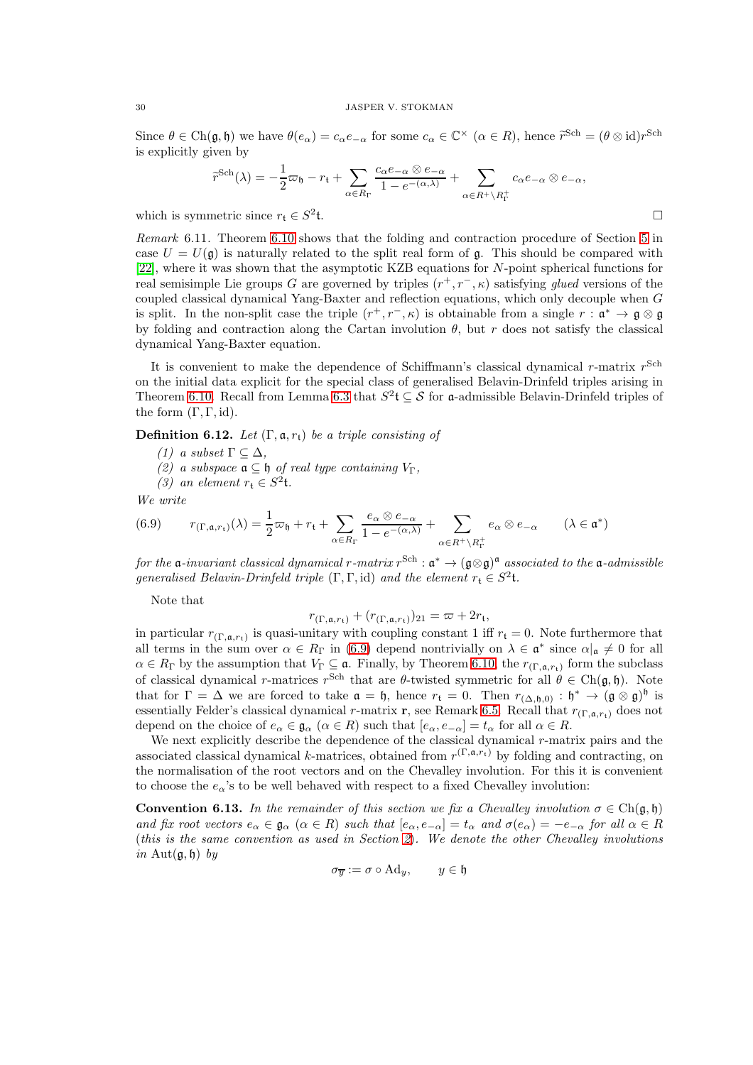Since $\theta \in \mathrm{Ch}(\mathfrak{g},\mathfrak{h})$ we have $\theta(e_\alpha) = c_\alpha e_{-\alpha}$ for some $c_\alpha \in \mathbb{C}^\times$ ($\alpha \in R$), hence $\widetilde{r}^{\mathrm{Sch}} = (\theta \otimes \mathrm{id}) r^{\mathrm{Sch}}$ is explicitly given by

$$\widetilde{r}^{\mathrm{Sch}}(\lambda) = -\frac{1}{2}\varpi_{\mathfrak{h}} - r_{\mathfrak{t}} + \sum_{\alpha \in R_\Gamma} \frac{c_\alpha e_{-\alpha} \otimes e_{-\alpha}}{1 - e^{-(\alpha,\lambda)}} + \sum_{\alpha \in R^+ \setminus R_\Gamma^+} c_\alpha e_{-\alpha} \otimes e_{-\alpha},$$

which is symmetric since $r_{\mathfrak{t}} \in S^2\mathfrak{t}$. □

*Remark* 6.11. Theorem 6.10 shows that the folding and contraction procedure of Section 5 in case $U = U(\mathfrak{g})$ is naturally related to the split real form of $\mathfrak{g}$. This should be compared with [22], where it was shown that the asymptotic KZB equations for $N$-point spherical functions for real semisimple Lie groups $G$ are governed by triples $(r^+, r^-, \kappa)$ satisfying *glued* versions of the coupled classical dynamical Yang-Baxter and reflection equations, which only decouple when $G$ is split. In the non-split case the triple $(r^+, r^-, \kappa)$ is obtainable from a single $r : \mathfrak{a}^* \to \mathfrak{g} \otimes \mathfrak{g}$ by folding and contraction along the Cartan involution $\theta$, but $r$ does not satisfy the classical dynamical Yang-Baxter equation.

It is convenient to make the dependence of Schiffmann's classical dynamical $r$-matrix $r^{\mathrm{Sch}}$ on the initial data explicit for the special class of generalised Belavin-Drinfeld triples arising in Theorem 6.10. Recall from Lemma 6.3 that $S^2\mathfrak{t} \subseteq \mathcal{S}$ for $\mathfrak{a}$-admissible Belavin-Drinfeld triples of the form $(\Gamma, \Gamma, \mathrm{id})$.

**Definition 6.12.** *Let $(\Gamma, \mathfrak{a}, r_{\mathfrak{t}})$ be a triple consisting of*

*(1) a subset $\Gamma \subseteq \Delta$,*
*(2) a subspace $\mathfrak{a} \subseteq \mathfrak{h}$ of real type containing $V_\Gamma$,*
*(3) an element $r_{\mathfrak{t}} \in S^2\mathfrak{t}$.*

*We write*

$$r_{(\Gamma,\mathfrak{a},r_{\mathfrak{t}})}(\lambda) = \frac{1}{2}\varpi_{\mathfrak{h}} + r_{\mathfrak{t}} + \sum_{\alpha \in R_\Gamma} \frac{e_\alpha \otimes e_{-\alpha}}{1 - e^{-(\alpha,\lambda)}} + \sum_{\alpha \in R^+ \setminus R_\Gamma^+} e_\alpha \otimes e_{-\alpha} \qquad (\lambda \in \mathfrak{a}^*) \tag{6.9}$$

*for the $\mathfrak{a}$-invariant classical dynamical $r$-matrix $r^{\mathrm{Sch}} : \mathfrak{a}^* \to (\mathfrak{g}\otimes\mathfrak{g})^{\mathfrak{a}}$ associated to the $\mathfrak{a}$-admissible generalised Belavin-Drinfeld triple $(\Gamma, \Gamma, \mathrm{id})$ and the element $r_{\mathfrak{t}} \in S^2\mathfrak{t}$.*

Note that

$$r_{(\Gamma,\mathfrak{a},r_{\mathfrak{t}})} + (r_{(\Gamma,\mathfrak{a},r_{\mathfrak{t}})})_{21} = \varpi + 2r_{\mathfrak{t}},$$

in particular $r_{(\Gamma,\mathfrak{a},r_{\mathfrak{t}})}$ is quasi-unitary with coupling constant 1 iff $r_{\mathfrak{t}} = 0$. Note furthermore that all terms in the sum over $\alpha \in R_\Gamma$ in (6.9) depend nontrivially on $\lambda \in \mathfrak{a}^*$ since $\alpha|_{\mathfrak{a}} \neq 0$ for all $\alpha \in R_\Gamma$ by the assumption that $V_\Gamma \subseteq \mathfrak{a}$. Finally, by Theorem 6.10, the $r_{(\Gamma,\mathfrak{a},r_{\mathfrak{t}})}$ form the subclass of classical dynamical $r$-matrices $r^{\mathrm{Sch}}$ that are $\theta$-twisted symmetric for all $\theta \in \mathrm{Ch}(\mathfrak{g},\mathfrak{h})$. Note that for $\Gamma = \Delta$ we are forced to take $\mathfrak{a} = \mathfrak{h}$, hence $r_{\mathfrak{t}} = 0$. Then $r_{(\Delta,\mathfrak{h},0)} : \mathfrak{h}^* \to (\mathfrak{g} \otimes \mathfrak{g})^{\mathfrak{h}}$ is essentially Felder's classical dynamical $r$-matrix $\mathbf{r}$, see Remark 6.5. Recall that $r_{(\Gamma,\mathfrak{a},r_{\mathfrak{t}})}$ does not depend on the choice of $e_\alpha \in \mathfrak{g}_\alpha$ ($\alpha \in R$) such that $[e_\alpha, e_{-\alpha}] = t_\alpha$ for all $\alpha \in R$.

We next explicitly describe the dependence of the classical dynamical $r$-matrix pairs and the associated classical dynamical $k$-matrices, obtained from $r^{(\Gamma,\mathfrak{a},r_{\mathfrak{t}})}$ by folding and contracting, on the normalisation of the root vectors and on the Chevalley involution. For this it is convenient to choose the $e_\alpha$'s to be well behaved with respect to a fixed Chevalley involution:

**Convention 6.13.** *In the remainder of this section we fix a Chevalley involution $\sigma \in \mathrm{Ch}(\mathfrak{g},\mathfrak{h})$ and fix root vectors $e_\alpha \in \mathfrak{g}_\alpha$ ($\alpha \in R$) such that $[e_\alpha, e_{-\alpha}] = t_\alpha$ and $\sigma(e_\alpha) = -e_{-\alpha}$ for all $\alpha \in R$ (this is the same convention as used in Section 2). We denote the other Chevalley involutions in $\mathrm{Aut}(\mathfrak{g},\mathfrak{h})$ by*

$$\sigma_{\overline{y}} := \sigma \circ \mathrm{Ad}_y, \qquad y \in \mathfrak{h}$$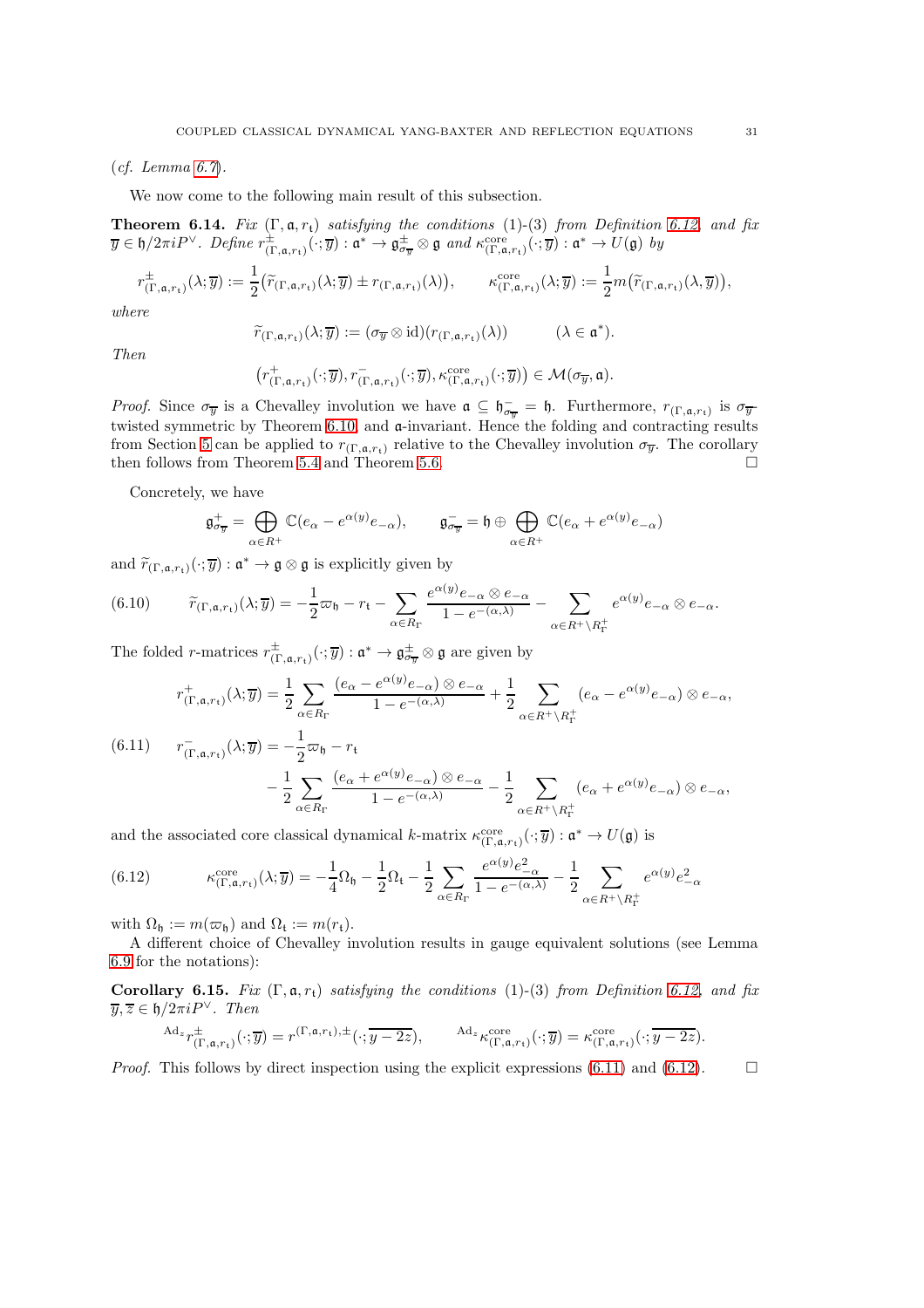(*cf. Lemma 6.7*).

We now come to the following main result of this subsection.

**Theorem 6.14.** *Fix* $(\Gamma, \mathfrak{a}, r_{\mathfrak{t}})$ *satisfying the conditions* (1)-(3) *from Definition 6.12, and fix* $\overline{y} \in \mathfrak{h}/2\pi i P^\vee$. *Define* $r^{\pm}_{(\Gamma,\mathfrak{a},r_{\mathfrak{t}})}(\cdot;\overline{y}) : \mathfrak{a}^* \to \mathfrak{g}^{\pm}_{\sigma_{\overline{y}}} \otimes \mathfrak{g}$ *and* $\kappa^{\mathrm{core}}_{(\Gamma,\mathfrak{a},r_{\mathfrak{t}})}(\cdot;\overline{y}) : \mathfrak{a}^* \to U(\mathfrak{g})$ *by*

$$r^{\pm}_{(\Gamma,\mathfrak{a},r_{\mathfrak{t}})}(\lambda;\overline{y}) := \frac{1}{2}\big(\widetilde{r}_{(\Gamma,\mathfrak{a},r_{\mathfrak{t}})}(\lambda;\overline{y}) \pm r_{(\Gamma,\mathfrak{a},r_{\mathfrak{t}})}(\lambda)\big), \qquad \kappa^{\mathrm{core}}_{(\Gamma,\mathfrak{a},r_{\mathfrak{t}})}(\lambda;\overline{y}) := \frac{1}{2}m\big(\widetilde{r}_{(\Gamma,\mathfrak{a},r_{\mathfrak{t}})}(\lambda,\overline{y})\big),$$

*where*

$$\widetilde{r}_{(\Gamma,\mathfrak{a},r_{\mathfrak{t}})}(\lambda;\overline{y}) := (\sigma_{\overline{y}} \otimes \mathrm{id})(r_{(\Gamma,\mathfrak{a},r_{\mathfrak{t}})}(\lambda)) \qquad (\lambda \in \mathfrak{a}^*).$$

*Then*

$$\big(r^{+}_{(\Gamma,\mathfrak{a},r_{\mathfrak{t}})}(\cdot;\overline{y}), r^{-}_{(\Gamma,\mathfrak{a},r_{\mathfrak{t}})}(\cdot;\overline{y}), \kappa^{\mathrm{core}}_{(\Gamma,\mathfrak{a},r_{\mathfrak{t}})}(\cdot;\overline{y})\big) \in \mathcal{M}(\sigma_{\overline{y}}, \mathfrak{a}).$$

*Proof.* Since $\sigma_{\overline{y}}$ is a Chevalley involution we have $\mathfrak{a} \subseteq \mathfrak{h}^{-}_{\sigma_{\overline{y}}} = \mathfrak{h}$. Furthermore, $r_{(\Gamma,\mathfrak{a},r_{\mathfrak{t}})}$ is $\sigma_{\overline{y}}$ twisted symmetric by Theorem 6.10, and $\mathfrak{a}$-invariant. Hence the folding and contracting results from Section 5 can be applied to $r_{(\Gamma,\mathfrak{a},r_{\mathfrak{t}})}$ relative to the Chevalley involution $\sigma_{\overline{y}}$. The corollary then follows from Theorem 5.4 and Theorem 5.6. □

Concretely, we have

$$\mathfrak{g}^{+}_{\sigma_{\overline{y}}} = \bigoplus_{\alpha \in R^+} \mathbb{C}(e_\alpha - e^{\alpha(y)}e_{-\alpha}), \qquad \mathfrak{g}^{-}_{\sigma_{\overline{y}}} = \mathfrak{h} \oplus \bigoplus_{\alpha \in R^+} \mathbb{C}(e_\alpha + e^{\alpha(y)}e_{-\alpha})$$

and $\widetilde{r}_{(\Gamma,\mathfrak{a},r_{\mathfrak{t}})}(\cdot;\overline{y}) : \mathfrak{a}^* \to \mathfrak{g} \otimes \mathfrak{g}$ is explicitly given by

$$\widetilde{r}_{(\Gamma,\mathfrak{a},r_{\mathfrak{t}})}(\lambda;\overline{y}) = -\frac{1}{2}\varpi_{\mathfrak{h}} - r_{\mathfrak{t}} - \sum_{\alpha \in R_\Gamma} \frac{e^{\alpha(y)}e_{-\alpha} \otimes e_{-\alpha}}{1 - e^{-(\alpha,\lambda)}} - \sum_{\alpha \in R^+ \setminus R^+_\Gamma} e^{\alpha(y)}e_{-\alpha} \otimes e_{-\alpha}. \tag{6.10}$$

The folded $r$-matrices $r^{\pm}_{(\Gamma,\mathfrak{a},r_{\mathfrak{t}})}(\cdot;\overline{y}) : \mathfrak{a}^* \to \mathfrak{g}^{\pm}_{\sigma_{\overline{y}}} \otimes \mathfrak{g}$ are given by

$$\begin{aligned}
r^{+}_{(\Gamma,\mathfrak{a},r_{\mathfrak{t}})}(\lambda;\overline{y}) &= \frac{1}{2}\sum_{\alpha \in R_\Gamma} \frac{(e_\alpha - e^{\alpha(y)}e_{-\alpha}) \otimes e_{-\alpha}}{1 - e^{-(\alpha,\lambda)}} + \frac{1}{2}\sum_{\alpha \in R^+ \setminus R^+_\Gamma} (e_\alpha - e^{\alpha(y)}e_{-\alpha}) \otimes e_{-\alpha}, \\
r^{-}_{(\Gamma,\mathfrak{a},r_{\mathfrak{t}})}(\lambda;\overline{y}) &= -\frac{1}{2}\varpi_{\mathfrak{h}} - r_{\mathfrak{t}} \\
&\quad - \frac{1}{2}\sum_{\alpha \in R_\Gamma} \frac{(e_\alpha + e^{\alpha(y)}e_{-\alpha}) \otimes e_{-\alpha}}{1 - e^{-(\alpha,\lambda)}} - \frac{1}{2}\sum_{\alpha \in R^+ \setminus R^+_\Gamma} (e_\alpha + e^{\alpha(y)}e_{-\alpha}) \otimes e_{-\alpha},
\end{aligned} \tag{6.11}$$

and the associated core classical dynamical $k$-matrix $\kappa^{\mathrm{core}}_{(\Gamma,\mathfrak{a},r_{\mathfrak{t}})}(\cdot;\overline{y}) : \mathfrak{a}^* \to U(\mathfrak{g})$ is

$$\kappa^{\mathrm{core}}_{(\Gamma,\mathfrak{a},r_{\mathfrak{t}})}(\lambda;\overline{y}) = -\frac{1}{4}\Omega_{\mathfrak{h}} - \frac{1}{2}\Omega_{\mathfrak{t}} - \frac{1}{2}\sum_{\alpha \in R_\Gamma} \frac{e^{\alpha(y)}e^2_{-\alpha}}{1 - e^{-(\alpha,\lambda)}} - \frac{1}{2}\sum_{\alpha \in R^+ \setminus R^+_\Gamma} e^{\alpha(y)}e^2_{-\alpha} \tag{6.12}$$

with $\Omega_{\mathfrak{h}} := m(\varpi_{\mathfrak{h}})$ and $\Omega_{\mathfrak{t}} := m(r_{\mathfrak{t}})$.

A different choice of Chevalley involution results in gauge equivalent solutions (see Lemma 6.9 for the notations):

**Corollary 6.15.** *Fix* $(\Gamma, \mathfrak{a}, r_{\mathfrak{t}})$ *satisfying the conditions* (1)-(3) *from Definition 6.12, and fix* $\overline{y}, \overline{z} \in \mathfrak{h}/2\pi i P^\vee$. *Then*

$${}^{\mathrm{Ad}_z}r^{\pm}_{(\Gamma,\mathfrak{a},r_{\mathfrak{t}})}(\cdot;\overline{y}) = r^{(\Gamma,\mathfrak{a},r_{\mathfrak{t}}),\pm}(\cdot;\overline{y-2z}), \qquad {}^{\mathrm{Ad}_z}\kappa^{\mathrm{core}}_{(\Gamma,\mathfrak{a},r_{\mathfrak{t}})}(\cdot;\overline{y}) = \kappa^{\mathrm{core}}_{(\Gamma,\mathfrak{a},r_{\mathfrak{t}})}(\cdot;\overline{y-2z}).$$

*Proof.* This follows by direct inspection using the explicit expressions (6.11) and (6.12). □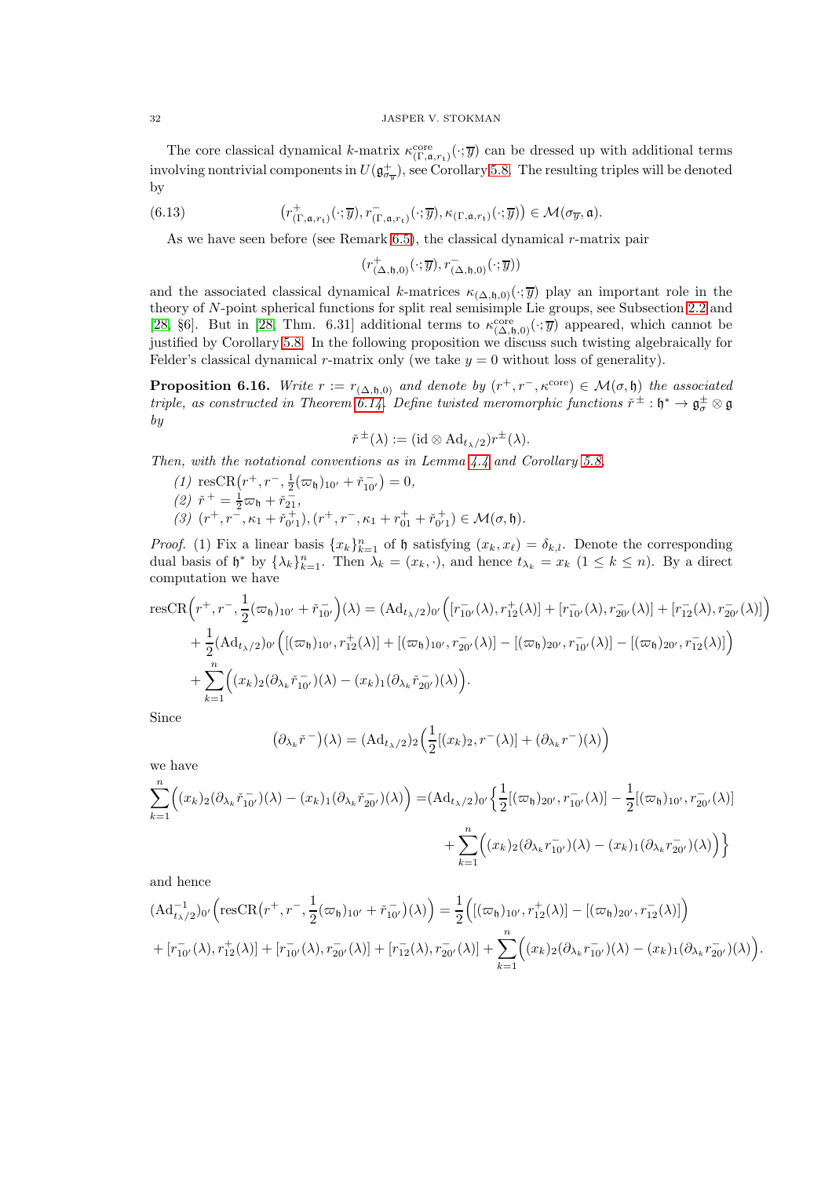The core classical dynamical $k$-matrix $\kappa^{\mathrm{core}}_{(\Gamma,\mathfrak{a},r_\mathfrak{t})}(\cdot;\overline{y})$ can be dressed up with additional terms involving nontrivial components in $U(\mathfrak{g}^+_{\sigma_{\overline{y}}})$, see Corollary 5.8. The resulting triples will be denoted by

$$
\big(r^+_{(\Gamma,\mathfrak{a},r_\mathfrak{t})}(\cdot;\overline{y}), r^-_{(\Gamma,\mathfrak{a},r_\mathfrak{t})}(\cdot;\overline{y}), \kappa_{(\Gamma,\mathfrak{a},r_\mathfrak{t})}(\cdot;\overline{y})\big) \in \mathcal{M}(\sigma_{\overline{y}},\mathfrak{a}). \tag{6.13}
$$

As we have seen before (see Remark 6.5), the classical dynamical $r$-matrix pair

$$
(r^+_{(\Delta,\mathfrak{h},0)}(\cdot;\overline{y}), r^-_{(\Delta,\mathfrak{h},0)}(\cdot;\overline{y}))
$$

and the associated classical dynamical $k$-matrices $\kappa_{(\Delta,\mathfrak{h},0)}(\cdot;\overline{y})$ play an important role in the theory of $N$-point spherical functions for split real semisimple Lie groups, see Subsection 2.2 and [28, §6]. But in [28, Thm. 6.31] additional terms to $\kappa^{\mathrm{core}}_{(\Delta,\mathfrak{h},0)}(\cdot;\overline{y})$ appeared, which cannot be justified by Corollary 5.8. In the following proposition we discuss such twisting algebraically for Felder's classical dynamical $r$-matrix only (we take $y=0$ without loss of generality).

**Proposition 6.16.** *Write $r := r_{(\Delta,\mathfrak{h},0)}$ and denote by $(r^+, r^-, \kappa^{\mathrm{core}}) \in \mathcal{M}(\sigma,\mathfrak{h})$ the associated triple, as constructed in Theorem 6.14. Define twisted meromorphic functions $\check{r}^{\,\pm} : \mathfrak{h}^* \to \mathfrak{g}^\pm_\sigma \otimes \mathfrak{g}$ by*

$$
\check{r}^{\,\pm}(\lambda) := (\mathrm{id}\otimes \mathrm{Ad}_{t_\lambda/2})r^\pm(\lambda).
$$

*Then, with the notational conventions as in Lemma 4.4 and Corollary 5.8,*

*(1)* $\mathrm{resCR}\big(r^+, r^-, \frac{1}{2}(\varpi_\mathfrak{h})_{10'} + \check{r}^-_{10'}\big) = 0$,

*(2)* $\check{r}^{\,+} = \frac{1}{2}\varpi_\mathfrak{h} + \check{r}^-_{21}$,

*(3)* $(r^+, r^-, \kappa_1 + \check{r}^+_{0'1}), (r^+, r^-, \kappa_1 + r^+_{01} + \check{r}^+_{0'1}) \in \mathcal{M}(\sigma,\mathfrak{h})$.

*Proof.* (1) Fix a linear basis $\{x_k\}_{k=1}^n$ of $\mathfrak{h}$ satisfying $(x_k, x_\ell) = \delta_{k,l}$. Denote the corresponding dual basis of $\mathfrak{h}^*$ by $\{\lambda_k\}_{k=1}^n$. Then $\lambda_k = (x_k,\cdot)$, and hence $t_{\lambda_k} = x_k$ $(1\leq k\leq n)$. By a direct computation we have

$$
\begin{aligned}
\mathrm{resCR}\Big(r^+, r^-, \frac{1}{2}(\varpi_\mathfrak{h})_{10'} + \check{r}^-_{10'}\Big)(\lambda) &= (\mathrm{Ad}_{t_\lambda/2})_{0'}\Big([r^-_{10'}(\lambda), r^+_{12}(\lambda)] + [r^-_{10'}(\lambda), r^-_{20'}(\lambda)] + [r^-_{12}(\lambda), r^-_{20'}(\lambda)]\Big)\\
&+ \frac{1}{2}(\mathrm{Ad}_{t_\lambda/2})_{0'}\Big([(\varpi_\mathfrak{h})_{10'}, r^+_{12}(\lambda)] + [(\varpi_\mathfrak{h})_{10'}, r^-_{20'}(\lambda)] - [(\varpi_\mathfrak{h})_{20'}, r^-_{10'}(\lambda)] - [(\varpi_\mathfrak{h})_{20'}, r^-_{12}(\lambda)]\Big)\\
&+ \sum_{k=1}^n \Big((x_k)_2(\partial_{\lambda_k}\check{r}^-_{10'})(\lambda) - (x_k)_1(\partial_{\lambda_k}\check{r}^-_{20'})(\lambda)\Big).
\end{aligned}
$$

Since

$$
\big(\partial_{\lambda_k}\check{r}^{\,-}\big)(\lambda) = (\mathrm{Ad}_{t_\lambda/2})_2\Big(\frac{1}{2}[(x_k)_2, r^-(\lambda)] + (\partial_{\lambda_k}r^-)(\lambda)\Big)
$$

we have

$$
\begin{aligned}
\sum_{k=1}^n \Big((x_k)_2(\partial_{\lambda_k}\check{r}^-_{10'})(\lambda) - (x_k)_1(\partial_{\lambda_k}\check{r}^-_{20'})(\lambda)\Big) =& (\mathrm{Ad}_{t_\lambda/2})_{0'}\Big\{\frac{1}{2}[(\varpi_\mathfrak{h})_{20'}, r^-_{10'}(\lambda)] - \frac{1}{2}[(\varpi_\mathfrak{h})_{10'}, r^-_{20'}(\lambda)]\\
&+ \sum_{k=1}^n \Big((x_k)_2(\partial_{\lambda_k}r^-_{10'})(\lambda) - (x_k)_1(\partial_{\lambda_k}r^-_{20'})(\lambda)\Big)\Big\}
\end{aligned}
$$

and hence

$$
\begin{aligned}
(\mathrm{Ad}^{-1}_{t_\lambda/2})_{0'}\Big(\mathrm{resCR}\big(r^+, r^-, \frac{1}{2}(\varpi_\mathfrak{h})_{10'} + \check{r}^-_{10'}\big)(\lambda)\Big) &= \frac{1}{2}\Big([(\varpi_\mathfrak{h})_{10'}, r^+_{12}(\lambda)] - [(\varpi_\mathfrak{h})_{20'}, r^-_{12}(\lambda)]\Big)\\
+ [r^-_{10'}(\lambda), r^+_{12}(\lambda)] + [r^-_{10'}(\lambda), r^-_{20'}(\lambda)] + [r^-_{12}(\lambda), r^-_{20'}(\lambda)] &+ \sum_{k=1}^n \Big((x_k)_2(\partial_{\lambda_k}r^-_{10'})(\lambda) - (x_k)_1(\partial_{\lambda_k}r^-_{20'})(\lambda)\Big).
\end{aligned}
$$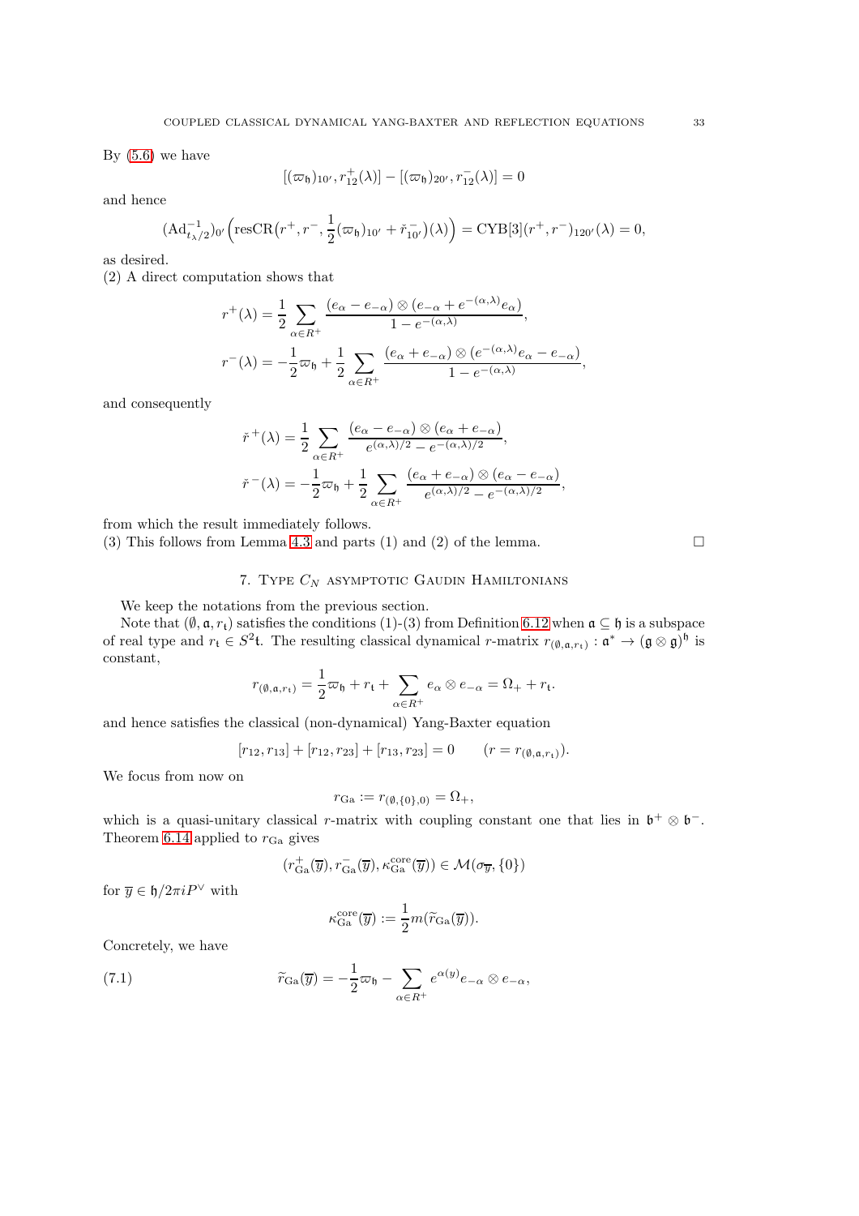By (5.6) we have

$$[(\varpi_{\mathfrak{h}})_{10'}, r^+_{12}(\lambda)] - [(\varpi_{\mathfrak{h}})_{20'}, r^-_{12}(\lambda)] = 0$$

and hence

$$(\mathrm{Ad}^{-1}_{t_\lambda/2})_{0'}\Big(\mathrm{resCR}\big(r^+, r^-, \frac{1}{2}(\varpi_{\mathfrak{h}})_{10'} + \check{r}^-_{10'}\big)(\lambda)\Big) = \mathrm{CYB}[3](r^+, r^-)_{120'}(\lambda) = 0,$$

as desired.
(2) A direct computation shows that

$$r^+(\lambda) = \frac{1}{2}\sum_{\alpha\in R^+}\frac{(e_\alpha - e_{-\alpha})\otimes(e_{-\alpha} + e^{-(\alpha,\lambda)}e_\alpha)}{1-e^{-(\alpha,\lambda)}},$$
$$r^-(\lambda) = -\frac{1}{2}\varpi_{\mathfrak{h}} + \frac{1}{2}\sum_{\alpha\in R^+}\frac{(e_\alpha + e_{-\alpha})\otimes(e^{-(\alpha,\lambda)}e_\alpha - e_{-\alpha})}{1-e^{-(\alpha,\lambda)}},$$

and consequently

$$\check{r}^+(\lambda) = \frac{1}{2}\sum_{\alpha\in R^+}\frac{(e_\alpha - e_{-\alpha})\otimes(e_\alpha + e_{-\alpha})}{e^{(\alpha,\lambda)/2}-e^{-(\alpha,\lambda)/2}},$$
$$\check{r}^-(\lambda) = -\frac{1}{2}\varpi_{\mathfrak{h}} + \frac{1}{2}\sum_{\alpha\in R^+}\frac{(e_\alpha + e_{-\alpha})\otimes(e_\alpha - e_{-\alpha})}{e^{(\alpha,\lambda)/2}-e^{-(\alpha,\lambda)/2}},$$

from which the result immediately follows.
(3) This follows from Lemma 4.3 and parts (1) and (2) of the lemma. □

## 7. Type $C_N$ asymptotic Gaudin Hamiltonians

We keep the notations from the previous section.

Note that $(\emptyset, \mathfrak{a}, r_{\mathfrak{t}})$ satisfies the conditions (1)-(3) from Definition 6.12 when $\mathfrak{a}\subseteq\mathfrak{h}$ is a subspace of real type and $r_{\mathfrak{t}}\in S^2\mathfrak{t}$. The resulting classical dynamical $r$-matrix $r_{(\emptyset,\mathfrak{a},r_{\mathfrak{t}})}:\mathfrak{a}^*\to(\mathfrak{g}\otimes\mathfrak{g})^{\mathfrak{h}}$ is constant,

$$r_{(\emptyset,\mathfrak{a},r_{\mathfrak{t}})} = \frac{1}{2}\varpi_{\mathfrak{h}} + r_{\mathfrak{t}} + \sum_{\alpha\in R^+} e_\alpha\otimes e_{-\alpha} = \Omega_+ + r_{\mathfrak{t}}.$$

and hence satisfies the classical (non-dynamical) Yang-Baxter equation

$$[r_{12}, r_{13}] + [r_{12}, r_{23}] + [r_{13}, r_{23}] = 0 \qquad (r = r_{(\emptyset,\mathfrak{a},r_{\mathfrak{t}})}).$$

We focus from now on

$$r_{\mathrm{Ga}} := r_{(\emptyset,\{0\},0)} = \Omega_+,$$

which is a quasi-unitary classical $r$-matrix with coupling constant one that lies in $\mathfrak{b}^+\otimes\mathfrak{b}^-$. Theorem 6.14 applied to $r_{\mathrm{Ga}}$ gives

$$(r^+_{\mathrm{Ga}}(\overline{y}), r^-_{\mathrm{Ga}}(\overline{y}), \kappa^{\mathrm{core}}_{\mathrm{Ga}}(\overline{y}))\in\mathcal{M}(\sigma_{\overline{y}}, \{0\})$$

for $\overline{y}\in\mathfrak{h}/2\pi iP^\vee$ with

$$\kappa^{\mathrm{core}}_{\mathrm{Ga}}(\overline{y}) := \frac{1}{2}m(\widetilde{r}_{\mathrm{Ga}}(\overline{y})).$$

Concretely, we have

$$\widetilde{r}_{\mathrm{Ga}}(\overline{y}) = -\frac{1}{2}\varpi_{\mathfrak{h}} - \sum_{\alpha\in R^+} e^{\alpha(y)} e_{-\alpha}\otimes e_{-\alpha}, \tag{7.1}$$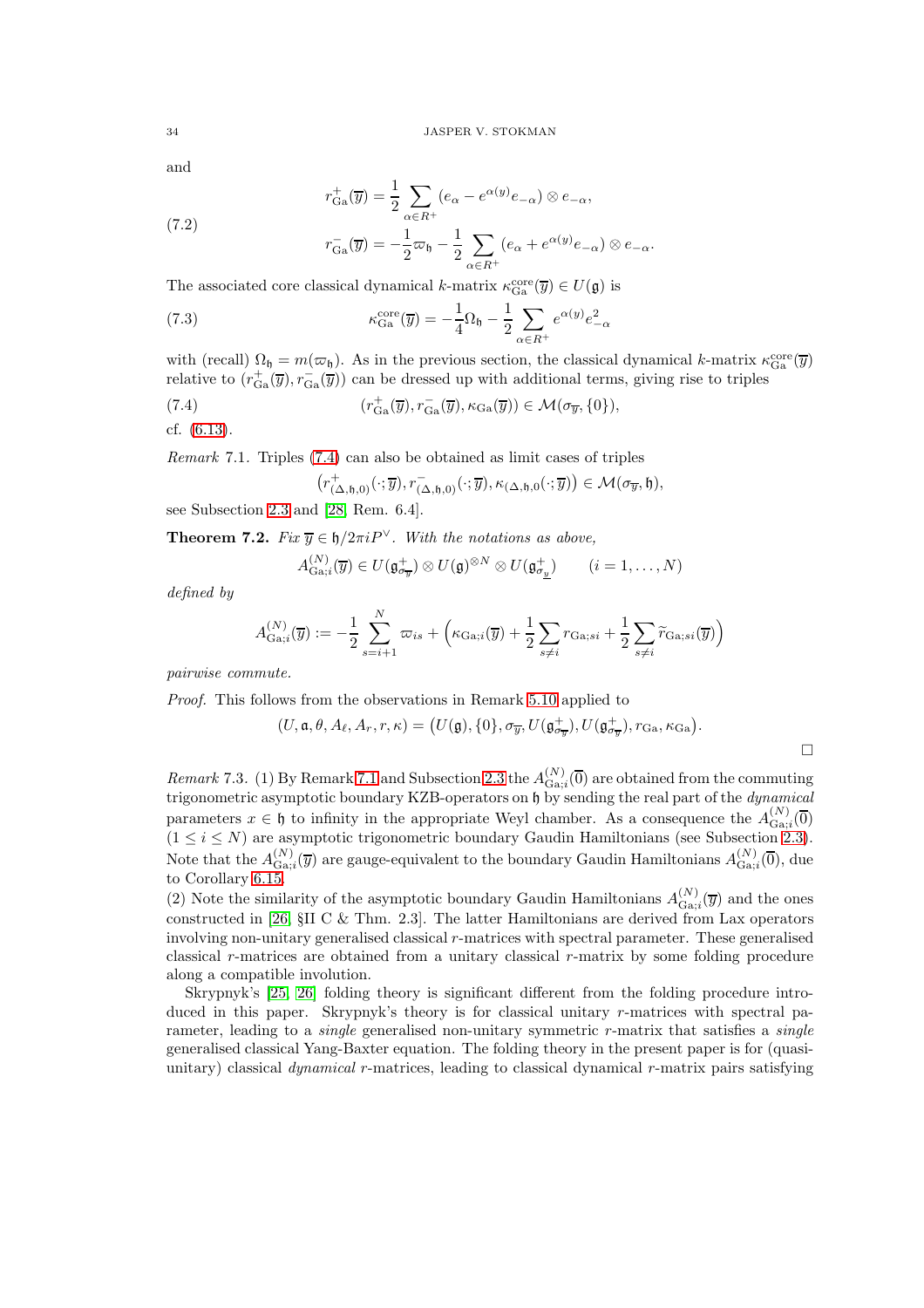and

$$
\begin{aligned}
r^{+}_{\mathrm{Ga}}(\overline{y}) &= \frac{1}{2}\sum_{\alpha\in R^{+}}\big(e_{\alpha}-e^{\alpha(y)}e_{-\alpha}\big)\otimes e_{-\alpha},\\
r^{-}_{\mathrm{Ga}}(\overline{y}) &= -\frac{1}{2}\varpi_{\mathfrak{h}}-\frac{1}{2}\sum_{\alpha\in R^{+}}\big(e_{\alpha}+e^{\alpha(y)}e_{-\alpha}\big)\otimes e_{-\alpha}.
\end{aligned}
\tag{7.2}
$$

The associated core classical dynamical $k$-matrix $\kappa^{\mathrm{core}}_{\mathrm{Ga}}(\overline{y})\in U(\mathfrak{g})$ is

$$
\kappa^{\mathrm{core}}_{\mathrm{Ga}}(\overline{y}) = -\frac{1}{4}\Omega_{\mathfrak{h}}-\frac{1}{2}\sum_{\alpha\in R^{+}}e^{\alpha(y)}e_{-\alpha}^{2}
\tag{7.3}
$$

with (recall) $\Omega_{\mathfrak{h}}=m(\varpi_{\mathfrak{h}})$. As in the previous section, the classical dynamical $k$-matrix $\kappa^{\mathrm{core}}_{\mathrm{Ga}}(\overline{y})$ relative to $(r^{+}_{\mathrm{Ga}}(\overline{y}),r^{-}_{\mathrm{Ga}}(\overline{y}))$ can be dressed up with additional terms, giving rise to triples

$$
(r^{+}_{\mathrm{Ga}}(\overline{y}),r^{-}_{\mathrm{Ga}}(\overline{y}),\kappa_{\mathrm{Ga}}(\overline{y}))\in\mathcal{M}(\sigma_{\overline{y}},\{0\}),
\tag{7.4}
$$

cf. (6.13).

*Remark* 7.1. Triples (7.4) can also be obtained as limit cases of triples

$$
\big(r^{+}_{(\Delta,\mathfrak{h},0)}(\cdot;\overline{y}),r^{-}_{(\Delta,\mathfrak{h},0)}(\cdot;\overline{y}),\kappa_{(\Delta,\mathfrak{h},0}(\cdot;\overline{y})\big)\in\mathcal{M}(\sigma_{\overline{y}},\mathfrak{h}),
$$

see Subsection 2.3 and [28, Rem. 6.4].

**Theorem 7.2.** *Fix $\overline{y}\in\mathfrak{h}/2\pi iP^{\vee}$. With the notations as above,*

$$
A^{(N)}_{\mathrm{Ga};i}(\overline{y})\in U(\mathfrak{g}^{+}_{\sigma_{\overline{y}}})\otimes U(\mathfrak{g})^{\otimes N}\otimes U(\mathfrak{g}^{+}_{\sigma_{\underline{y}}})\qquad (i=1,\ldots,N)
$$

*defined by*

$$
A^{(N)}_{\mathrm{Ga};i}(\overline{y}):=-\frac{1}{2}\sum_{s=i+1}^{N}\varpi_{is}+\Big(\kappa_{\mathrm{Ga};i}(\overline{y})+\frac{1}{2}\sum_{s\neq i}r_{\mathrm{Ga};si}+\frac{1}{2}\sum_{s\neq i}\widetilde{r}_{\mathrm{Ga};si}(\overline{y})\Big)
$$

*pairwise commute.*

*Proof.* This follows from the observations in Remark 5.10 applied to

$$
(U,\mathfrak{a},\theta,A_{\ell},A_{r},r,\kappa)=\big(U(\mathfrak{g}),\{0\},\sigma_{\overline{y}},U(\mathfrak{g}^{+}_{\sigma_{\overline{y}}}),U(\mathfrak{g}^{+}_{\sigma_{\overline{y}}}),r_{\mathrm{Ga}},\kappa_{\mathrm{Ga}}\big).
$$

□

*Remark* 7.3. (1) By Remark 7.1 and Subsection 2.3 the $A^{(N)}_{\mathrm{Ga};i}(\overline{0})$ are obtained from the commuting trigonometric asymptotic boundary KZB-operators on $\mathfrak{h}$ by sending the real part of the *dynamical* parameters $x\in\mathfrak{h}$ to infinity in the appropriate Weyl chamber. As a consequence the $A^{(N)}_{\mathrm{Ga};i}(\overline{0})$ $(1\le i\le N)$ are asymptotic trigonometric boundary Gaudin Hamiltonians (see Subsection 2.3). Note that the $A^{(N)}_{\mathrm{Ga};i}(\overline{y})$ are gauge-equivalent to the boundary Gaudin Hamiltonians $A^{(N)}_{\mathrm{Ga};i}(\overline{0})$, due to Corollary 6.15.
(2) Note the similarity of the asymptotic boundary Gaudin Hamiltonians $A^{(N)}_{\mathrm{Ga};i}(\overline{y})$ and the ones constructed in [26, §II C & Thm. 2.3]. The latter Hamiltonians are derived from Lax operators involving non-unitary generalised classical $r$-matrices with spectral parameter. These generalised classical $r$-matrices are obtained from a unitary classical $r$-matrix by some folding procedure along a compatible involution.

Skrypnyk's [25, 26] folding theory is significant different from the folding procedure introduced in this paper. Skrypnyk's theory is for classical unitary $r$-matrices with spectral parameter, leading to a *single* generalised non-unitary symmetric $r$-matrix that satisfies a *single* generalised classical Yang-Baxter equation. The folding theory in the present paper is for (quasi-unitary) classical *dynamical* $r$-matrices, leading to classical dynamical $r$-matrix pairs satisfying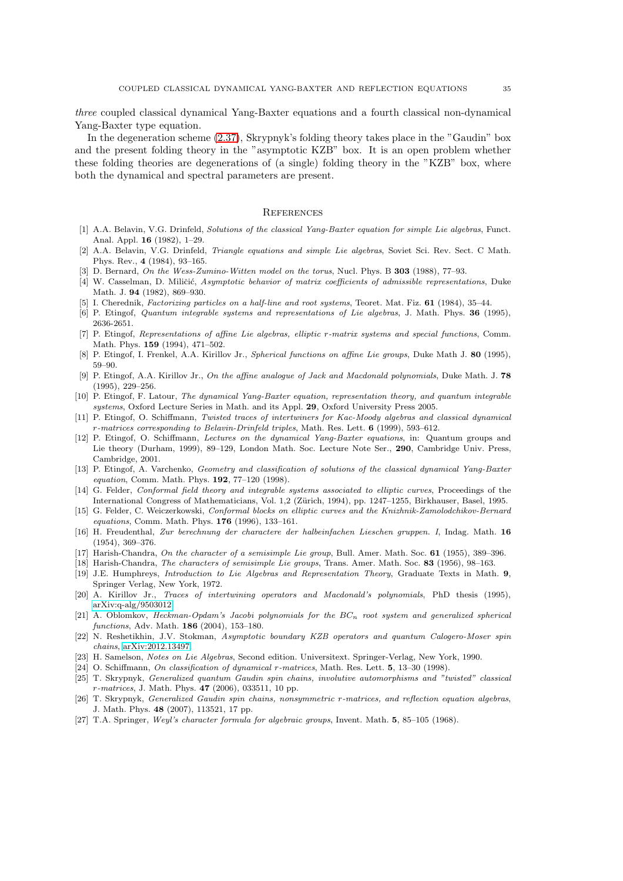*three* coupled classical dynamical Yang-Baxter equations and a fourth classical non-dynamical Yang-Baxter type equation.

In the degeneration scheme (2.37), Skrypnyk's folding theory takes place in the "Gaudin" box and the present folding theory in the "asymptotic KZB" box. It is an open problem whether these folding theories are degenerations of (a single) folding theory in the "KZB" box, where both the dynamical and spectral parameters are present.

## References

[1] A.A. Belavin, V.G. Drinfeld, *Solutions of the classical Yang-Baxter equation for simple Lie algebras*, Funct. Anal. Appl. **16** (1982), 1–29.

[2] A.A. Belavin, V.G. Drinfeld, *Triangle equations and simple Lie algebras*, Soviet Sci. Rev. Sect. C Math. Phys. Rev., **4** (1984), 93–165.

[3] D. Bernard, *On the Wess-Zumino-Witten model on the torus*, Nucl. Phys. B **303** (1988), 77–93.

[4] W. Casselman, D. Miličić, *Asymptotic behavior of matrix coefficients of admissible representations*, Duke Math. J. **94** (1982), 869–930.

[5] I. Cherednik, *Factorizing particles on a half-line and root systems*, Teoret. Mat. Fiz. **61** (1984), 35–44.

[6] P. Etingof, *Quantum integrable systems and representations of Lie algebras*, J. Math. Phys. **36** (1995), 2636-2651.

[7] P. Etingof, *Representations of affine Lie algebras, elliptic r-matrix systems and special functions*, Comm. Math. Phys. **159** (1994), 471–502.

[8] P. Etingof, I. Frenkel, A.A. Kirillov Jr., *Spherical functions on affine Lie groups*, Duke Math J. **80** (1995), 59–90.

[9] P. Etingof, A.A. Kirillov Jr., *On the affine analogue of Jack and Macdonald polynomials*, Duke Math. J. **78** (1995), 229–256.

[10] P. Etingof, F. Latour, *The dynamical Yang-Baxter equation, representation theory, and quantum integrable systems*, Oxford Lecture Series in Math. and its Appl. **29**, Oxford University Press 2005.

[11] P. Etingof, O. Schiffmann, *Twisted traces of intertwiners for Kac-Moody algebras and classical dynamical r-matrices corresponding to Belavin-Drinfeld triples*, Math. Res. Lett. **6** (1999), 593–612.

[12] P. Etingof, O. Schiffmann, *Lectures on the dynamical Yang-Baxter equations*, in: Quantum groups and Lie theory (Durham, 1999), 89–129, London Math. Soc. Lecture Note Ser., **290**, Cambridge Univ. Press, Cambridge, 2001.

[13] P. Etingof, A. Varchenko, *Geometry and classification of solutions of the classical dynamical Yang-Baxter equation*, Comm. Math. Phys. **192**, 77–120 (1998).

[14] G. Felder, *Conformal field theory and integrable systems associated to elliptic curves*, Proceedings of the International Congress of Mathematicians, Vol. 1,2 (Zürich, 1994), pp. 1247–1255, Birkhauser, Basel, 1995.

[15] G. Felder, C. Weiczerkowski, *Conformal blocks on elliptic curves and the Knizhnik-Zamolodchikov-Bernard equations*, Comm. Math. Phys. **176** (1996), 133–161.

[16] H. Freudenthal, *Zur berechnung der charactere der halbeinfachen Lieschen gruppen. I*, Indag. Math. **16** (1954), 369–376.

[17] Harish-Chandra, *On the character of a semisimple Lie group*, Bull. Amer. Math. Soc. **61** (1955), 389–396.

[18] Harish-Chandra, *The characters of semisimple Lie groups*, Trans. Amer. Math. Soc. **83** (1956), 98–163.

[19] J.E. Humphreys, *Introduction to Lie Algebras and Representation Theory*, Graduate Texts in Math. **9**, Springer Verlag, New York, 1972.

[20] A. Kirillov Jr., *Traces of intertwining operators and Macdonald's polynomials*, PhD thesis (1995), arXiv:q-alg/9503012.

[21] A. Oblomkov, *Heckman-Opdam's Jacobi polynomials for the $BC_n$ root system and generalized spherical functions*, Adv. Math. **186** (2004), 153–180.

[22] N. Reshetikhin, J.V. Stokman, *Asymptotic boundary KZB operators and quantum Calogero-Moser spin chains*, arXiv:2012.13497.

[23] H. Samelson, *Notes on Lie Algebras*, Second edition. Universitext. Springer-Verlag, New York, 1990.

[24] O. Schiffmann, *On classification of dynamical r-matrices*, Math. Res. Lett. **5**, 13–30 (1998).

[25] T. Skrypnyk, *Generalized quantum Gaudin spin chains, involutive automorphisms and "twisted" classical r-matrices*, J. Math. Phys. **47** (2006), 033511, 10 pp.

[26] T. Skrypnyk, *Generalized Gaudin spin chains, nonsymmetric r-matrices, and reflection equation algebras*, J. Math. Phys. **48** (2007), 113521, 17 pp.

[27] T.A. Springer, *Weyl's character formula for algebraic groups*, Invent. Math. **5**, 85–105 (1968).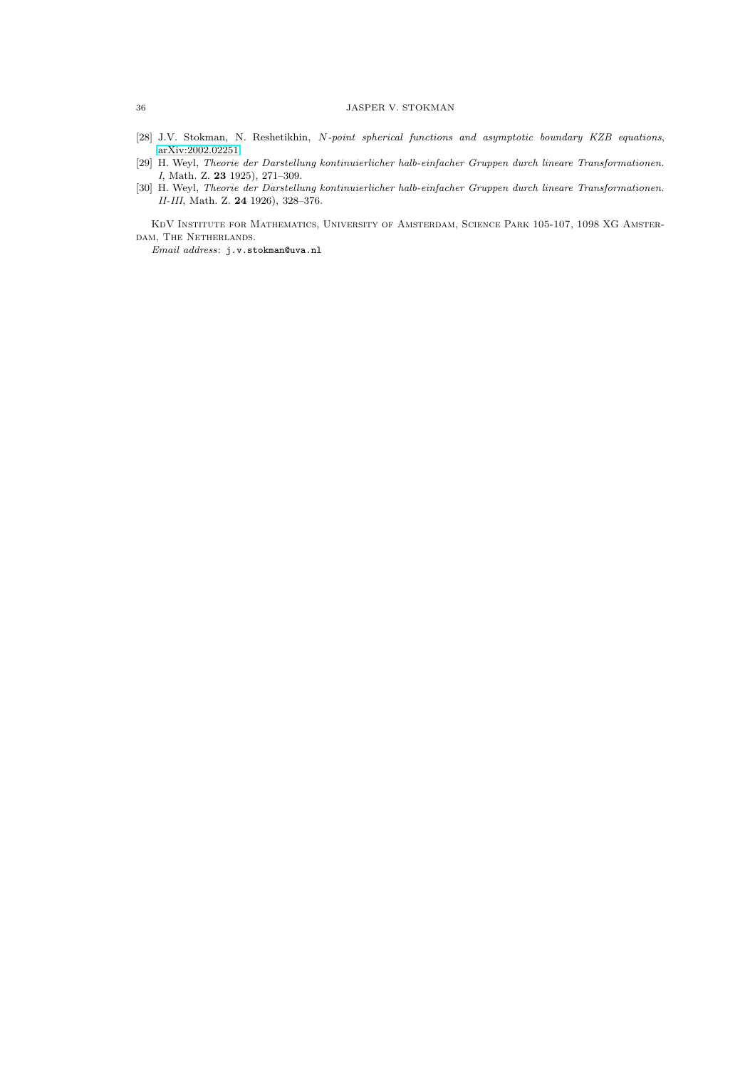[28] J.V. Stokman, N. Reshetikhin, *N-point spherical functions and asymptotic boundary KZB equations*, arXiv:2002.02251

[29] H. Weyl, *Theorie der Darstellung kontinuierlicher halb-einfacher Gruppen durch lineare Transformationen. I*, Math. Z. **23** 1925), 271–309.

[30] H. Weyl, *Theorie der Darstellung kontinuierlicher halb-einfacher Gruppen durch lineare Transformationen. II-III*, Math. Z. **24** 1926), 328–376.

KdV Institute for Mathematics, University of Amsterdam, Science Park 105-107, 1098 XG Amsterdam, The Netherlands.

*Email address*: `j.v.stokman@uva.nl`